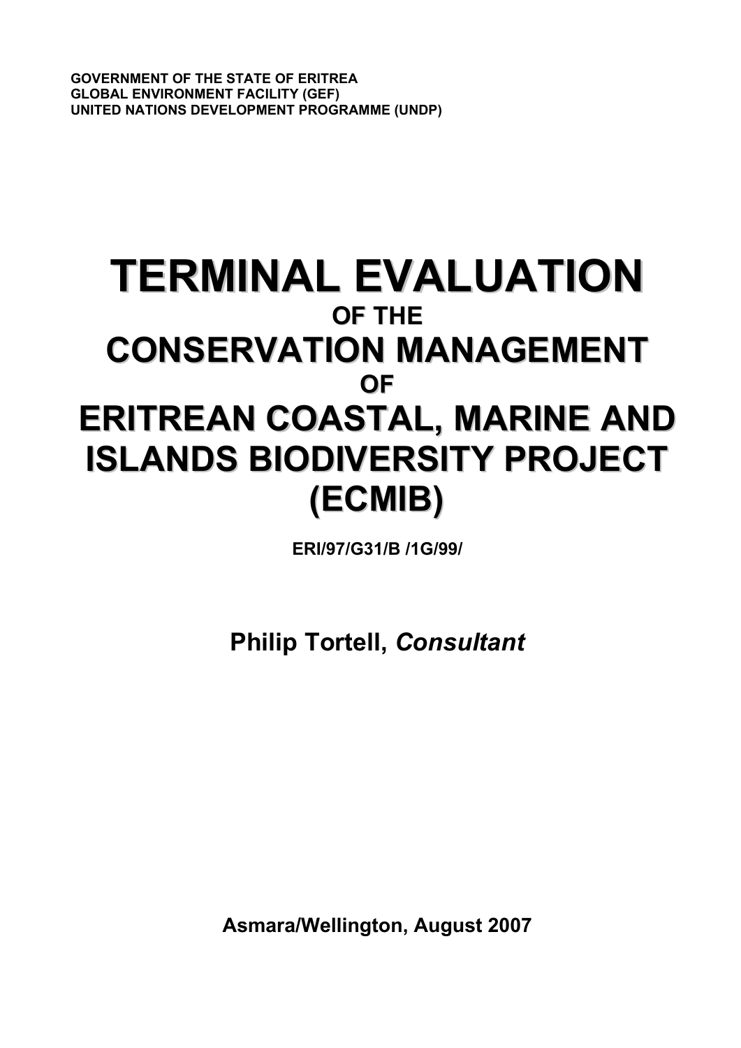**GOVERNMENT OF THE STATE OF ERITREA**
**GLOBAL ENVIRONMENT FACILITY (GEF)**
**UNITED NATIONS DEVELOPMENT PROGRAMME (UNDP)**

# TERMINAL EVALUATION

**OF THE**

# CONSERVATION MANAGEMENT

**OF**

# ERITREAN COASTAL, MARINE AND ISLANDS BIODIVERSITY PROJECT (ECMIB)

**ERI/97/G31/B /1G/99/**

**Philip Tortell,** ***Consultant***

**Asmara/Wellington, August 2007**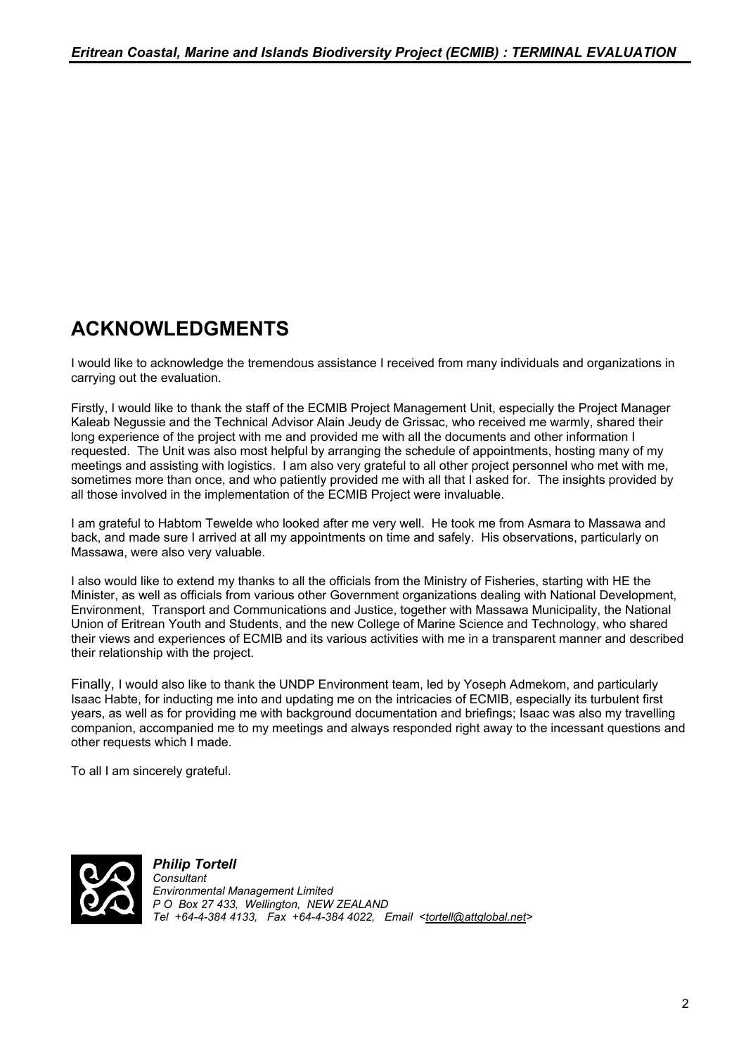# ACKNOWLEDGMENTS

I would like to acknowledge the tremendous assistance I received from many individuals and organizations in carrying out the evaluation.

Firstly, I would like to thank the staff of the ECMIB Project Management Unit, especially the Project Manager Kaleab Negussie and the Technical Advisor Alain Jeudy de Grissac, who received me warmly, shared their long experience of the project with me and provided me with all the documents and other information I requested. The Unit was also most helpful by arranging the schedule of appointments, hosting many of my meetings and assisting with logistics. I am also very grateful to all other project personnel who met with me, sometimes more than once, and who patiently provided me with all that I asked for. The insights provided by all those involved in the implementation of the ECMIB Project were invaluable.

I am grateful to Habtom Tewelde who looked after me very well. He took me from Asmara to Massawa and back, and made sure I arrived at all my appointments on time and safely. His observations, particularly on Massawa, were also very valuable.

I also would like to extend my thanks to all the officials from the Ministry of Fisheries, starting with HE the Minister, as well as officials from various other Government organizations dealing with National Development, Environment, Transport and Communications and Justice, together with Massawa Municipality, the National Union of Eritrean Youth and Students, and the new College of Marine Science and Technology, who shared their views and experiences of ECMIB and its various activities with me in a transparent manner and described their relationship with the project.

Finally, I would also like to thank the UNDP Environment team, led by Yoseph Admekom, and particularly Isaac Habte, for inducting me into and updating me on the intricacies of ECMIB, especially its turbulent first years, as well as for providing me with background documentation and briefings; Isaac was also my travelling companion, accompanied me to my meetings and always responded right away to the incessant questions and other requests which I made.

To all I am sincerely grateful.

***Philip Tortell***
*Consultant*
*Environmental Management Limited*
*P O Box 27 433, Wellington, NEW ZEALAND*
*Tel +64-4-384 4133, Fax +64-4-384 4022, Email <tortell@attglobal.net>*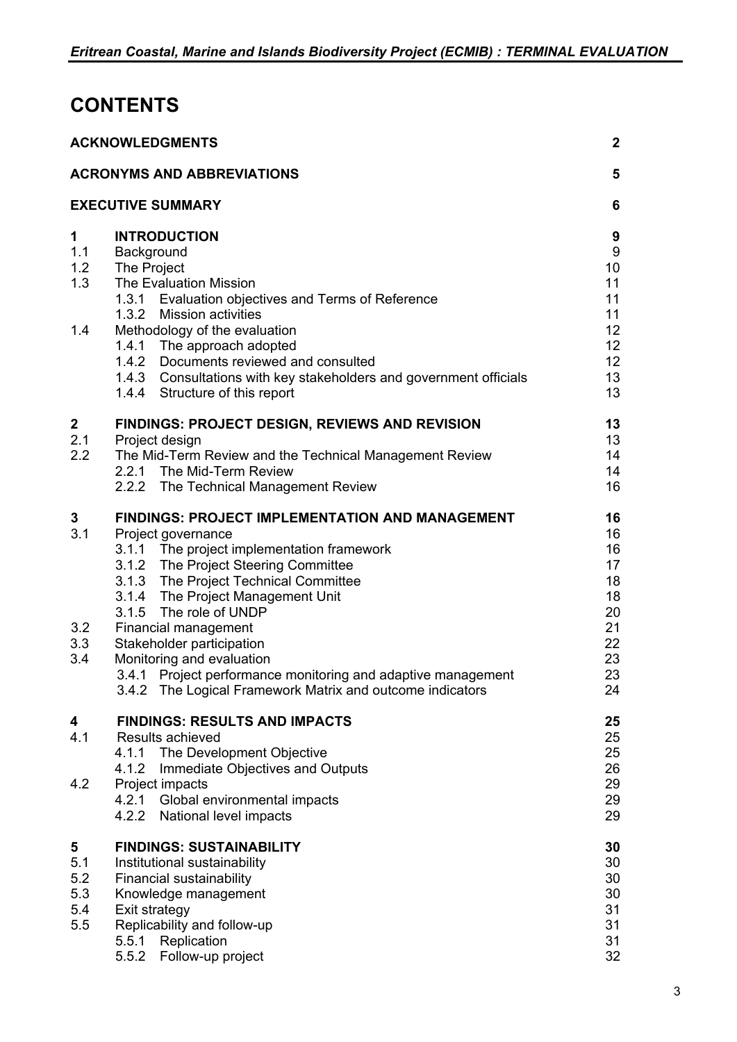# CONTENTS

| | | |
|---|---|---|
| **ACKNOWLEDGMENTS** | | **2** |
| **ACRONYMS AND ABBREVIATIONS** | | **5** |
| **EXECUTIVE SUMMARY** | | **6** |
| **1** | **INTRODUCTION** | **9** |
| 1.1 | Background | 9 |
| 1.2 | The Project | 10 |
| 1.3 | The Evaluation Mission | 11 |
| | 1.3.1 Evaluation objectives and Terms of Reference | 11 |
| | 1.3.2 Mission activities | 11 |
| 1.4 | Methodology of the evaluation | 12 |
| | 1.4.1 The approach adopted | 12 |
| | 1.4.2 Documents reviewed and consulted | 12 |
| | 1.4.3 Consultations with key stakeholders and government officials | 13 |
| | 1.4.4 Structure of this report | 13 |
| **2** | **FINDINGS: PROJECT DESIGN, REVIEWS AND REVISION** | **13** |
| 2.1 | Project design | 13 |
| 2.2 | The Mid-Term Review and the Technical Management Review | 14 |
| | 2.2.1 The Mid-Term Review | 14 |
| | 2.2.2 The Technical Management Review | 16 |
| **3** | **FINDINGS: PROJECT IMPLEMENTATION AND MANAGEMENT** | **16** |
| 3.1 | Project governance | 16 |
| | 3.1.1 The project implementation framework | 16 |
| | 3.1.2 The Project Steering Committee | 17 |
| | 3.1.3 The Project Technical Committee | 18 |
| | 3.1.4 The Project Management Unit | 18 |
| | 3.1.5 The role of UNDP | 20 |
| 3.2 | Financial management | 21 |
| 3.3 | Stakeholder participation | 22 |
| 3.4 | Monitoring and evaluation | 23 |
| | 3.4.1 Project performance monitoring and adaptive management | 23 |
| | 3.4.2 The Logical Framework Matrix and outcome indicators | 24 |
| **4** | **FINDINGS: RESULTS AND IMPACTS** | **25** |
| 4.1 | Results achieved | 25 |
| | 4.1.1 The Development Objective | 25 |
| | 4.1.2 Immediate Objectives and Outputs | 26 |
| 4.2 | Project impacts | 29 |
| | 4.2.1 Global environmental impacts | 29 |
| | 4.2.2 National level impacts | 29 |
| **5** | **FINDINGS: SUSTAINABILITY** | **30** |
| 5.1 | Institutional sustainability | 30 |
| 5.2 | Financial sustainability | 30 |
| 5.3 | Knowledge management | 30 |
| 5.4 | Exit strategy | 31 |
| 5.5 | Replicability and follow-up | 31 |
| | 5.5.1 Replication | 31 |
| | 5.5.2 Follow-up project | 32 |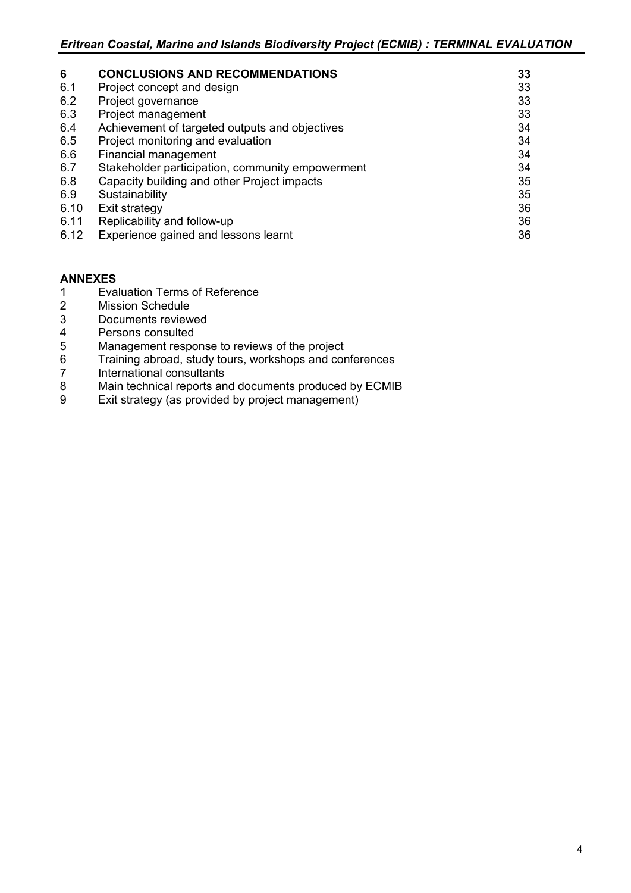| | | |
|---|---|---|
| **6** | **CONCLUSIONS AND RECOMMENDATIONS** | **33** |
| 6.1 | Project concept and design | 33 |
| 6.2 | Project governance | 33 |
| 6.3 | Project management | 33 |
| 6.4 | Achievement of targeted outputs and objectives | 34 |
| 6.5 | Project monitoring and evaluation | 34 |
| 6.6 | Financial management | 34 |
| 6.7 | Stakeholder participation, community empowerment | 34 |
| 6.8 | Capacity building and other Project impacts | 35 |
| 6.9 | Sustainability | 35 |
| 6.10 | Exit strategy | 36 |
| 6.11 | Replicability and follow-up | 36 |
| 6.12 | Experience gained and lessons learnt | 36 |

**ANNEXES**

1. Evaluation Terms of Reference
2. Mission Schedule
3. Documents reviewed
4. Persons consulted
5. Management response to reviews of the project
6. Training abroad, study tours, workshops and conferences
7. International consultants
8. Main technical reports and documents produced by ECMIB
9. Exit strategy (as provided by project management)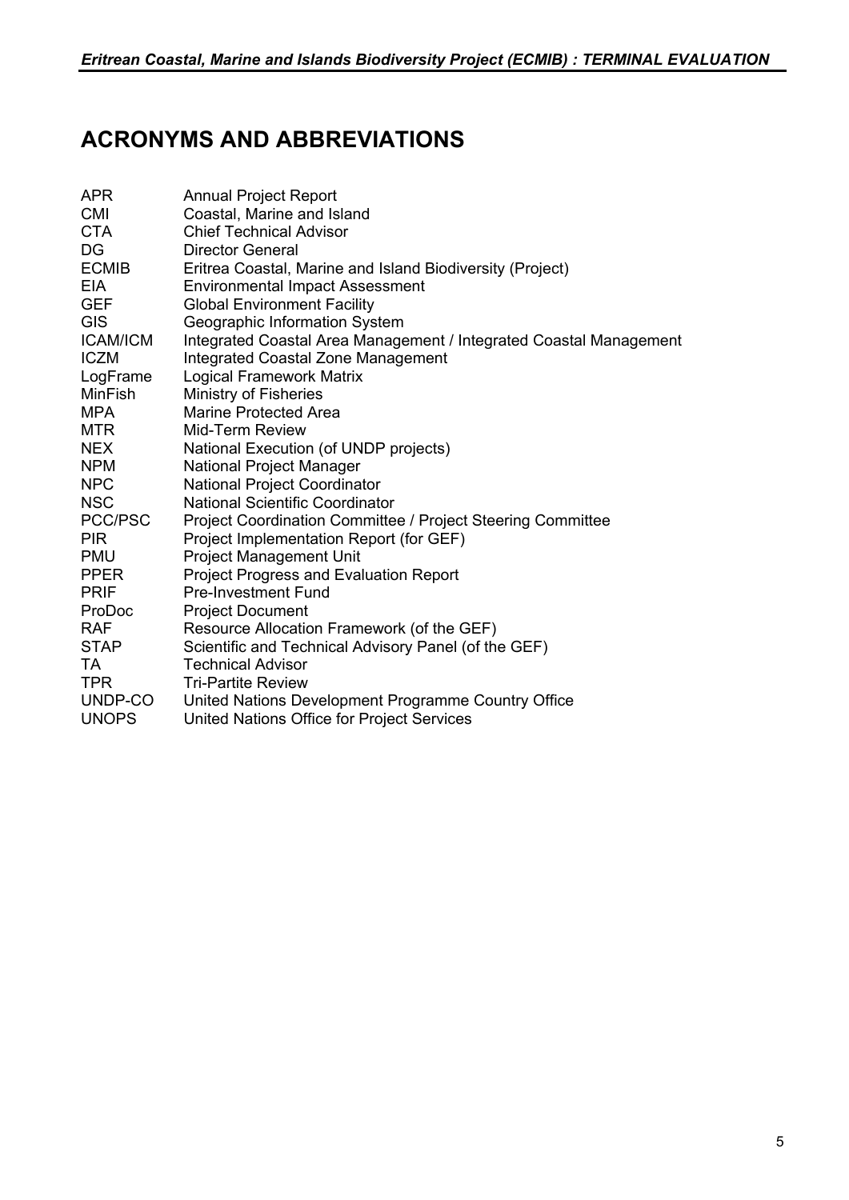## ACRONYMS AND ABBREVIATIONS

| | |
|---|---|
| APR | Annual Project Report |
| CMI | Coastal, Marine and Island |
| CTA | Chief Technical Advisor |
| DG | Director General |
| ECMIB | Eritrea Coastal, Marine and Island Biodiversity (Project) |
| EIA | Environmental Impact Assessment |
| GEF | Global Environment Facility |
| GIS | Geographic Information System |
| ICAM/ICM | Integrated Coastal Area Management / Integrated Coastal Management |
| ICZM | Integrated Coastal Zone Management |
| LogFrame | Logical Framework Matrix |
| MinFish | Ministry of Fisheries |
| MPA | Marine Protected Area |
| MTR | Mid-Term Review |
| NEX | National Execution (of UNDP projects) |
| NPM | National Project Manager |
| NPC | National Project Coordinator |
| NSC | National Scientific Coordinator |
| PCC/PSC | Project Coordination Committee / Project Steering Committee |
| PIR | Project Implementation Report (for GEF) |
| PMU | Project Management Unit |
| PPER | Project Progress and Evaluation Report |
| PRIF | Pre-Investment Fund |
| ProDoc | Project Document |
| RAF | Resource Allocation Framework (of the GEF) |
| STAP | Scientific and Technical Advisory Panel (of the GEF) |
| TA | Technical Advisor |
| TPR | Tri-Partite Review |
| UNDP-CO | United Nations Development Programme Country Office |
| UNOPS | United Nations Office for Project Services |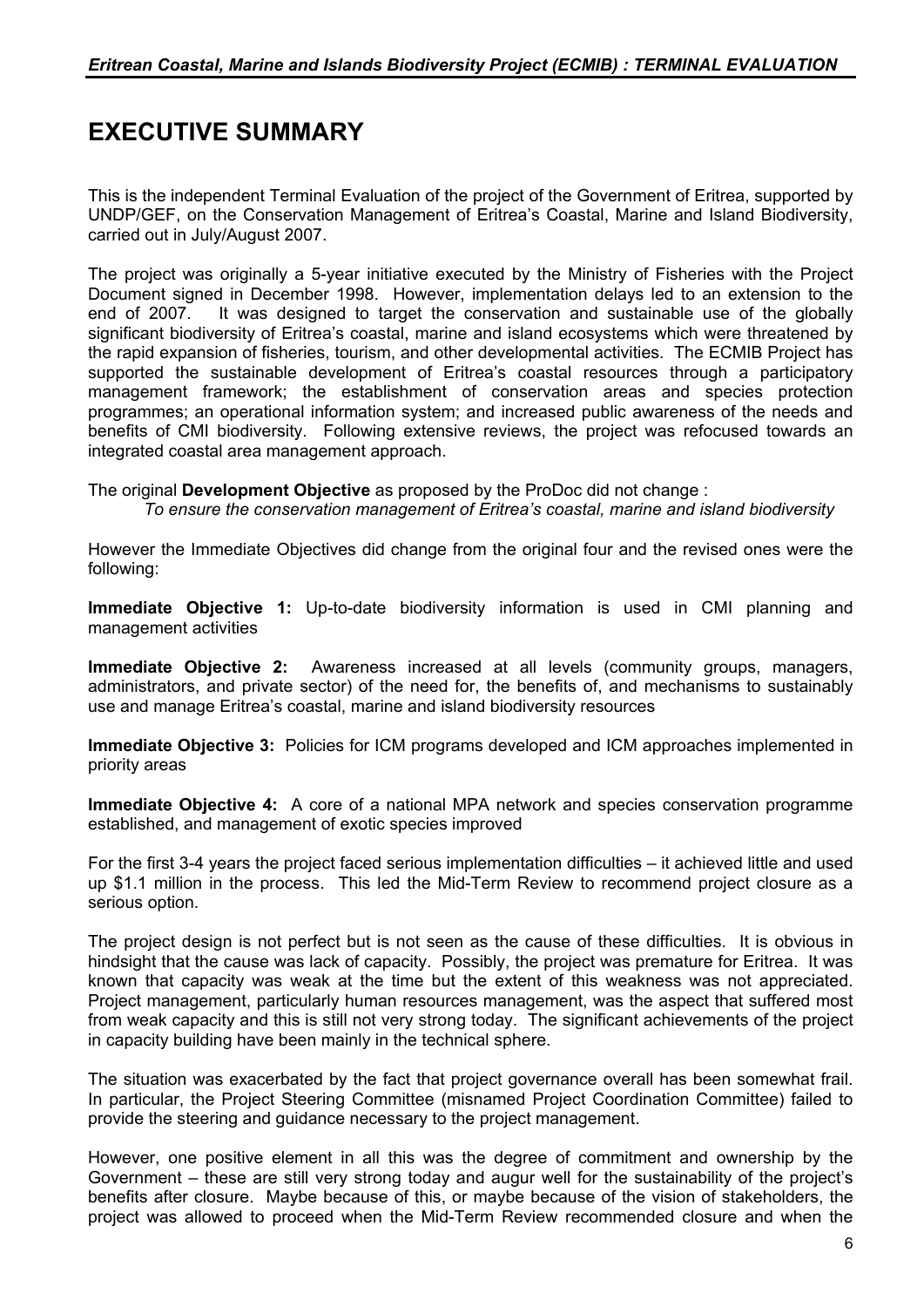# EXECUTIVE SUMMARY

This is the independent Terminal Evaluation of the project of the Government of Eritrea, supported by UNDP/GEF, on the Conservation Management of Eritrea's Coastal, Marine and Island Biodiversity, carried out in July/August 2007.

The project was originally a 5-year initiative executed by the Ministry of Fisheries with the Project Document signed in December 1998. However, implementation delays led to an extension to the end of 2007. It was designed to target the conservation and sustainable use of the globally significant biodiversity of Eritrea's coastal, marine and island ecosystems which were threatened by the rapid expansion of fisheries, tourism, and other developmental activities. The ECMIB Project has supported the sustainable development of Eritrea's coastal resources through a participatory management framework; the establishment of conservation areas and species protection programmes; an operational information system; and increased public awareness of the needs and benefits of CMI biodiversity. Following extensive reviews, the project was refocused towards an integrated coastal area management approach.

The original **Development Objective** as proposed by the ProDoc did not change :

*To ensure the conservation management of Eritrea's coastal, marine and island biodiversity*

However the Immediate Objectives did change from the original four and the revised ones were the following:

**Immediate Objective 1:** Up-to-date biodiversity information is used in CMI planning and management activities

**Immediate Objective 2:** Awareness increased at all levels (community groups, managers, administrators, and private sector) of the need for, the benefits of, and mechanisms to sustainably use and manage Eritrea's coastal, marine and island biodiversity resources

**Immediate Objective 3:** Policies for ICM programs developed and ICM approaches implemented in priority areas

**Immediate Objective 4:** A core of a national MPA network and species conservation programme established, and management of exotic species improved

For the first 3-4 years the project faced serious implementation difficulties – it achieved little and used up $1.1 million in the process. This led the Mid-Term Review to recommend project closure as a serious option.

The project design is not perfect but is not seen as the cause of these difficulties. It is obvious in hindsight that the cause was lack of capacity. Possibly, the project was premature for Eritrea. It was known that capacity was weak at the time but the extent of this weakness was not appreciated. Project management, particularly human resources management, was the aspect that suffered most from weak capacity and this is still not very strong today. The significant achievements of the project in capacity building have been mainly in the technical sphere.

The situation was exacerbated by the fact that project governance overall has been somewhat frail. In particular, the Project Steering Committee (misnamed Project Coordination Committee) failed to provide the steering and guidance necessary to the project management.

However, one positive element in all this was the degree of commitment and ownership by the Government – these are still very strong today and augur well for the sustainability of the project's benefits after closure. Maybe because of this, or maybe because of the vision of stakeholders, the project was allowed to proceed when the Mid-Term Review recommended closure and when the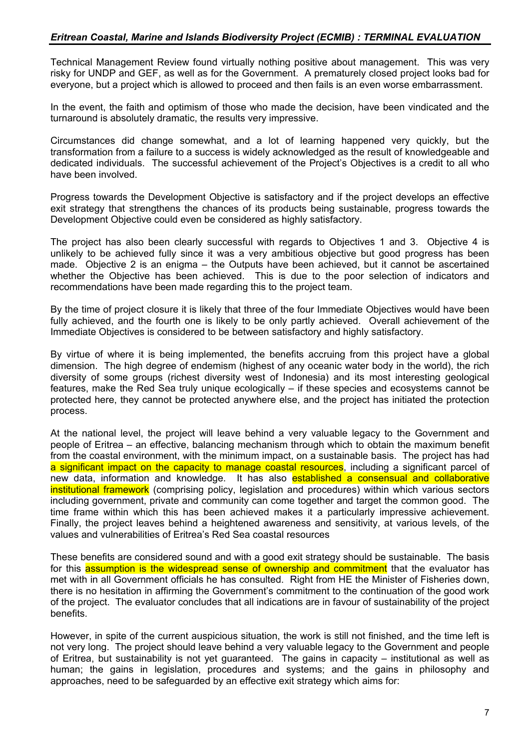Technical Management Review found virtually nothing positive about management. This was very risky for UNDP and GEF, as well as for the Government. A prematurely closed project looks bad for everyone, but a project which is allowed to proceed and then fails is an even worse embarrassment.

In the event, the faith and optimism of those who made the decision, have been vindicated and the turnaround is absolutely dramatic, the results very impressive.

Circumstances did change somewhat, and a lot of learning happened very quickly, but the transformation from a failure to a success is widely acknowledged as the result of knowledgeable and dedicated individuals. The successful achievement of the Project's Objectives is a credit to all who have been involved.

Progress towards the Development Objective is satisfactory and if the project develops an effective exit strategy that strengthens the chances of its products being sustainable, progress towards the Development Objective could even be considered as highly satisfactory.

The project has also been clearly successful with regards to Objectives 1 and 3. Objective 4 is unlikely to be achieved fully since it was a very ambitious objective but good progress has been made. Objective 2 is an enigma – the Outputs have been achieved, but it cannot be ascertained whether the Objective has been achieved. This is due to the poor selection of indicators and recommendations have been made regarding this to the project team.

By the time of project closure it is likely that three of the four Immediate Objectives would have been fully achieved, and the fourth one is likely to be only partly achieved. Overall achievement of the Immediate Objectives is considered to be between satisfactory and highly satisfactory.

By virtue of where it is being implemented, the benefits accruing from this project have a global dimension. The high degree of endemism (highest of any oceanic water body in the world), the rich diversity of some groups (richest diversity west of Indonesia) and its most interesting geological features, make the Red Sea truly unique ecologically – if these species and ecosystems cannot be protected here, they cannot be protected anywhere else, and the project has initiated the protection process.

At the national level, the project will leave behind a very valuable legacy to the Government and people of Eritrea – an effective, balancing mechanism through which to obtain the maximum benefit from the coastal environment, with the minimum impact, on a sustainable basis. The project has had a significant impact on the capacity to manage coastal resources, including a significant parcel of new data, information and knowledge. It has also established a consensual and collaborative institutional framework (comprising policy, legislation and procedures) within which various sectors including government, private and community can come together and target the common good. The time frame within which this has been achieved makes it a particularly impressive achievement. Finally, the project leaves behind a heightened awareness and sensitivity, at various levels, of the values and vulnerabilities of Eritrea's Red Sea coastal resources

These benefits are considered sound and with a good exit strategy should be sustainable. The basis for this assumption is the widespread sense of ownership and commitment that the evaluator has met with in all Government officials he has consulted. Right from HE the Minister of Fisheries down, there is no hesitation in affirming the Government's commitment to the continuation of the good work of the project. The evaluator concludes that all indications are in favour of sustainability of the project benefits.

However, in spite of the current auspicious situation, the work is still not finished, and the time left is not very long. The project should leave behind a very valuable legacy to the Government and people of Eritrea, but sustainability is not yet guaranteed. The gains in capacity – institutional as well as human; the gains in legislation, procedures and systems; and the gains in philosophy and approaches, need to be safeguarded by an effective exit strategy which aims for: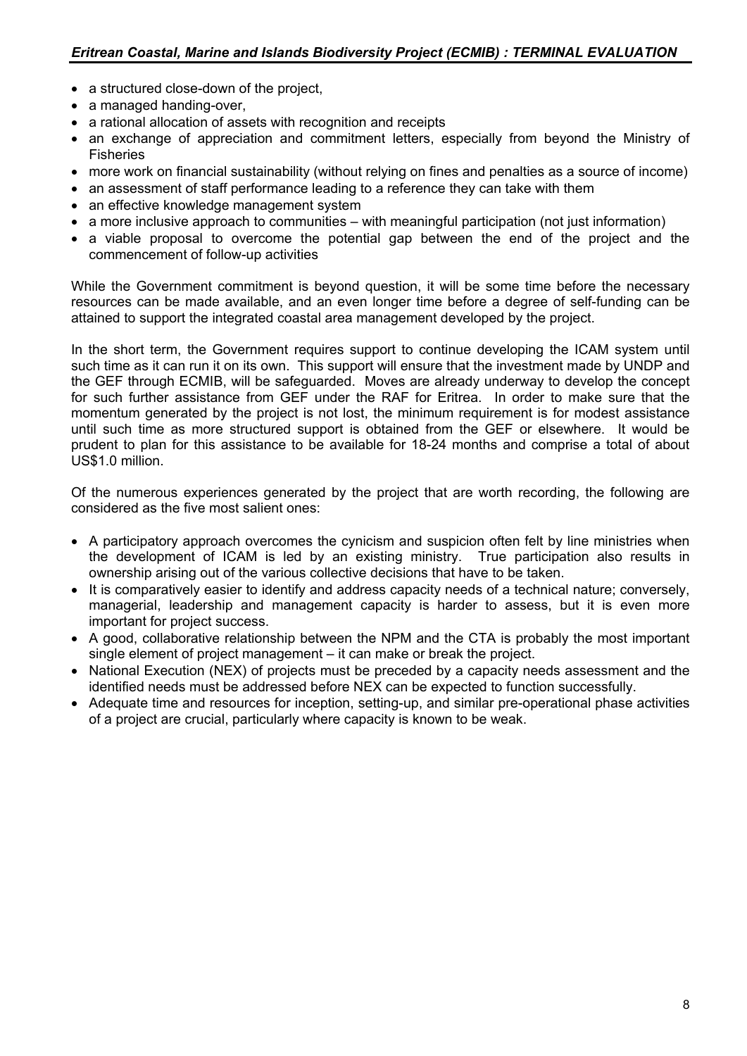- a structured close-down of the project,
- a managed handing-over,
- a rational allocation of assets with recognition and receipts
- an exchange of appreciation and commitment letters, especially from beyond the Ministry of Fisheries
- more work on financial sustainability (without relying on fines and penalties as a source of income)
- an assessment of staff performance leading to a reference they can take with them
- an effective knowledge management system
- a more inclusive approach to communities – with meaningful participation (not just information)
- a viable proposal to overcome the potential gap between the end of the project and the commencement of follow-up activities

While the Government commitment is beyond question, it will be some time before the necessary resources can be made available, and an even longer time before a degree of self-funding can be attained to support the integrated coastal area management developed by the project.

In the short term, the Government requires support to continue developing the ICAM system until such time as it can run it on its own. This support will ensure that the investment made by UNDP and the GEF through ECMIB, will be safeguarded. Moves are already underway to develop the concept for such further assistance from GEF under the RAF for Eritrea. In order to make sure that the momentum generated by the project is not lost, the minimum requirement is for modest assistance until such time as more structured support is obtained from the GEF or elsewhere. It would be prudent to plan for this assistance to be available for 18-24 months and comprise a total of about US$1.0 million.

Of the numerous experiences generated by the project that are worth recording, the following are considered as the five most salient ones:

- A participatory approach overcomes the cynicism and suspicion often felt by line ministries when the development of ICAM is led by an existing ministry. True participation also results in ownership arising out of the various collective decisions that have to be taken.
- It is comparatively easier to identify and address capacity needs of a technical nature; conversely, managerial, leadership and management capacity is harder to assess, but it is even more important for project success.
- A good, collaborative relationship between the NPM and the CTA is probably the most important single element of project management – it can make or break the project.
- National Execution (NEX) of projects must be preceded by a capacity needs assessment and the identified needs must be addressed before NEX can be expected to function successfully.
- Adequate time and resources for inception, setting-up, and similar pre-operational phase activities of a project are crucial, particularly where capacity is known to be weak.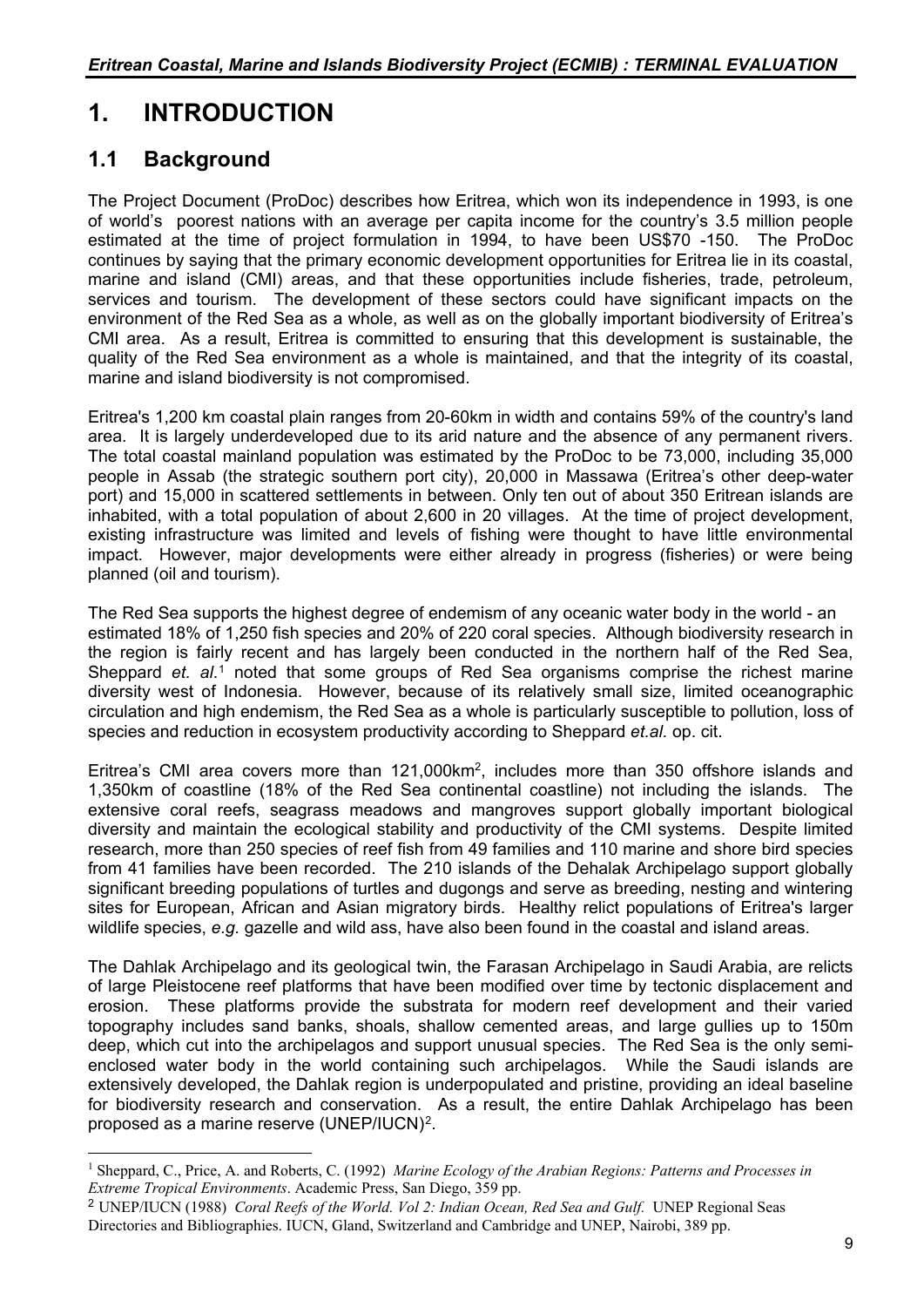# 1. INTRODUCTION

## 1.1 Background

The Project Document (ProDoc) describes how Eritrea, which won its independence in 1993, is one of world's poorest nations with an average per capita income for the country's 3.5 million people estimated at the time of project formulation in 1994, to have been US$70 -150. The ProDoc continues by saying that the primary economic development opportunities for Eritrea lie in its coastal, marine and island (CMI) areas, and that these opportunities include fisheries, trade, petroleum, services and tourism. The development of these sectors could have significant impacts on the environment of the Red Sea as a whole, as well as on the globally important biodiversity of Eritrea's CMI area. As a result, Eritrea is committed to ensuring that this development is sustainable, the quality of the Red Sea environment as a whole is maintained, and that the integrity of its coastal, marine and island biodiversity is not compromised.

Eritrea's 1,200 km coastal plain ranges from 20-60km in width and contains 59% of the country's land area. It is largely underdeveloped due to its arid nature and the absence of any permanent rivers. The total coastal mainland population was estimated by the ProDoc to be 73,000, including 35,000 people in Assab (the strategic southern port city), 20,000 in Massawa (Eritrea's other deep-water port) and 15,000 in scattered settlements in between. Only ten out of about 350 Eritrean islands are inhabited, with a total population of about 2,600 in 20 villages. At the time of project development, existing infrastructure was limited and levels of fishing were thought to have little environmental impact. However, major developments were either already in progress (fisheries) or were being planned (oil and tourism).

The Red Sea supports the highest degree of endemism of any oceanic water body in the world - an estimated 18% of 1,250 fish species and 20% of 220 coral species. Although biodiversity research in the region is fairly recent and has largely been conducted in the northern half of the Red Sea, Sheppard *et. al*.[1] noted that some groups of Red Sea organisms comprise the richest marine diversity west of Indonesia. However, because of its relatively small size, limited oceanographic circulation and high endemism, the Red Sea as a whole is particularly susceptible to pollution, loss of species and reduction in ecosystem productivity according to Sheppard *et.al.* op. cit.

Eritrea's CMI area covers more than 121,000km$^2$, includes more than 350 offshore islands and 1,350km of coastline (18% of the Red Sea continental coastline) not including the islands. The extensive coral reefs, seagrass meadows and mangroves support globally important biological diversity and maintain the ecological stability and productivity of the CMI systems. Despite limited research, more than 250 species of reef fish from 49 families and 110 marine and shore bird species from 41 families have been recorded. The 210 islands of the Dehalak Archipelago support globally significant breeding populations of turtles and dugongs and serve as breeding, nesting and wintering sites for European, African and Asian migratory birds. Healthy relict populations of Eritrea's larger wildlife species, *e.g.* gazelle and wild ass, have also been found in the coastal and island areas.

The Dahlak Archipelago and its geological twin, the Farasan Archipelago in Saudi Arabia, are relicts of large Pleistocene reef platforms that have been modified over time by tectonic displacement and erosion. These platforms provide the substrata for modern reef development and their varied topography includes sand banks, shoals, shallow cemented areas, and large gullies up to 150m deep, which cut into the archipelagos and support unusual species. The Red Sea is the only semi-enclosed water body in the world containing such archipelagos. While the Saudi islands are extensively developed, the Dahlak region is underpopulated and pristine, providing an ideal baseline for biodiversity research and conservation. As a result, the entire Dahlak Archipelago has been proposed as a marine reserve (UNEP/IUCN)[2].

---

[1] Sheppard, C., Price, A. and Roberts, C. (1992) *Marine Ecology of the Arabian Regions: Patterns and Processes in Extreme Tropical Environments*. Academic Press, San Diego, 359 pp.

[2] UNEP/IUCN (1988) *Coral Reefs of the World. Vol 2: Indian Ocean, Red Sea and Gulf.* UNEP Regional Seas Directories and Bibliographies. IUCN, Gland, Switzerland and Cambridge and UNEP, Nairobi, 389 pp.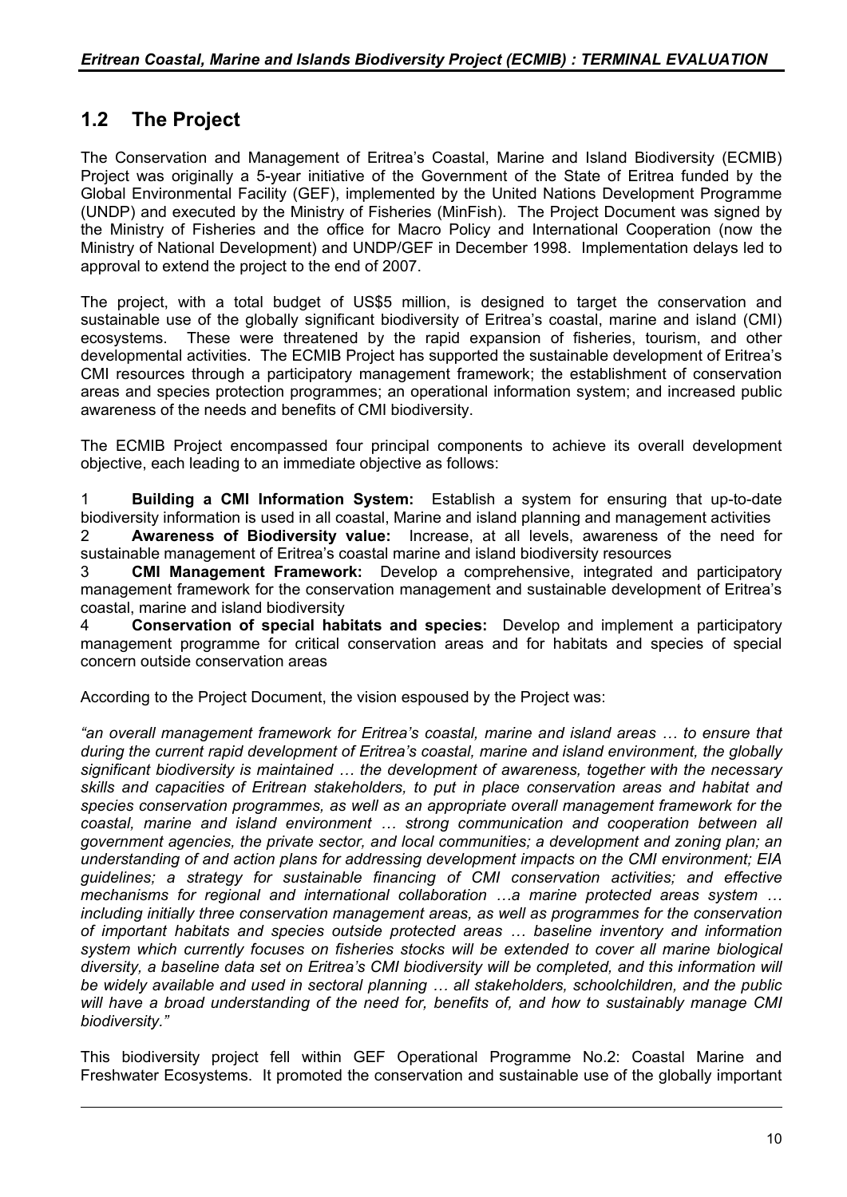## 1.2 The Project

The Conservation and Management of Eritrea's Coastal, Marine and Island Biodiversity (ECMIB) Project was originally a 5-year initiative of the Government of the State of Eritrea funded by the Global Environmental Facility (GEF), implemented by the United Nations Development Programme (UNDP) and executed by the Ministry of Fisheries (MinFish). The Project Document was signed by the Ministry of Fisheries and the office for Macro Policy and International Cooperation (now the Ministry of National Development) and UNDP/GEF in December 1998. Implementation delays led to approval to extend the project to the end of 2007.

The project, with a total budget of US$5 million, is designed to target the conservation and sustainable use of the globally significant biodiversity of Eritrea's coastal, marine and island (CMI) ecosystems. These were threatened by the rapid expansion of fisheries, tourism, and other developmental activities. The ECMIB Project has supported the sustainable development of Eritrea's CMI resources through a participatory management framework; the establishment of conservation areas and species protection programmes; an operational information system; and increased public awareness of the needs and benefits of CMI biodiversity.

The ECMIB Project encompassed four principal components to achieve its overall development objective, each leading to an immediate objective as follows:

1 **Building a CMI Information System:** Establish a system for ensuring that up-to-date biodiversity information is used in all coastal, Marine and island planning and management activities

2 **Awareness of Biodiversity value:** Increase, at all levels, awareness of the need for sustainable management of Eritrea's coastal marine and island biodiversity resources

3 **CMI Management Framework:** Develop a comprehensive, integrated and participatory management framework for the conservation management and sustainable development of Eritrea's coastal, marine and island biodiversity

4 **Conservation of special habitats and species:** Develop and implement a participatory management programme for critical conservation areas and for habitats and species of special concern outside conservation areas

According to the Project Document, the vision espoused by the Project was:

*"an overall management framework for Eritrea's coastal, marine and island areas … to ensure that during the current rapid development of Eritrea's coastal, marine and island environment, the globally significant biodiversity is maintained … the development of awareness, together with the necessary skills and capacities of Eritrean stakeholders, to put in place conservation areas and habitat and species conservation programmes, as well as an appropriate overall management framework for the coastal, marine and island environment … strong communication and cooperation between all government agencies, the private sector, and local communities; a development and zoning plan; an understanding of and action plans for addressing development impacts on the CMI environment; EIA guidelines; a strategy for sustainable financing of CMI conservation activities; and effective mechanisms for regional and international collaboration …a marine protected areas system … including initially three conservation management areas, as well as programmes for the conservation of important habitats and species outside protected areas … baseline inventory and information system which currently focuses on fisheries stocks will be extended to cover all marine biological diversity, a baseline data set on Eritrea's CMI biodiversity will be completed, and this information will be widely available and used in sectoral planning … all stakeholders, schoolchildren, and the public will have a broad understanding of the need for, benefits of, and how to sustainably manage CMI biodiversity."*

This biodiversity project fell within GEF Operational Programme No.2: Coastal Marine and Freshwater Ecosystems. It promoted the conservation and sustainable use of the globally important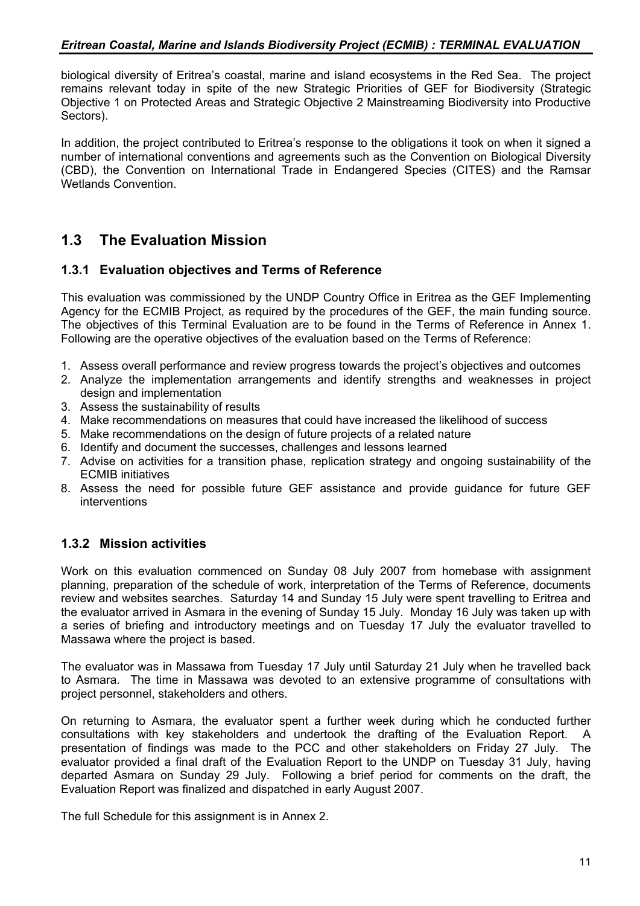biological diversity of Eritrea's coastal, marine and island ecosystems in the Red Sea. The project remains relevant today in spite of the new Strategic Priorities of GEF for Biodiversity (Strategic Objective 1 on Protected Areas and Strategic Objective 2 Mainstreaming Biodiversity into Productive Sectors).

In addition, the project contributed to Eritrea's response to the obligations it took on when it signed a number of international conventions and agreements such as the Convention on Biological Diversity (CBD), the Convention on International Trade in Endangered Species (CITES) and the Ramsar Wetlands Convention.

## 1.3 The Evaluation Mission

### 1.3.1 Evaluation objectives and Terms of Reference

This evaluation was commissioned by the UNDP Country Office in Eritrea as the GEF Implementing Agency for the ECMIB Project, as required by the procedures of the GEF, the main funding source. The objectives of this Terminal Evaluation are to be found in the Terms of Reference in Annex 1. Following are the operative objectives of the evaluation based on the Terms of Reference:

1. Assess overall performance and review progress towards the project's objectives and outcomes
2. Analyze the implementation arrangements and identify strengths and weaknesses in project design and implementation
3. Assess the sustainability of results
4. Make recommendations on measures that could have increased the likelihood of success
5. Make recommendations on the design of future projects of a related nature
6. Identify and document the successes, challenges and lessons learned
7. Advise on activities for a transition phase, replication strategy and ongoing sustainability of the ECMIB initiatives
8. Assess the need for possible future GEF assistance and provide guidance for future GEF interventions

### 1.3.2 Mission activities

Work on this evaluation commenced on Sunday 08 July 2007 from homebase with assignment planning, preparation of the schedule of work, interpretation of the Terms of Reference, documents review and websites searches. Saturday 14 and Sunday 15 July were spent travelling to Eritrea and the evaluator arrived in Asmara in the evening of Sunday 15 July. Monday 16 July was taken up with a series of briefing and introductory meetings and on Tuesday 17 July the evaluator travelled to Massawa where the project is based.

The evaluator was in Massawa from Tuesday 17 July until Saturday 21 July when he travelled back to Asmara. The time in Massawa was devoted to an extensive programme of consultations with project personnel, stakeholders and others.

On returning to Asmara, the evaluator spent a further week during which he conducted further consultations with key stakeholders and undertook the drafting of the Evaluation Report. A presentation of findings was made to the PCC and other stakeholders on Friday 27 July. The evaluator provided a final draft of the Evaluation Report to the UNDP on Tuesday 31 July, having departed Asmara on Sunday 29 July. Following a brief period for comments on the draft, the Evaluation Report was finalized and dispatched in early August 2007.

The full Schedule for this assignment is in Annex 2.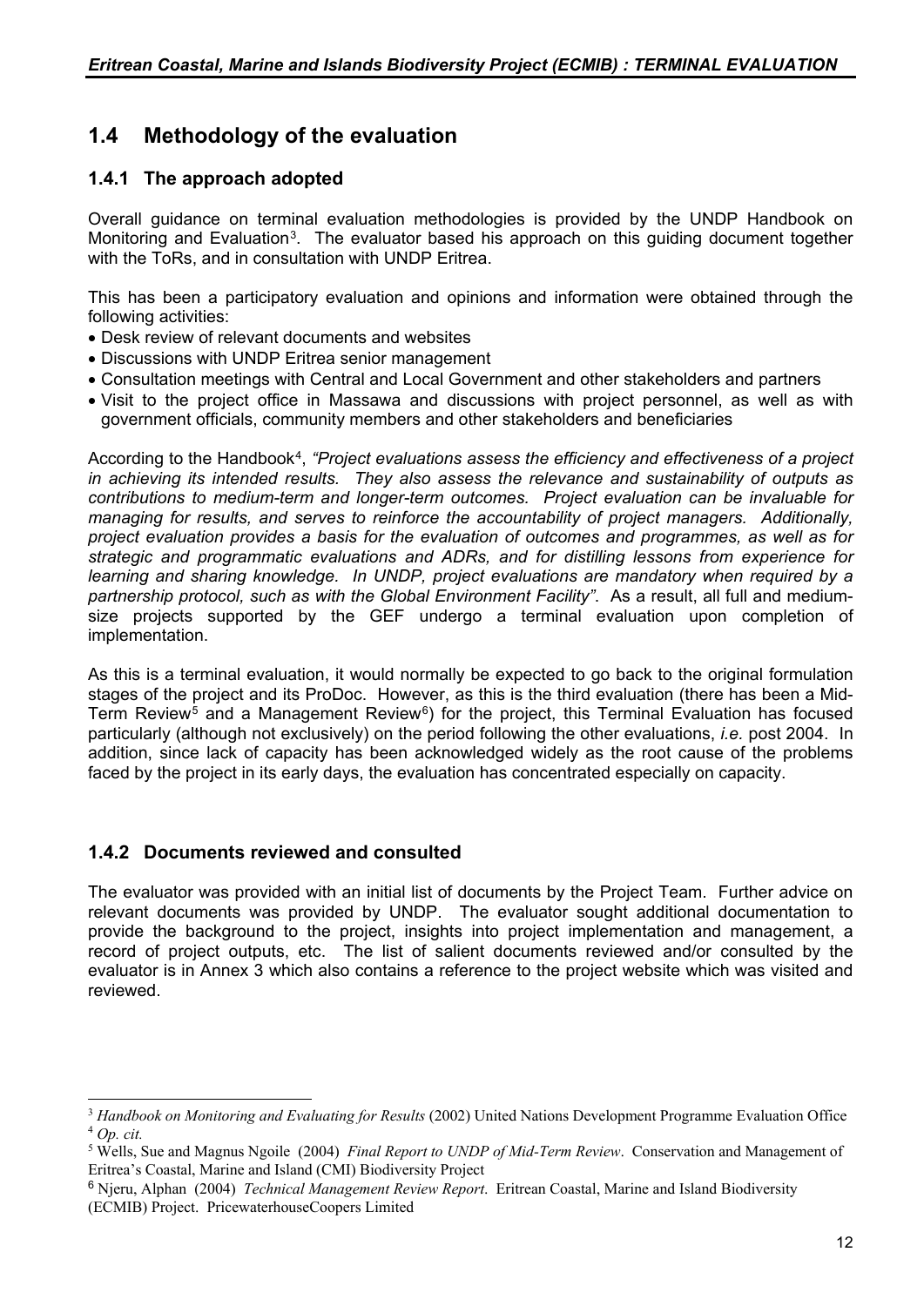## 1.4 Methodology of the evaluation

### 1.4.1 The approach adopted

Overall guidance on terminal evaluation methodologies is provided by the UNDP Handbook on Monitoring and Evaluation[3]. The evaluator based his approach on this guiding document together with the ToRs, and in consultation with UNDP Eritrea.

This has been a participatory evaluation and opinions and information were obtained through the following activities:

- Desk review of relevant documents and websites
- Discussions with UNDP Eritrea senior management
- Consultation meetings with Central and Local Government and other stakeholders and partners
- Visit to the project office in Massawa and discussions with project personnel, as well as with government officials, community members and other stakeholders and beneficiaries

According to the Handbook[4], *"Project evaluations assess the efficiency and effectiveness of a project in achieving its intended results. They also assess the relevance and sustainability of outputs as contributions to medium-term and longer-term outcomes. Project evaluation can be invaluable for managing for results, and serves to reinforce the accountability of project managers. Additionally, project evaluation provides a basis for the evaluation of outcomes and programmes, as well as for strategic and programmatic evaluations and ADRs, and for distilling lessons from experience for learning and sharing knowledge. In UNDP, project evaluations are mandatory when required by a partnership protocol, such as with the Global Environment Facility"*. As a result, all full and medium-size projects supported by the GEF undergo a terminal evaluation upon completion of implementation.

As this is a terminal evaluation, it would normally be expected to go back to the original formulation stages of the project and its ProDoc. However, as this is the third evaluation (there has been a Mid-Term Review[5] and a Management Review[6]) for the project, this Terminal Evaluation has focused particularly (although not exclusively) on the period following the other evaluations, *i.e.* post 2004. In addition, since lack of capacity has been acknowledged widely as the root cause of the problems faced by the project in its early days, the evaluation has concentrated especially on capacity.

### 1.4.2 Documents reviewed and consulted

The evaluator was provided with an initial list of documents by the Project Team. Further advice on relevant documents was provided by UNDP. The evaluator sought additional documentation to provide the background to the project, insights into project implementation and management, a record of project outputs, etc. The list of salient documents reviewed and/or consulted by the evaluator is in Annex 3 which also contains a reference to the project website which was visited and reviewed.

---

[3] *Handbook on Monitoring and Evaluating for Results* (2002) United Nations Development Programme Evaluation Office

[4] *Op. cit.*

[5] Wells, Sue and Magnus Ngoile (2004) *Final Report to UNDP of Mid-Term Review*. Conservation and Management of Eritrea's Coastal, Marine and Island (CMI) Biodiversity Project

[6] Njeru, Alphan (2004) *Technical Management Review Report*. Eritrean Coastal, Marine and Island Biodiversity (ECMIB) Project. PricewaterhouseCoopers Limited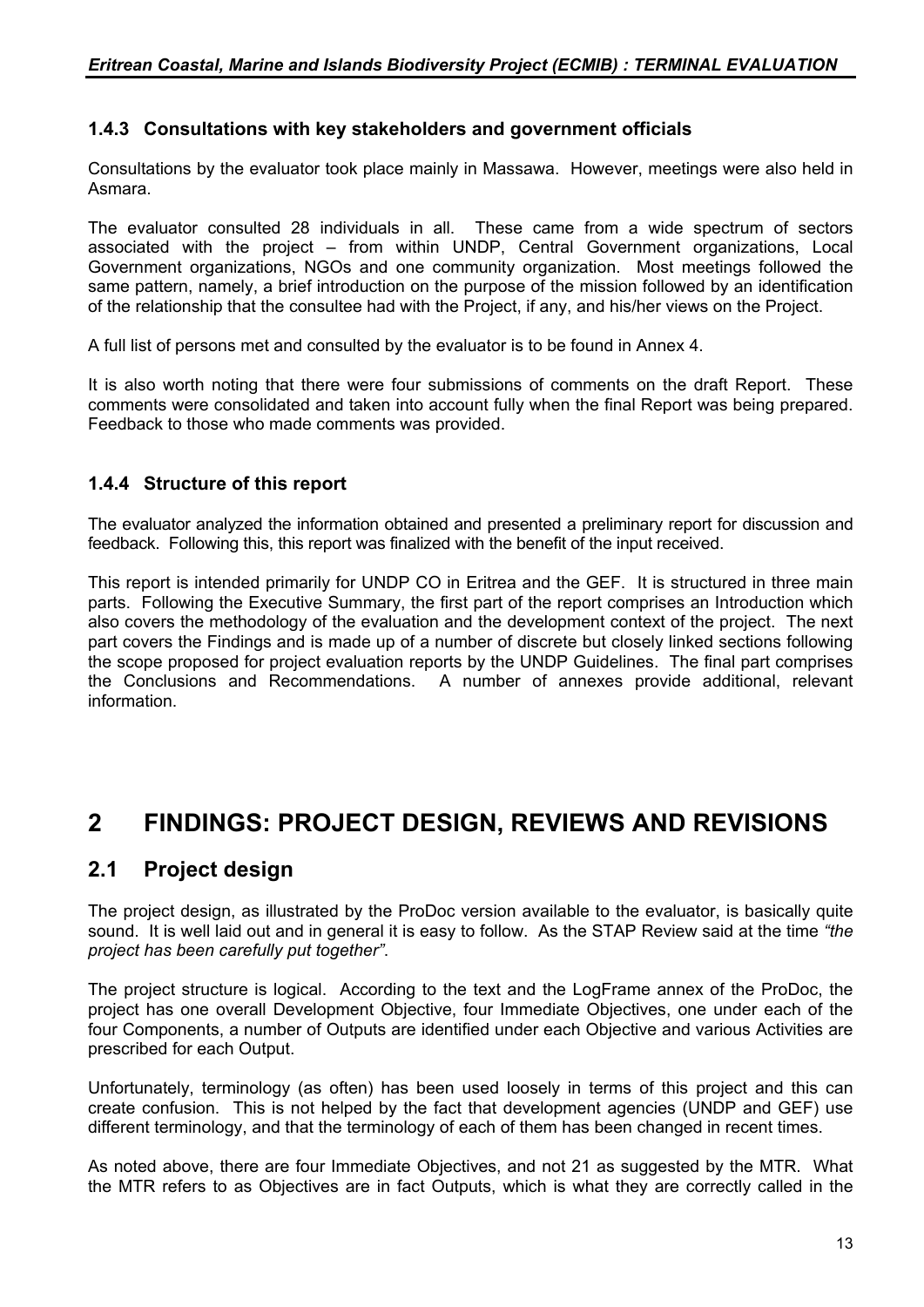### 1.4.3 Consultations with key stakeholders and government officials

Consultations by the evaluator took place mainly in Massawa. However, meetings were also held in Asmara.

The evaluator consulted 28 individuals in all. These came from a wide spectrum of sectors associated with the project – from within UNDP, Central Government organizations, Local Government organizations, NGOs and one community organization. Most meetings followed the same pattern, namely, a brief introduction on the purpose of the mission followed by an identification of the relationship that the consultee had with the Project, if any, and his/her views on the Project.

A full list of persons met and consulted by the evaluator is to be found in Annex 4.

It is also worth noting that there were four submissions of comments on the draft Report. These comments were consolidated and taken into account fully when the final Report was being prepared. Feedback to those who made comments was provided.

### 1.4.4 Structure of this report

The evaluator analyzed the information obtained and presented a preliminary report for discussion and feedback. Following this, this report was finalized with the benefit of the input received.

This report is intended primarily for UNDP CO in Eritrea and the GEF. It is structured in three main parts. Following the Executive Summary, the first part of the report comprises an Introduction which also covers the methodology of the evaluation and the development context of the project. The next part covers the Findings and is made up of a number of discrete but closely linked sections following the scope proposed for project evaluation reports by the UNDP Guidelines. The final part comprises the Conclusions and Recommendations. A number of annexes provide additional, relevant information.

# 2 FINDINGS: PROJECT DESIGN, REVIEWS AND REVISIONS

## 2.1 Project design

The project design, as illustrated by the ProDoc version available to the evaluator, is basically quite sound. It is well laid out and in general it is easy to follow. As the STAP Review said at the time *"the project has been carefully put together"*.

The project structure is logical. According to the text and the LogFrame annex of the ProDoc, the project has one overall Development Objective, four Immediate Objectives, one under each of the four Components, a number of Outputs are identified under each Objective and various Activities are prescribed for each Output.

Unfortunately, terminology (as often) has been used loosely in terms of this project and this can create confusion. This is not helped by the fact that development agencies (UNDP and GEF) use different terminology, and that the terminology of each of them has been changed in recent times.

As noted above, there are four Immediate Objectives, and not 21 as suggested by the MTR. What the MTR refers to as Objectives are in fact Outputs, which is what they are correctly called in the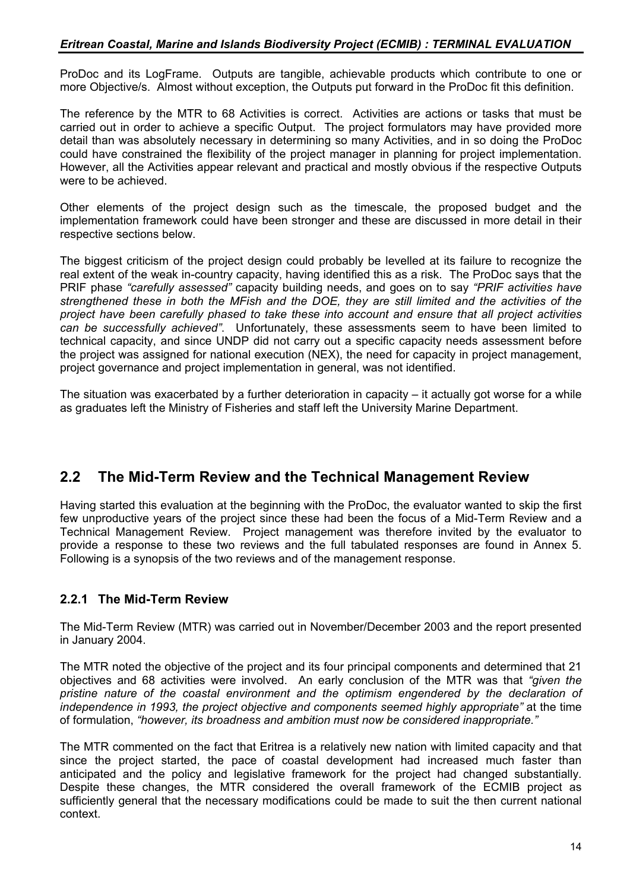ProDoc and its LogFrame. Outputs are tangible, achievable products which contribute to one or more Objective/s. Almost without exception, the Outputs put forward in the ProDoc fit this definition.

The reference by the MTR to 68 Activities is correct. Activities are actions or tasks that must be carried out in order to achieve a specific Output. The project formulators may have provided more detail than was absolutely necessary in determining so many Activities, and in so doing the ProDoc could have constrained the flexibility of the project manager in planning for project implementation. However, all the Activities appear relevant and practical and mostly obvious if the respective Outputs were to be achieved.

Other elements of the project design such as the timescale, the proposed budget and the implementation framework could have been stronger and these are discussed in more detail in their respective sections below.

The biggest criticism of the project design could probably be levelled at its failure to recognize the real extent of the weak in-country capacity, having identified this as a risk. The ProDoc says that the PRIF phase *"carefully assessed"* capacity building needs, and goes on to say *"PRIF activities have strengthened these in both the MFish and the DOE, they are still limited and the activities of the project have been carefully phased to take these into account and ensure that all project activities can be successfully achieved"*. Unfortunately, these assessments seem to have been limited to technical capacity, and since UNDP did not carry out a specific capacity needs assessment before the project was assigned for national execution (NEX), the need for capacity in project management, project governance and project implementation in general, was not identified.

The situation was exacerbated by a further deterioration in capacity – it actually got worse for a while as graduates left the Ministry of Fisheries and staff left the University Marine Department.

## 2.2 The Mid-Term Review and the Technical Management Review

Having started this evaluation at the beginning with the ProDoc, the evaluator wanted to skip the first few unproductive years of the project since these had been the focus of a Mid-Term Review and a Technical Management Review. Project management was therefore invited by the evaluator to provide a response to these two reviews and the full tabulated responses are found in Annex 5. Following is a synopsis of the two reviews and of the management response.

### 2.2.1 The Mid-Term Review

The Mid-Term Review (MTR) was carried out in November/December 2003 and the report presented in January 2004.

The MTR noted the objective of the project and its four principal components and determined that 21 objectives and 68 activities were involved. An early conclusion of the MTR was that *"given the pristine nature of the coastal environment and the optimism engendered by the declaration of independence in 1993, the project objective and components seemed highly appropriate"* at the time of formulation, *"however, its broadness and ambition must now be considered inappropriate."*

The MTR commented on the fact that Eritrea is a relatively new nation with limited capacity and that since the project started, the pace of coastal development had increased much faster than anticipated and the policy and legislative framework for the project had changed substantially. Despite these changes, the MTR considered the overall framework of the ECMIB project as sufficiently general that the necessary modifications could be made to suit the then current national context.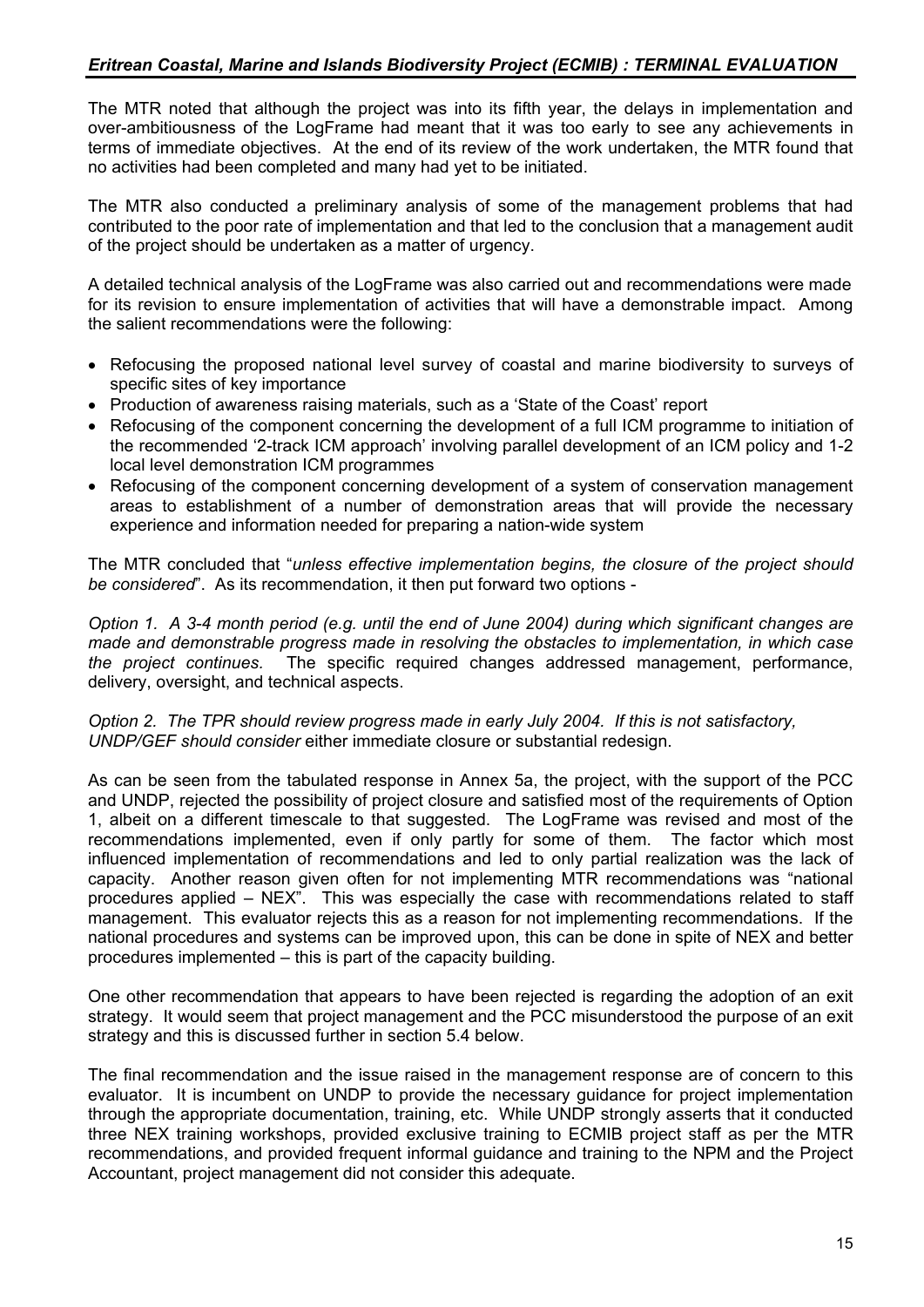The MTR noted that although the project was into its fifth year, the delays in implementation and over-ambitiousness of the LogFrame had meant that it was too early to see any achievements in terms of immediate objectives. At the end of its review of the work undertaken, the MTR found that no activities had been completed and many had yet to be initiated.

The MTR also conducted a preliminary analysis of some of the management problems that had contributed to the poor rate of implementation and that led to the conclusion that a management audit of the project should be undertaken as a matter of urgency.

A detailed technical analysis of the LogFrame was also carried out and recommendations were made for its revision to ensure implementation of activities that will have a demonstrable impact. Among the salient recommendations were the following:

- Refocusing the proposed national level survey of coastal and marine biodiversity to surveys of specific sites of key importance
- Production of awareness raising materials, such as a 'State of the Coast' report
- Refocusing of the component concerning the development of a full ICM programme to initiation of the recommended '2-track ICM approach' involving parallel development of an ICM policy and 1-2 local level demonstration ICM programmes
- Refocusing of the component concerning development of a system of conservation management areas to establishment of a number of demonstration areas that will provide the necessary experience and information needed for preparing a nation-wide system

The MTR concluded that "*unless effective implementation begins, the closure of the project should be considered*". As its recommendation, it then put forward two options -

*Option 1. A 3-4 month period (e.g. until the end of June 2004) during which significant changes are made and demonstrable progress made in resolving the obstacles to implementation, in which case the project continues.* The specific required changes addressed management, performance, delivery, oversight, and technical aspects.

*Option 2. The TPR should review progress made in early July 2004. If this is not satisfactory, UNDP/GEF should consider* either immediate closure or substantial redesign.

As can be seen from the tabulated response in Annex 5a, the project, with the support of the PCC and UNDP, rejected the possibility of project closure and satisfied most of the requirements of Option 1, albeit on a different timescale to that suggested. The LogFrame was revised and most of the recommendations implemented, even if only partly for some of them. The factor which most influenced implementation of recommendations and led to only partial realization was the lack of capacity. Another reason given often for not implementing MTR recommendations was "national procedures applied – NEX". This was especially the case with recommendations related to staff management. This evaluator rejects this as a reason for not implementing recommendations. If the national procedures and systems can be improved upon, this can be done in spite of NEX and better procedures implemented – this is part of the capacity building.

One other recommendation that appears to have been rejected is regarding the adoption of an exit strategy. It would seem that project management and the PCC misunderstood the purpose of an exit strategy and this is discussed further in section 5.4 below.

The final recommendation and the issue raised in the management response are of concern to this evaluator. It is incumbent on UNDP to provide the necessary guidance for project implementation through the appropriate documentation, training, etc. While UNDP strongly asserts that it conducted three NEX training workshops, provided exclusive training to ECMIB project staff as per the MTR recommendations, and provided frequent informal guidance and training to the NPM and the Project Accountant, project management did not consider this adequate.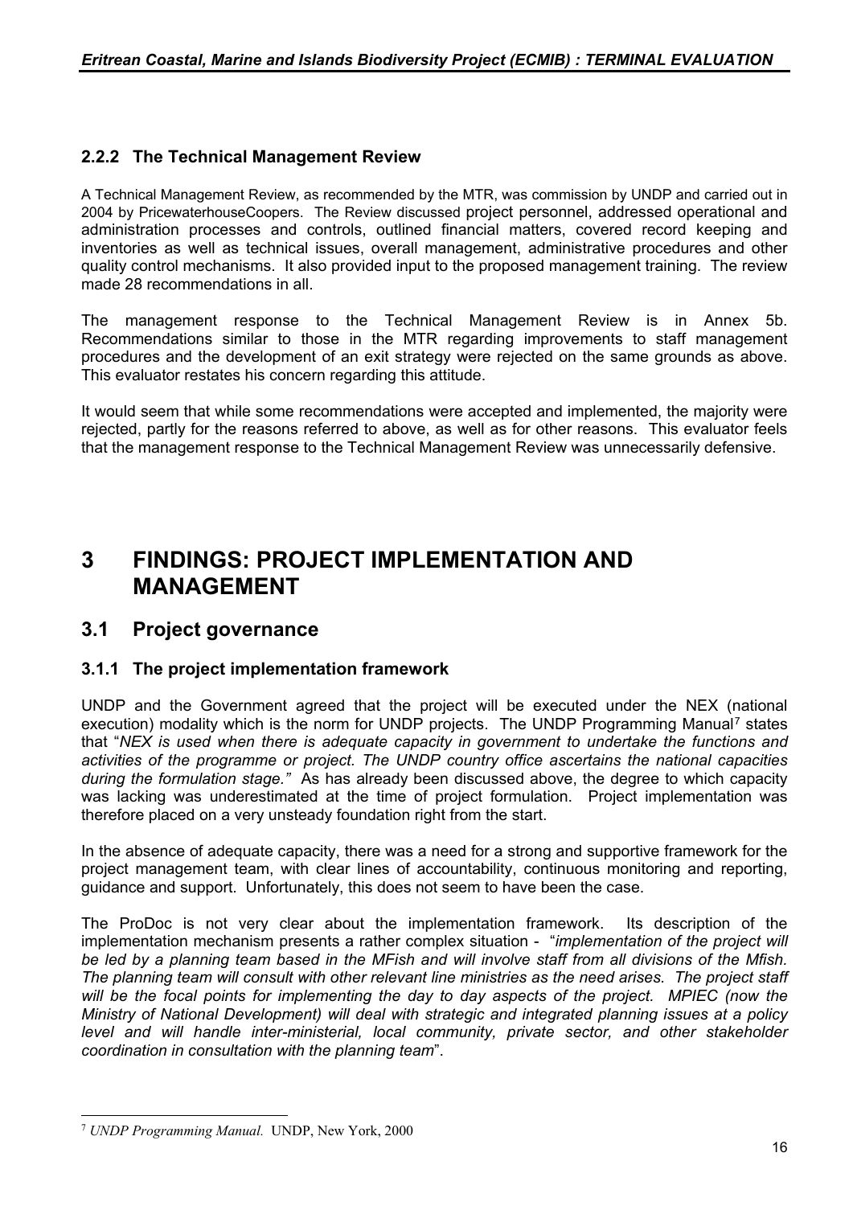### 2.2.2 The Technical Management Review

A Technical Management Review, as recommended by the MTR, was commission by UNDP and carried out in 2004 by PricewaterhouseCoopers. The Review discussed project personnel, addressed operational and administration processes and controls, outlined financial matters, covered record keeping and inventories as well as technical issues, overall management, administrative procedures and other quality control mechanisms. It also provided input to the proposed management training. The review made 28 recommendations in all.

The management response to the Technical Management Review is in Annex 5b. Recommendations similar to those in the MTR regarding improvements to staff management procedures and the development of an exit strategy were rejected on the same grounds as above. This evaluator restates his concern regarding this attitude.

It would seem that while some recommendations were accepted and implemented, the majority were rejected, partly for the reasons referred to above, as well as for other reasons. This evaluator feels that the management response to the Technical Management Review was unnecessarily defensive.

# 3 FINDINGS: PROJECT IMPLEMENTATION AND MANAGEMENT

## 3.1 Project governance

### 3.1.1 The project implementation framework

UNDP and the Government agreed that the project will be executed under the NEX (national execution) modality which is the norm for UNDP projects. The UNDP Programming Manual[7] states that "*NEX is used when there is adequate capacity in government to undertake the functions and activities of the programme or project. The UNDP country office ascertains the national capacities during the formulation stage."* As has already been discussed above, the degree to which capacity was lacking was underestimated at the time of project formulation. Project implementation was therefore placed on a very unsteady foundation right from the start.

In the absence of adequate capacity, there was a need for a strong and supportive framework for the project management team, with clear lines of accountability, continuous monitoring and reporting, guidance and support. Unfortunately, this does not seem to have been the case.

The ProDoc is not very clear about the implementation framework. Its description of the implementation mechanism presents a rather complex situation - "*implementation of the project will be led by a planning team based in the MFish and will involve staff from all divisions of the Mfish. The planning team will consult with other relevant line ministries as the need arises. The project staff will be the focal points for implementing the day to day aspects of the project. MPIEC (now the Ministry of National Development) will deal with strategic and integrated planning issues at a policy level and will handle inter-ministerial, local community, private sector, and other stakeholder coordination in consultation with the planning team*".

---

[7] *UNDP Programming Manual.* UNDP, New York, 2000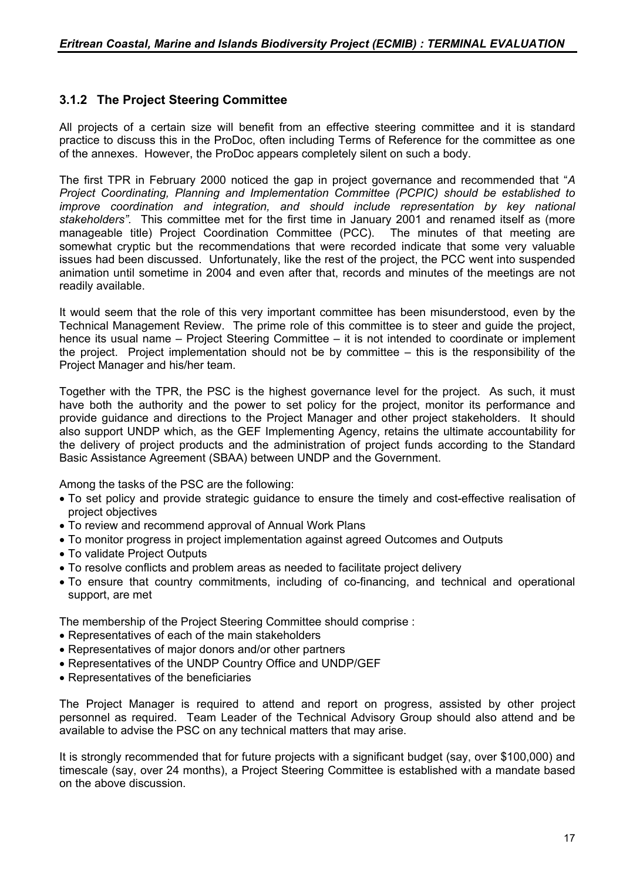### 3.1.2 The Project Steering Committee

All projects of a certain size will benefit from an effective steering committee and it is standard practice to discuss this in the ProDoc, often including Terms of Reference for the committee as one of the annexes. However, the ProDoc appears completely silent on such a body.

The first TPR in February 2000 noticed the gap in project governance and recommended that "*A Project Coordinating, Planning and Implementation Committee (PCPIC) should be established to improve coordination and integration, and should include representation by key national stakeholders"*. This committee met for the first time in January 2001 and renamed itself as (more manageable title) Project Coordination Committee (PCC). The minutes of that meeting are somewhat cryptic but the recommendations that were recorded indicate that some very valuable issues had been discussed. Unfortunately, like the rest of the project, the PCC went into suspended animation until sometime in 2004 and even after that, records and minutes of the meetings are not readily available.

It would seem that the role of this very important committee has been misunderstood, even by the Technical Management Review. The prime role of this committee is to steer and guide the project, hence its usual name – Project Steering Committee – it is not intended to coordinate or implement the project. Project implementation should not be by committee – this is the responsibility of the Project Manager and his/her team.

Together with the TPR, the PSC is the highest governance level for the project. As such, it must have both the authority and the power to set policy for the project, monitor its performance and provide guidance and directions to the Project Manager and other project stakeholders. It should also support UNDP which, as the GEF Implementing Agency, retains the ultimate accountability for the delivery of project products and the administration of project funds according to the Standard Basic Assistance Agreement (SBAA) between UNDP and the Government.

Among the tasks of the PSC are the following:

- To set policy and provide strategic guidance to ensure the timely and cost-effective realisation of project objectives
- To review and recommend approval of Annual Work Plans
- To monitor progress in project implementation against agreed Outcomes and Outputs
- To validate Project Outputs
- To resolve conflicts and problem areas as needed to facilitate project delivery
- To ensure that country commitments, including of co-financing, and technical and operational support, are met

The membership of the Project Steering Committee should comprise :

- Representatives of each of the main stakeholders
- Representatives of major donors and/or other partners
- Representatives of the UNDP Country Office and UNDP/GEF
- Representatives of the beneficiaries

The Project Manager is required to attend and report on progress, assisted by other project personnel as required. Team Leader of the Technical Advisory Group should also attend and be available to advise the PSC on any technical matters that may arise.

It is strongly recommended that for future projects with a significant budget (say, over $100,000) and timescale (say, over 24 months), a Project Steering Committee is established with a mandate based on the above discussion.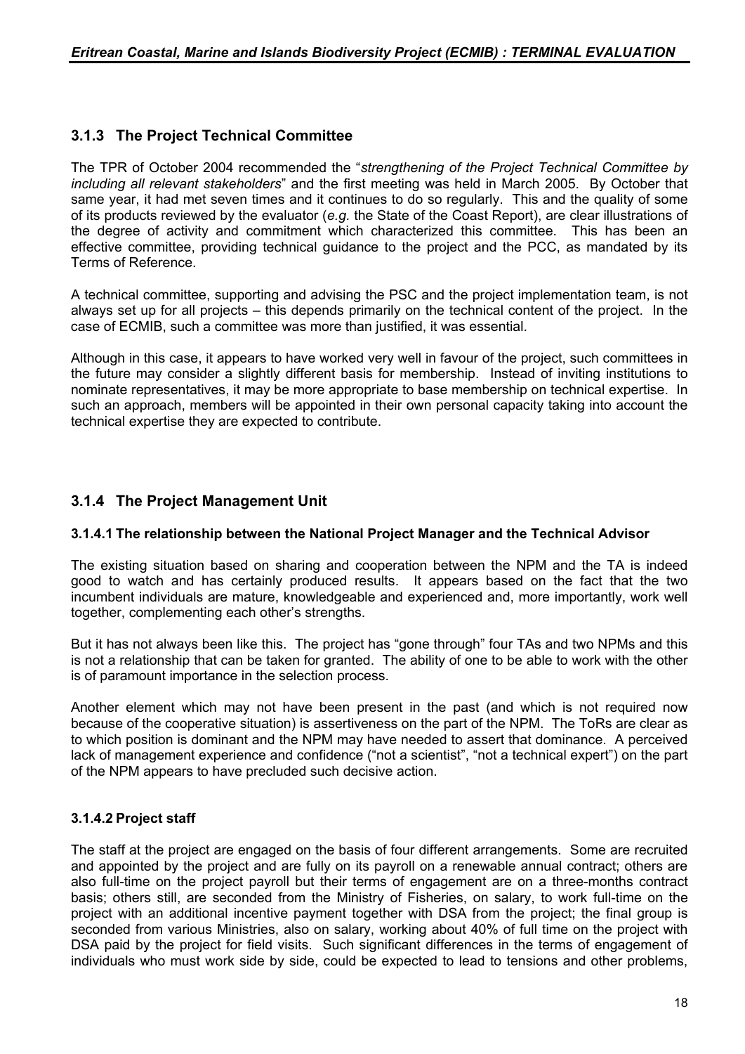### 3.1.3 The Project Technical Committee

The TPR of October 2004 recommended the "*strengthening of the Project Technical Committee by including all relevant stakeholders*" and the first meeting was held in March 2005. By October that same year, it had met seven times and it continues to do so regularly. This and the quality of some of its products reviewed by the evaluator (*e.g.* the State of the Coast Report), are clear illustrations of the degree of activity and commitment which characterized this committee. This has been an effective committee, providing technical guidance to the project and the PCC, as mandated by its Terms of Reference.

A technical committee, supporting and advising the PSC and the project implementation team, is not always set up for all projects – this depends primarily on the technical content of the project. In the case of ECMIB, such a committee was more than justified, it was essential.

Although in this case, it appears to have worked very well in favour of the project, such committees in the future may consider a slightly different basis for membership. Instead of inviting institutions to nominate representatives, it may be more appropriate to base membership on technical expertise. In such an approach, members will be appointed in their own personal capacity taking into account the technical expertise they are expected to contribute.

### 3.1.4 The Project Management Unit

#### 3.1.4.1 The relationship between the National Project Manager and the Technical Advisor

The existing situation based on sharing and cooperation between the NPM and the TA is indeed good to watch and has certainly produced results. It appears based on the fact that the two incumbent individuals are mature, knowledgeable and experienced and, more importantly, work well together, complementing each other's strengths.

But it has not always been like this. The project has "gone through" four TAs and two NPMs and this is not a relationship that can be taken for granted. The ability of one to be able to work with the other is of paramount importance in the selection process.

Another element which may not have been present in the past (and which is not required now because of the cooperative situation) is assertiveness on the part of the NPM. The ToRs are clear as to which position is dominant and the NPM may have needed to assert that dominance. A perceived lack of management experience and confidence ("not a scientist", "not a technical expert") on the part of the NPM appears to have precluded such decisive action.

#### 3.1.4.2 Project staff

The staff at the project are engaged on the basis of four different arrangements. Some are recruited and appointed by the project and are fully on its payroll on a renewable annual contract; others are also full-time on the project payroll but their terms of engagement are on a three-months contract basis; others still, are seconded from the Ministry of Fisheries, on salary, to work full-time on the project with an additional incentive payment together with DSA from the project; the final group is seconded from various Ministries, also on salary, working about 40% of full time on the project with DSA paid by the project for field visits. Such significant differences in the terms of engagement of individuals who must work side by side, could be expected to lead to tensions and other problems,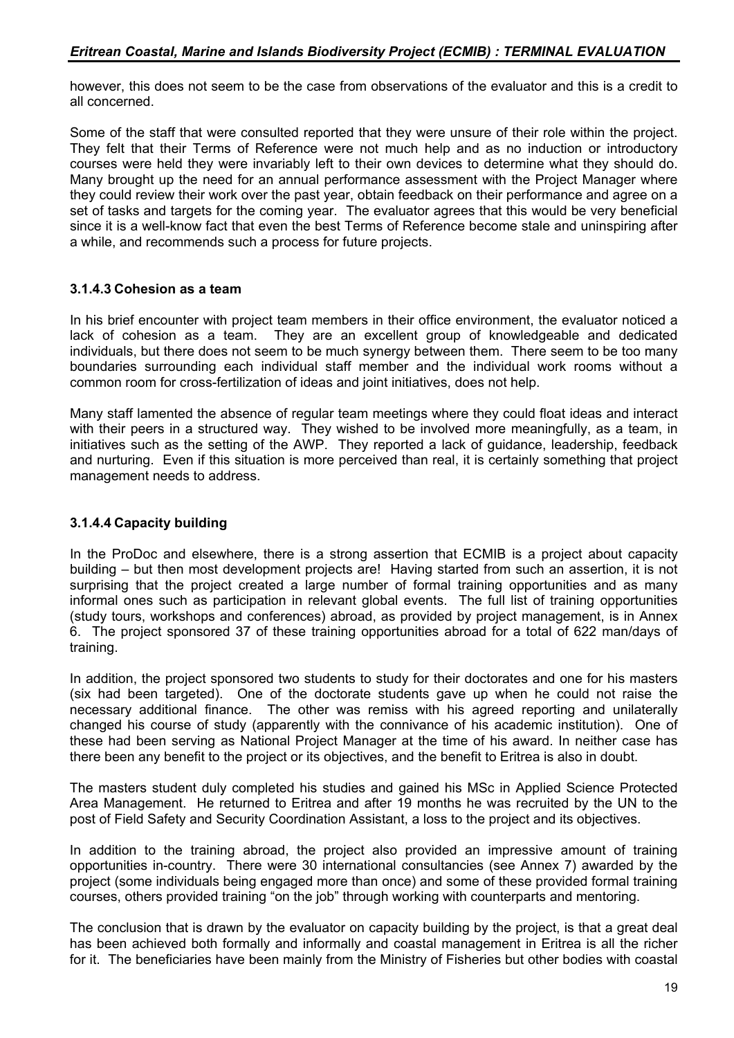however, this does not seem to be the case from observations of the evaluator and this is a credit to all concerned.

Some of the staff that were consulted reported that they were unsure of their role within the project. They felt that their Terms of Reference were not much help and as no induction or introductory courses were held they were invariably left to their own devices to determine what they should do. Many brought up the need for an annual performance assessment with the Project Manager where they could review their work over the past year, obtain feedback on their performance and agree on a set of tasks and targets for the coming year. The evaluator agrees that this would be very beneficial since it is a well-know fact that even the best Terms of Reference become stale and uninspiring after a while, and recommends such a process for future projects.

#### 3.1.4.3 Cohesion as a team

In his brief encounter with project team members in their office environment, the evaluator noticed a lack of cohesion as a team. They are an excellent group of knowledgeable and dedicated individuals, but there does not seem to be much synergy between them. There seem to be too many boundaries surrounding each individual staff member and the individual work rooms without a common room for cross-fertilization of ideas and joint initiatives, does not help.

Many staff lamented the absence of regular team meetings where they could float ideas and interact with their peers in a structured way. They wished to be involved more meaningfully, as a team, in initiatives such as the setting of the AWP. They reported a lack of guidance, leadership, feedback and nurturing. Even if this situation is more perceived than real, it is certainly something that project management needs to address.

#### 3.1.4.4 Capacity building

In the ProDoc and elsewhere, there is a strong assertion that ECMIB is a project about capacity building – but then most development projects are! Having started from such an assertion, it is not surprising that the project created a large number of formal training opportunities and as many informal ones such as participation in relevant global events. The full list of training opportunities (study tours, workshops and conferences) abroad, as provided by project management, is in Annex 6. The project sponsored 37 of these training opportunities abroad for a total of 622 man/days of training.

In addition, the project sponsored two students to study for their doctorates and one for his masters (six had been targeted). One of the doctorate students gave up when he could not raise the necessary additional finance. The other was remiss with his agreed reporting and unilaterally changed his course of study (apparently with the connivance of his academic institution). One of these had been serving as National Project Manager at the time of his award. In neither case has there been any benefit to the project or its objectives, and the benefit to Eritrea is also in doubt.

The masters student duly completed his studies and gained his MSc in Applied Science Protected Area Management. He returned to Eritrea and after 19 months he was recruited by the UN to the post of Field Safety and Security Coordination Assistant, a loss to the project and its objectives.

In addition to the training abroad, the project also provided an impressive amount of training opportunities in-country. There were 30 international consultancies (see Annex 7) awarded by the project (some individuals being engaged more than once) and some of these provided formal training courses, others provided training "on the job" through working with counterparts and mentoring.

The conclusion that is drawn by the evaluator on capacity building by the project, is that a great deal has been achieved both formally and informally and coastal management in Eritrea is all the richer for it. The beneficiaries have been mainly from the Ministry of Fisheries but other bodies with coastal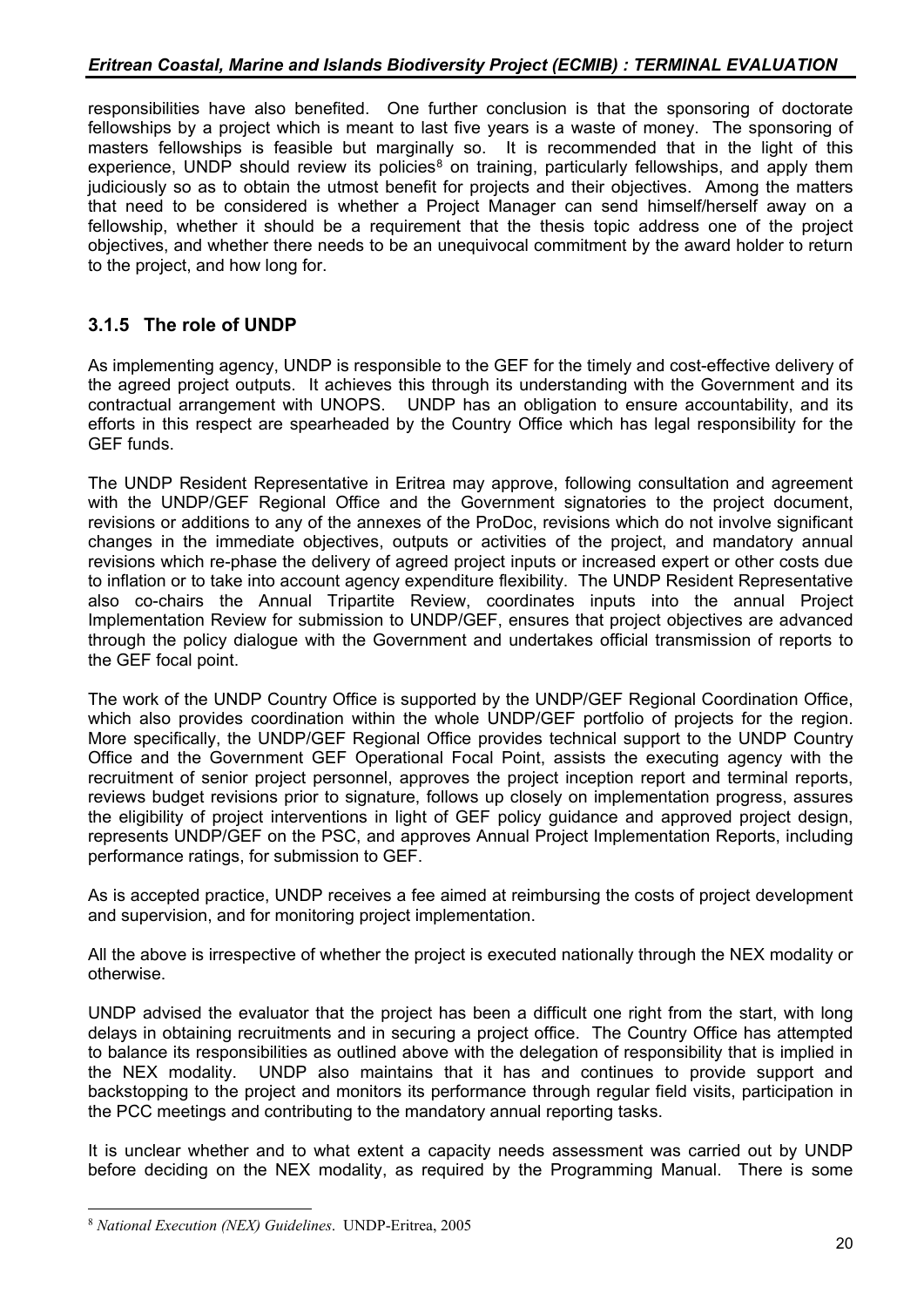responsibilities have also benefited. One further conclusion is that the sponsoring of doctorate fellowships by a project which is meant to last five years is a waste of money. The sponsoring of masters fellowships is feasible but marginally so. It is recommended that in the light of this experience, UNDP should review its policies[8] on training, particularly fellowships, and apply them judiciously so as to obtain the utmost benefit for projects and their objectives. Among the matters that need to be considered is whether a Project Manager can send himself/herself away on a fellowship, whether it should be a requirement that the thesis topic address one of the project objectives, and whether there needs to be an unequivocal commitment by the award holder to return to the project, and how long for.

### 3.1.5 The role of UNDP

As implementing agency, UNDP is responsible to the GEF for the timely and cost-effective delivery of the agreed project outputs. It achieves this through its understanding with the Government and its contractual arrangement with UNOPS. UNDP has an obligation to ensure accountability, and its efforts in this respect are spearheaded by the Country Office which has legal responsibility for the GEF funds.

The UNDP Resident Representative in Eritrea may approve, following consultation and agreement with the UNDP/GEF Regional Office and the Government signatories to the project document, revisions or additions to any of the annexes of the ProDoc, revisions which do not involve significant changes in the immediate objectives, outputs or activities of the project, and mandatory annual revisions which re-phase the delivery of agreed project inputs or increased expert or other costs due to inflation or to take into account agency expenditure flexibility. The UNDP Resident Representative also co-chairs the Annual Tripartite Review, coordinates inputs into the annual Project Implementation Review for submission to UNDP/GEF, ensures that project objectives are advanced through the policy dialogue with the Government and undertakes official transmission of reports to the GEF focal point.

The work of the UNDP Country Office is supported by the UNDP/GEF Regional Coordination Office, which also provides coordination within the whole UNDP/GEF portfolio of projects for the region. More specifically, the UNDP/GEF Regional Office provides technical support to the UNDP Country Office and the Government GEF Operational Focal Point, assists the executing agency with the recruitment of senior project personnel, approves the project inception report and terminal reports, reviews budget revisions prior to signature, follows up closely on implementation progress, assures the eligibility of project interventions in light of GEF policy guidance and approved project design, represents UNDP/GEF on the PSC, and approves Annual Project Implementation Reports, including performance ratings, for submission to GEF.

As is accepted practice, UNDP receives a fee aimed at reimbursing the costs of project development and supervision, and for monitoring project implementation.

All the above is irrespective of whether the project is executed nationally through the NEX modality or otherwise.

UNDP advised the evaluator that the project has been a difficult one right from the start, with long delays in obtaining recruitments and in securing a project office. The Country Office has attempted to balance its responsibilities as outlined above with the delegation of responsibility that is implied in the NEX modality. UNDP also maintains that it has and continues to provide support and backstopping to the project and monitors its performance through regular field visits, participation in the PCC meetings and contributing to the mandatory annual reporting tasks.

It is unclear whether and to what extent a capacity needs assessment was carried out by UNDP before deciding on the NEX modality, as required by the Programming Manual. There is some

---

[8] *National Execution (NEX) Guidelines*. UNDP-Eritrea, 2005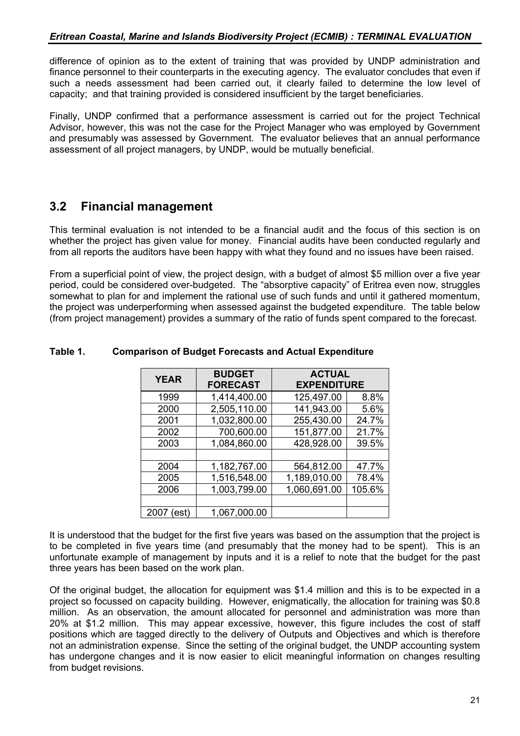difference of opinion as to the extent of training that was provided by UNDP administration and finance personnel to their counterparts in the executing agency. The evaluator concludes that even if such a needs assessment had been carried out, it clearly failed to determine the low level of capacity; and that training provided is considered insufficient by the target beneficiaries.

Finally, UNDP confirmed that a performance assessment is carried out for the project Technical Advisor, however, this was not the case for the Project Manager who was employed by Government and presumably was assessed by Government. The evaluator believes that an annual performance assessment of all project managers, by UNDP, would be mutually beneficial.

## 3.2 Financial management

This terminal evaluation is not intended to be a financial audit and the focus of this section is on whether the project has given value for money. Financial audits have been conducted regularly and from all reports the auditors have been happy with what they found and no issues have been raised.

From a superficial point of view, the project design, with a budget of almost $5 million over a five year period, could be considered over-budgeted. The "absorptive capacity" of Eritrea even now, struggles somewhat to plan for and implement the rational use of such funds and until it gathered momentum, the project was underperforming when assessed against the budgeted expenditure. The table below (from project management) provides a summary of the ratio of funds spent compared to the forecast.

**Table 1. Comparison of Budget Forecasts and Actual Expenditure**

| YEAR | BUDGET FORECAST | ACTUAL EXPENDITURE | |
|---|---|---|---|
| 1999 | 1,414,400.00 | 125,497.00 | 8.8% |
| 2000 | 2,505,110.00 | 141,943.00 | 5.6% |
| 2001 | 1,032,800.00 | 255,430.00 | 24.7% |
| 2002 | 700,600.00 | 151,877.00 | 21.7% |
| 2003 | 1,084,860.00 | 428,928.00 | 39.5% |
| | | | |
| 2004 | 1,182,767.00 | 564,812.00 | 47.7% |
| 2005 | 1,516,548.00 | 1,189,010.00 | 78.4% |
| 2006 | 1,003,799.00 | 1,060,691.00 | 105.6% |
| | | | |
| 2007 (est) | 1,067,000.00 | | |

It is understood that the budget for the first five years was based on the assumption that the project is to be completed in five years time (and presumably that the money had to be spent). This is an unfortunate example of management by inputs and it is a relief to note that the budget for the past three years has been based on the work plan.

Of the original budget, the allocation for equipment was $1.4 million and this is to be expected in a project so focussed on capacity building. However, enigmatically, the allocation for training was $0.8 million. As an observation, the amount allocated for personnel and administration was more than 20% at $1.2 million. This may appear excessive, however, this figure includes the cost of staff positions which are tagged directly to the delivery of Outputs and Objectives and which is therefore not an administration expense. Since the setting of the original budget, the UNDP accounting system has undergone changes and it is now easier to elicit meaningful information on changes resulting from budget revisions.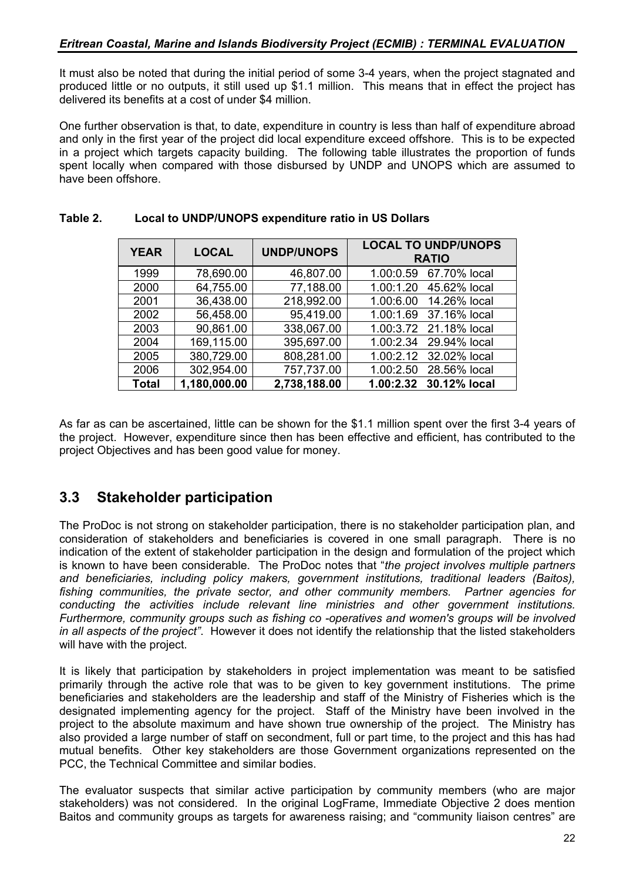It must also be noted that during the initial period of some 3-4 years, when the project stagnated and produced little or no outputs, it still used up $1.1 million. This means that in effect the project has delivered its benefits at a cost of under $4 million.

One further observation is that, to date, expenditure in country is less than half of expenditure abroad and only in the first year of the project did local expenditure exceed offshore. This is to be expected in a project which targets capacity building. The following table illustrates the proportion of funds spent locally when compared with those disbursed by UNDP and UNOPS which are assumed to have been offshore.

**Table 2. Local to UNDP/UNOPS expenditure ratio in US Dollars**

| YEAR | LOCAL | UNDP/UNOPS | LOCAL TO UNDP/UNOPS RATIO |
|---|---|---|---|
| 1999 | 78,690.00 | 46,807.00 | 1.00:0.59 67.70% local |
| 2000 | 64,755.00 | 77,188.00 | 1.00:1.20 45.62% local |
| 2001 | 36,438.00 | 218,992.00 | 1.00:6.00 14.26% local |
| 2002 | 56,458.00 | 95,419.00 | 1.00:1.69 37.16% local |
| 2003 | 90,861.00 | 338,067.00 | 1.00:3.72 21.18% local |
| 2004 | 169,115.00 | 395,697.00 | 1.00:2.34 29.94% local |
| 2005 | 380,729.00 | 808,281.00 | 1.00:2.12 32.02% local |
| 2006 | 302,954.00 | 757,737.00 | 1.00:2.50 28.56% local |
| **Total** | **1,180,000.00** | **2,738,188.00** | **1.00:2.32 30.12% local** |

As far as can be ascertained, little can be shown for the $1.1 million spent over the first 3-4 years of the project. However, expenditure since then has been effective and efficient, has contributed to the project Objectives and has been good value for money.

## 3.3 Stakeholder participation

The ProDoc is not strong on stakeholder participation, there is no stakeholder participation plan, and consideration of stakeholders and beneficiaries is covered in one small paragraph. There is no indication of the extent of stakeholder participation in the design and formulation of the project which is known to have been considerable. The ProDoc notes that "*the project involves multiple partners and beneficiaries, including policy makers, government institutions, traditional leaders (Baitos), fishing communities, the private sector, and other community members. Partner agencies for conducting the activities include relevant line ministries and other government institutions. Furthermore, community groups such as fishing co -operatives and women's groups will be involved in all aspects of the project"*. However it does not identify the relationship that the listed stakeholders will have with the project.

It is likely that participation by stakeholders in project implementation was meant to be satisfied primarily through the active role that was to be given to key government institutions. The prime beneficiaries and stakeholders are the leadership and staff of the Ministry of Fisheries which is the designated implementing agency for the project. Staff of the Ministry have been involved in the project to the absolute maximum and have shown true ownership of the project. The Ministry has also provided a large number of staff on secondment, full or part time, to the project and this has had mutual benefits. Other key stakeholders are those Government organizations represented on the PCC, the Technical Committee and similar bodies.

The evaluator suspects that similar active participation by community members (who are major stakeholders) was not considered. In the original LogFrame, Immediate Objective 2 does mention Baitos and community groups as targets for awareness raising; and "community liaison centres" are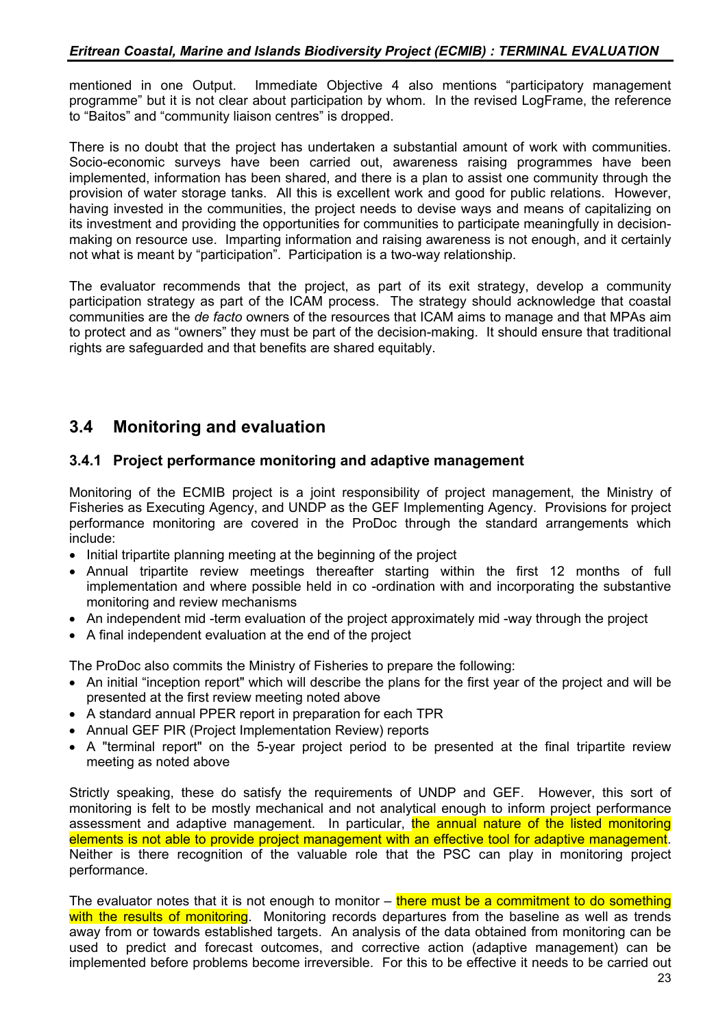mentioned in one Output. Immediate Objective 4 also mentions "participatory management programme" but it is not clear about participation by whom. In the revised LogFrame, the reference to "Baitos" and "community liaison centres" is dropped.

There is no doubt that the project has undertaken a substantial amount of work with communities. Socio-economic surveys have been carried out, awareness raising programmes have been implemented, information has been shared, and there is a plan to assist one community through the provision of water storage tanks. All this is excellent work and good for public relations. However, having invested in the communities, the project needs to devise ways and means of capitalizing on its investment and providing the opportunities for communities to participate meaningfully in decision-making on resource use. Imparting information and raising awareness is not enough, and it certainly not what is meant by "participation". Participation is a two-way relationship.

The evaluator recommends that the project, as part of its exit strategy, develop a community participation strategy as part of the ICAM process. The strategy should acknowledge that coastal communities are the *de facto* owners of the resources that ICAM aims to manage and that MPAs aim to protect and as "owners" they must be part of the decision-making. It should ensure that traditional rights are safeguarded and that benefits are shared equitably.

## 3.4 Monitoring and evaluation

### 3.4.1 Project performance monitoring and adaptive management

Monitoring of the ECMIB project is a joint responsibility of project management, the Ministry of Fisheries as Executing Agency, and UNDP as the GEF Implementing Agency. Provisions for project performance monitoring are covered in the ProDoc through the standard arrangements which include:

- Initial tripartite planning meeting at the beginning of the project
- Annual tripartite review meetings thereafter starting within the first 12 months of full implementation and where possible held in co -ordination with and incorporating the substantive monitoring and review mechanisms
- An independent mid -term evaluation of the project approximately mid -way through the project
- A final independent evaluation at the end of the project

The ProDoc also commits the Ministry of Fisheries to prepare the following:

- An initial "inception report" which will describe the plans for the first year of the project and will be presented at the first review meeting noted above
- A standard annual PPER report in preparation for each TPR
- Annual GEF PIR (Project Implementation Review) reports
- A "terminal report" on the 5-year project period to be presented at the final tripartite review meeting as noted above

Strictly speaking, these do satisfy the requirements of UNDP and GEF. However, this sort of monitoring is felt to be mostly mechanical and not analytical enough to inform project performance assessment and adaptive management. In particular, the annual nature of the listed monitoring elements is not able to provide project management with an effective tool for adaptive management. Neither is there recognition of the valuable role that the PSC can play in monitoring project performance.

The evaluator notes that it is not enough to monitor – there must be a commitment to do something with the results of monitoring. Monitoring records departures from the baseline as well as trends away from or towards established targets. An analysis of the data obtained from monitoring can be used to predict and forecast outcomes, and corrective action (adaptive management) can be implemented before problems become irreversible. For this to be effective it needs to be carried out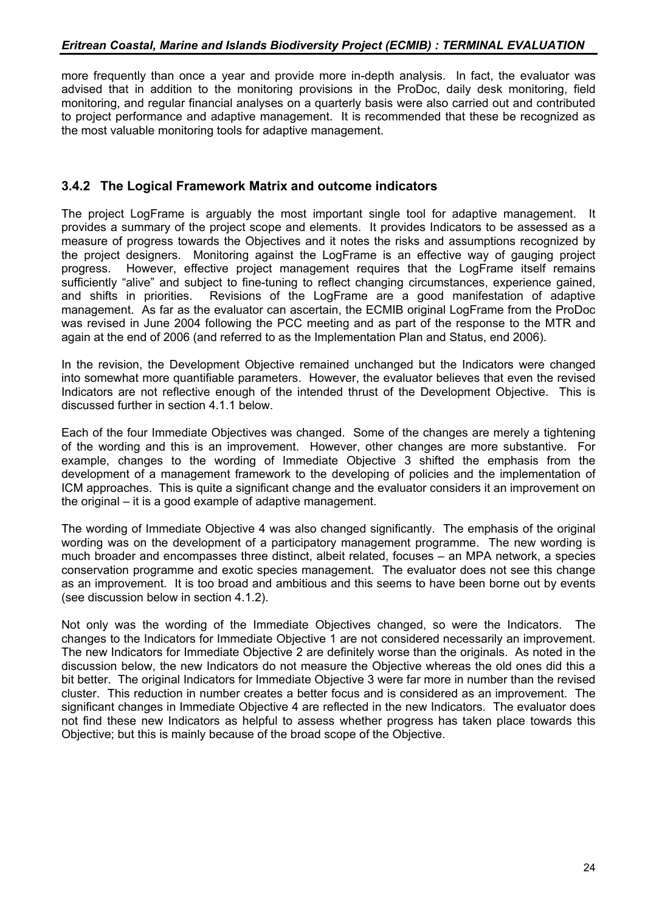more frequently than once a year and provide more in-depth analysis. In fact, the evaluator was advised that in addition to the monitoring provisions in the ProDoc, daily desk monitoring, field monitoring, and regular financial analyses on a quarterly basis were also carried out and contributed to project performance and adaptive management. It is recommended that these be recognized as the most valuable monitoring tools for adaptive management.

### 3.4.2 The Logical Framework Matrix and outcome indicators

The project LogFrame is arguably the most important single tool for adaptive management. It provides a summary of the project scope and elements. It provides Indicators to be assessed as a measure of progress towards the Objectives and it notes the risks and assumptions recognized by the project designers. Monitoring against the LogFrame is an effective way of gauging project progress. However, effective project management requires that the LogFrame itself remains sufficiently "alive" and subject to fine-tuning to reflect changing circumstances, experience gained, and shifts in priorities. Revisions of the LogFrame are a good manifestation of adaptive management. As far as the evaluator can ascertain, the ECMIB original LogFrame from the ProDoc was revised in June 2004 following the PCC meeting and as part of the response to the MTR and again at the end of 2006 (and referred to as the Implementation Plan and Status, end 2006).

In the revision, the Development Objective remained unchanged but the Indicators were changed into somewhat more quantifiable parameters. However, the evaluator believes that even the revised Indicators are not reflective enough of the intended thrust of the Development Objective. This is discussed further in section 4.1.1 below.

Each of the four Immediate Objectives was changed. Some of the changes are merely a tightening of the wording and this is an improvement. However, other changes are more substantive. For example, changes to the wording of Immediate Objective 3 shifted the emphasis from the development of a management framework to the developing of policies and the implementation of ICM approaches. This is quite a significant change and the evaluator considers it an improvement on the original – it is a good example of adaptive management.

The wording of Immediate Objective 4 was also changed significantly. The emphasis of the original wording was on the development of a participatory management programme. The new wording is much broader and encompasses three distinct, albeit related, focuses – an MPA network, a species conservation programme and exotic species management. The evaluator does not see this change as an improvement. It is too broad and ambitious and this seems to have been borne out by events (see discussion below in section 4.1.2).

Not only was the wording of the Immediate Objectives changed, so were the Indicators. The changes to the Indicators for Immediate Objective 1 are not considered necessarily an improvement. The new Indicators for Immediate Objective 2 are definitely worse than the originals. As noted in the discussion below, the new Indicators do not measure the Objective whereas the old ones did this a bit better. The original Indicators for Immediate Objective 3 were far more in number than the revised cluster. This reduction in number creates a better focus and is considered as an improvement. The significant changes in Immediate Objective 4 are reflected in the new Indicators. The evaluator does not find these new Indicators as helpful to assess whether progress has taken place towards this Objective; but this is mainly because of the broad scope of the Objective.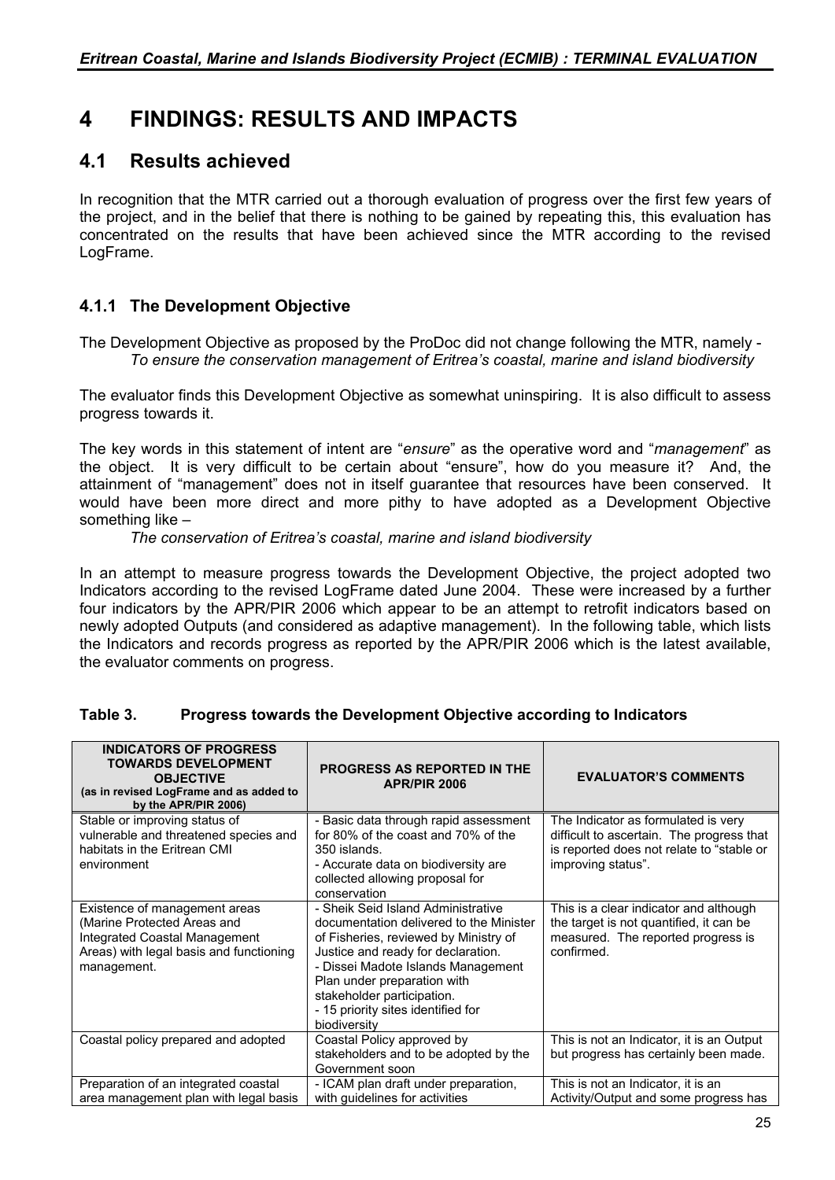# 4 FINDINGS: RESULTS AND IMPACTS

## 4.1 Results achieved

In recognition that the MTR carried out a thorough evaluation of progress over the first few years of the project, and in the belief that there is nothing to be gained by repeating this, this evaluation has concentrated on the results that have been achieved since the MTR according to the revised LogFrame.

### 4.1.1 The Development Objective

The Development Objective as proposed by the ProDoc did not change following the MTR, namely -

*To ensure the conservation management of Eritrea's coastal, marine and island biodiversity*

The evaluator finds this Development Objective as somewhat uninspiring. It is also difficult to assess progress towards it.

The key words in this statement of intent are "*ensure*" as the operative word and "*management*" as the object. It is very difficult to be certain about "ensure", how do you measure it? And, the attainment of "management" does not in itself guarantee that resources have been conserved. It would have been more direct and more pithy to have adopted as a Development Objective something like –

*The conservation of Eritrea's coastal, marine and island biodiversity*

In an attempt to measure progress towards the Development Objective, the project adopted two Indicators according to the revised LogFrame dated June 2004. These were increased by a further four indicators by the APR/PIR 2006 which appear to be an attempt to retrofit indicators based on newly adopted Outputs (and considered as adaptive management). In the following table, which lists the Indicators and records progress as reported by the APR/PIR 2006 which is the latest available, the evaluator comments on progress.

**Table 3. Progress towards the Development Objective according to Indicators**

| INDICATORS OF PROGRESS TOWARDS DEVELOPMENT OBJECTIVE (as in revised LogFrame and as added to by the APR/PIR 2006) | PROGRESS AS REPORTED IN THE APR/PIR 2006 | EVALUATOR'S COMMENTS |
|---|---|---|
| Stable or improving status of vulnerable and threatened species and habitats in the Eritrean CMI environment | - Basic data through rapid assessment for 80% of the coast and 70% of the 350 islands.<br>- Accurate data on biodiversity are collected allowing proposal for conservation | The Indicator as formulated is very difficult to ascertain. The progress that is reported does not relate to "stable or improving status". |
| Existence of management areas (Marine Protected Areas and Integrated Coastal Management Areas) with legal basis and functioning management. | - Sheik Seid Island Administrative documentation delivered to the Minister of Fisheries, reviewed by Ministry of Justice and ready for declaration.<br>- Dissei Madote Islands Management Plan under preparation with stakeholder participation.<br>- 15 priority sites identified for biodiversity | This is a clear indicator and although the target is not quantified, it can be measured. The reported progress is confirmed. |
| Coastal policy prepared and adopted | Coastal Policy approved by stakeholders and to be adopted by the Government soon | This is not an Indicator, it is an Output but progress has certainly been made. |
| Preparation of an integrated coastal area management plan with legal basis | - ICAM plan draft under preparation, with guidelines for activities | This is not an Indicator, it is an Activity/Output and some progress has |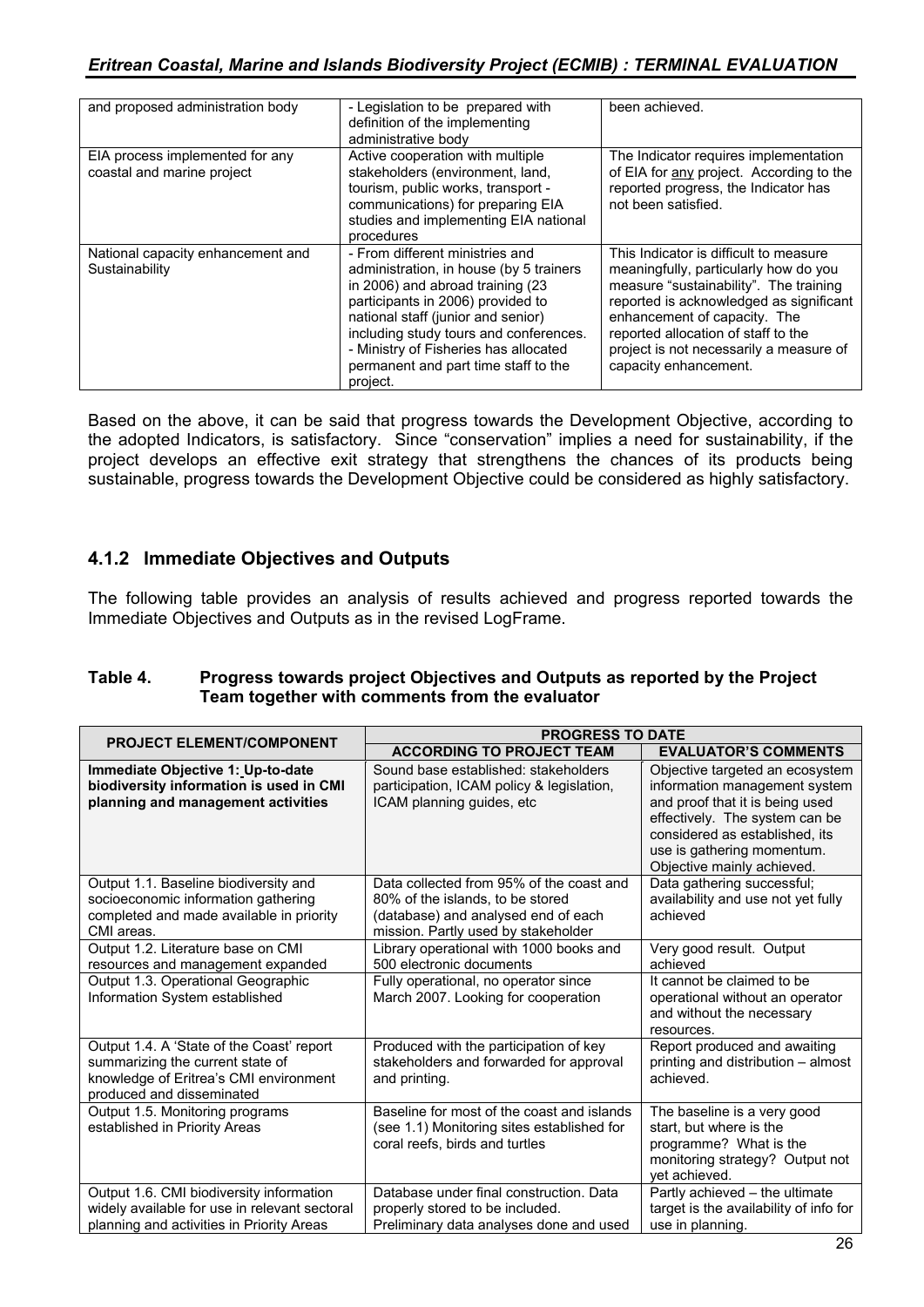| and proposed administration body | - Legislation to be prepared with definition of the implementing administrative body | been achieved. |
|---|---|---|
| EIA process implemented for any coastal and marine project | Active cooperation with multiple stakeholders (environment, land, tourism, public works, transport - communications) for preparing EIA studies and implementing EIA national procedures | The Indicator requires implementation of EIA for any project. According to the reported progress, the Indicator has not been satisfied. |
| National capacity enhancement and Sustainability | - From different ministries and administration, in house (by 5 trainers in 2006) and abroad training (23 participants in 2006) provided to national staff (junior and senior) including study tours and conferences.<br>- Ministry of Fisheries has allocated permanent and part time staff to the project. | This Indicator is difficult to measure meaningfully, particularly how do you measure "sustainability". The training reported is acknowledged as significant enhancement of capacity. The reported allocation of staff to the project is not necessarily a measure of capacity enhancement. |

Based on the above, it can be said that progress towards the Development Objective, according to the adopted Indicators, is satisfactory. Since "conservation" implies a need for sustainability, if the project develops an effective exit strategy that strengthens the chances of its products being sustainable, progress towards the Development Objective could be considered as highly satisfactory.

### 4.1.2 Immediate Objectives and Outputs

The following table provides an analysis of results achieved and progress reported towards the Immediate Objectives and Outputs as in the revised LogFrame.

**Table 4. Progress towards project Objectives and Outputs as reported by the Project Team together with comments from the evaluator**

| PROJECT ELEMENT/COMPONENT | PROGRESS TO DATE | |
|---|---|---|
| | **ACCORDING TO PROJECT TEAM** | **EVALUATOR'S COMMENTS** |
| **Immediate Objective 1: Up-to-date biodiversity information is used in CMI planning and management activities** | Sound base established: stakeholders participation, ICAM policy & legislation, ICAM planning guides, etc | Objective targeted an ecosystem information management system and proof that it is being used effectively. The system can be considered as established, its use is gathering momentum. Objective mainly achieved. |
| Output 1.1. Baseline biodiversity and socioeconomic information gathering completed and made available in priority CMI areas. | Data collected from 95% of the coast and 80% of the islands, to be stored (database) and analysed end of each mission. Partly used by stakeholder | Data gathering successful; availability and use not yet fully achieved |
| Output 1.2. Literature base on CMI resources and management expanded | Library operational with 1000 books and 500 electronic documents | Very good result. Output achieved |
| Output 1.3. Operational Geographic Information System established | Fully operational, no operator since March 2007. Looking for cooperation | It cannot be claimed to be operational without an operator and without the necessary resources. |
| Output 1.4. A 'State of the Coast' report summarizing the current state of knowledge of Eritrea's CMI environment produced and disseminated | Produced with the participation of key stakeholders and forwarded for approval and printing. | Report produced and awaiting printing and distribution – almost achieved. |
| Output 1.5. Monitoring programs established in Priority Areas | Baseline for most of the coast and islands (see 1.1) Monitoring sites established for coral reefs, birds and turtles | The baseline is a very good start, but where is the programme? What is the monitoring strategy? Output not yet achieved. |
| Output 1.6. CMI biodiversity information widely available for use in relevant sectoral planning and activities in Priority Areas | Database under final construction. Data properly stored to be included. Preliminary data analyses done and used | Partly achieved – the ultimate target is the availability of info for use in planning. |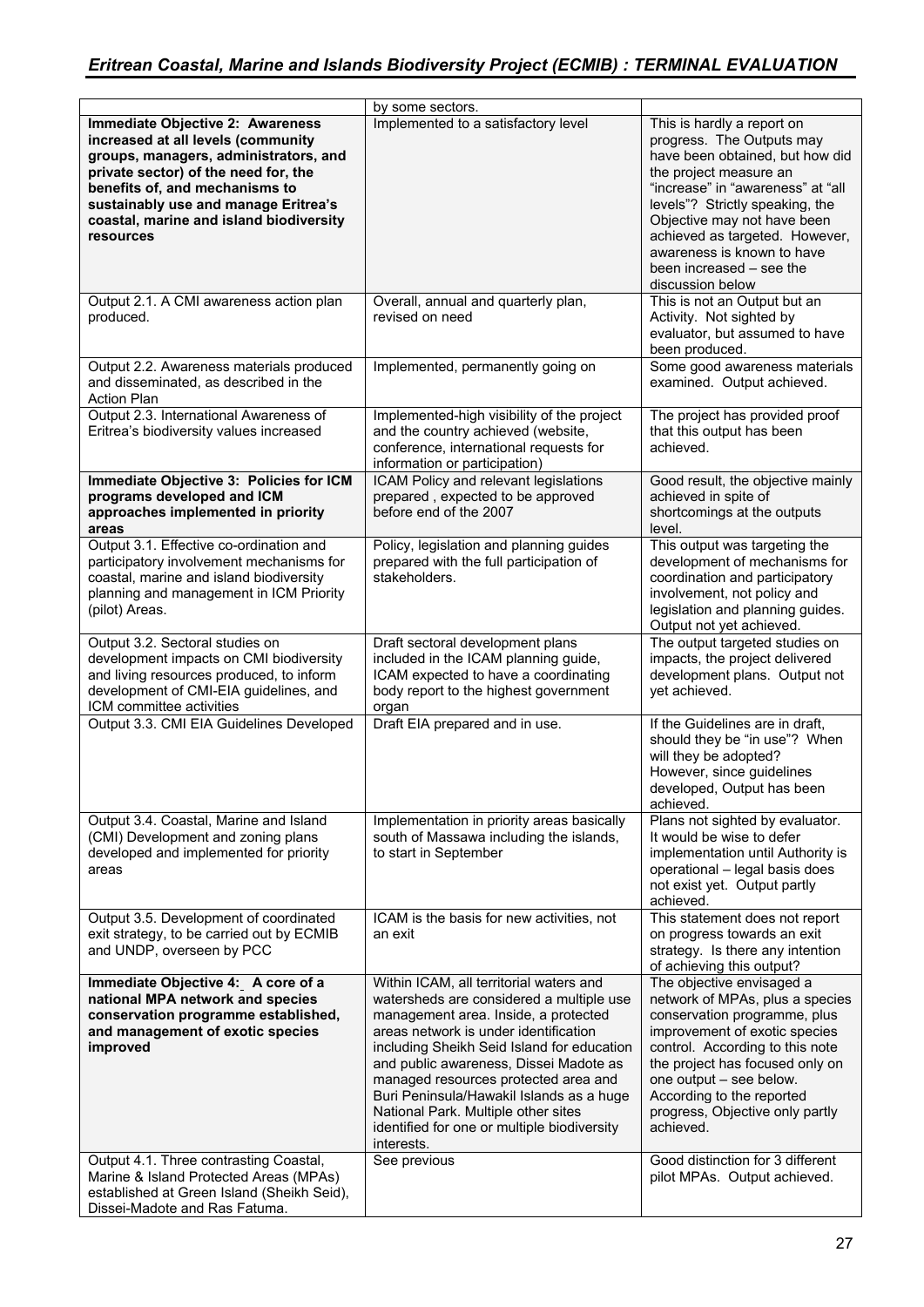| | | |
|---|---|---|
| | by some sectors. | |
| **Immediate Objective 2: Awareness increased at all levels (community groups, managers, administrators, and private sector) of the need for, the benefits of, and mechanisms to sustainably use and manage Eritrea's coastal, marine and island biodiversity resources** | Implemented to a satisfactory level | This is hardly a report on progress. The Outputs may have been obtained, but how did the project measure an "increase" in "awareness" at "all levels"? Strictly speaking, the Objective may not have been achieved as targeted. However, awareness is known to have been increased – see the discussion below |
| Output 2.1. A CMI awareness action plan produced. | Overall, annual and quarterly plan, revised on need | This is not an Output but an Activity. Not sighted by evaluator, but assumed to have been produced. |
| Output 2.2. Awareness materials produced and disseminated, as described in the Action Plan | Implemented, permanently going on | Some good awareness materials examined. Output achieved. |
| Output 2.3. International Awareness of Eritrea's biodiversity values increased | Implemented-high visibility of the project and the country achieved (website, conference, international requests for information or participation) | The project has provided proof that this output has been achieved. |
| **Immediate Objective 3: Policies for ICM programs developed and ICM approaches implemented in priority areas** | ICAM Policy and relevant legislations prepared , expected to be approved before end of the 2007 | Good result, the objective mainly achieved in spite of shortcomings at the outputs level. |
| Output 3.1. Effective co-ordination and participatory involvement mechanisms for coastal, marine and island biodiversity planning and management in ICM Priority (pilot) Areas. | Policy, legislation and planning guides prepared with the full participation of stakeholders. | This output was targeting the development of mechanisms for coordination and participatory involvement, not policy and legislation and planning guides. Output not yet achieved. |
| Output 3.2. Sectoral studies on development impacts on CMI biodiversity and living resources produced, to inform development of CMI-EIA guidelines, and ICM committee activities | Draft sectoral development plans included in the ICAM planning guide, ICAM expected to have a coordinating body report to the highest government organ | The output targeted studies on impacts, the project delivered development plans. Output not yet achieved. |
| Output 3.3. CMI EIA Guidelines Developed | Draft EIA prepared and in use. | If the Guidelines are in draft, should they be "in use"? When will they be adopted? However, since guidelines developed, Output has been achieved. |
| Output 3.4. Coastal, Marine and Island (CMI) Development and zoning plans developed and implemented for priority areas | Implementation in priority areas basically south of Massawa including the islands, to start in September | Plans not sighted by evaluator. It would be wise to defer implementation until Authority is operational – legal basis does not exist yet. Output partly achieved. |
| Output 3.5. Development of coordinated exit strategy, to be carried out by ECMIB and UNDP, overseen by PCC | ICAM is the basis for new activities, not an exit | This statement does not report on progress towards an exit strategy. Is there any intention of achieving this output? |
| **Immediate Objective 4: A core of a national MPA network and species conservation programme established, and management of exotic species improved** | Within ICAM, all territorial waters and watersheds are considered a multiple use management area. Inside, a protected areas network is under identification including Sheikh Seid Island for education and public awareness, Dissei Madote as managed resources protected area and Buri Peninsula/Hawakil Islands as a huge National Park. Multiple other sites identified for one or multiple biodiversity interests. | The objective envisaged a network of MPAs, plus a species conservation programme, plus improvement of exotic species control. According to this note the project has focused only on one output – see below. According to the reported progress, Objective only partly achieved. |
| Output 4.1. Three contrasting Coastal, Marine & Island Protected Areas (MPAs) established at Green Island (Sheikh Seid), Dissei-Madote and Ras Fatuma. | See previous | Good distinction for 3 different pilot MPAs. Output achieved. |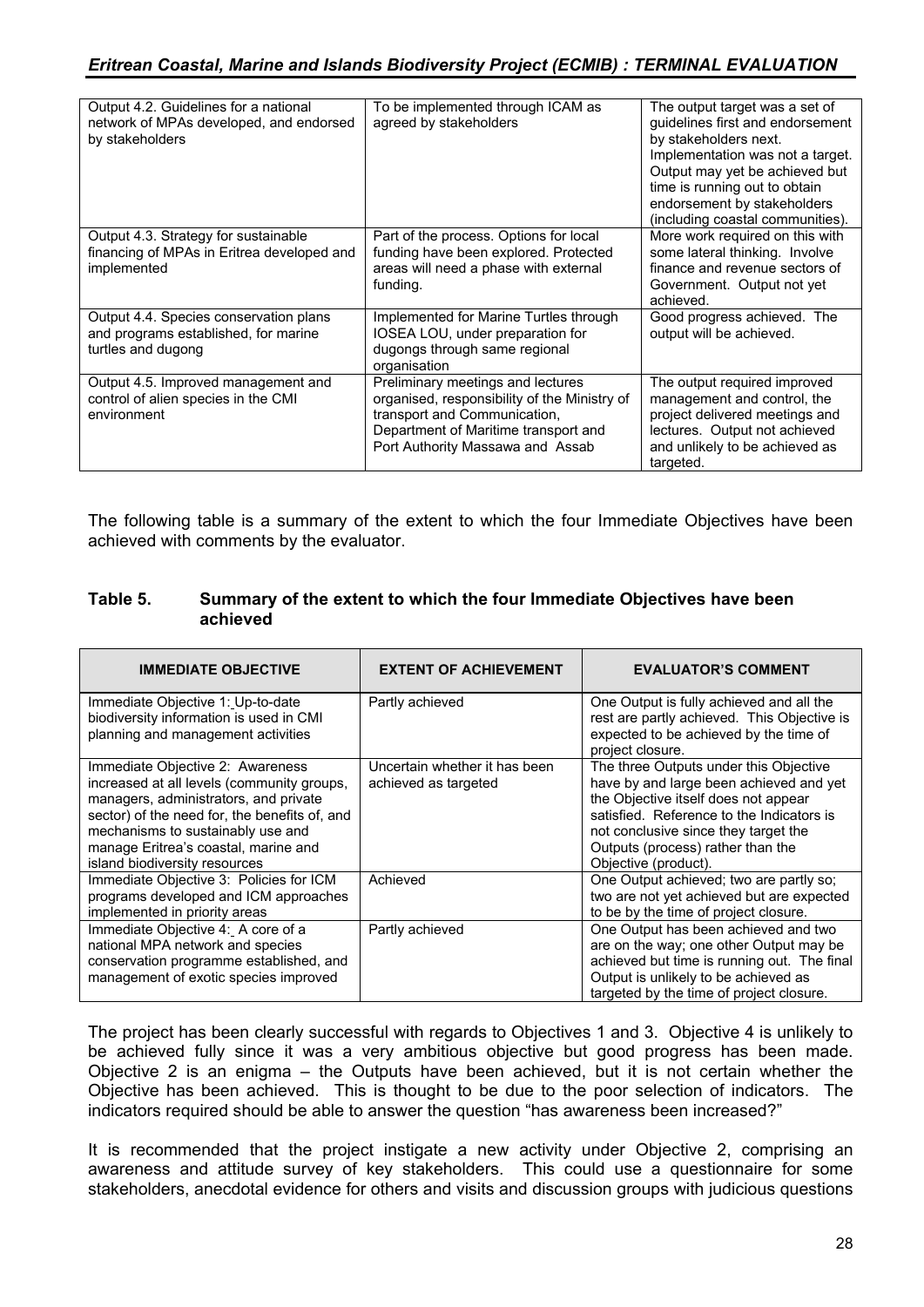| | | |
|---|---|---|
| Output 4.2. Guidelines for a national network of MPAs developed, and endorsed by stakeholders | To be implemented through ICAM as agreed by stakeholders | The output target was a set of guidelines first and endorsement by stakeholders next. Implementation was not a target. Output may yet be achieved but time is running out to obtain endorsement by stakeholders (including coastal communities). |
| Output 4.3. Strategy for sustainable financing of MPAs in Eritrea developed and implemented | Part of the process. Options for local funding have been explored. Protected areas will need a phase with external funding. | More work required on this with some lateral thinking. Involve finance and revenue sectors of Government. Output not yet achieved. |
| Output 4.4. Species conservation plans and programs established, for marine turtles and dugong | Implemented for Marine Turtles through IOSEA LOU, under preparation for dugongs through same regional organisation | Good progress achieved. The output will be achieved. |
| Output 4.5. Improved management and control of alien species in the CMI environment | Preliminary meetings and lectures organised, responsibility of the Ministry of transport and Communication, Department of Maritime transport and Port Authority Massawa and Assab | The output required improved management and control, the project delivered meetings and lectures. Output not achieved and unlikely to be achieved as targeted. |

The following table is a summary of the extent to which the four Immediate Objectives have been achieved with comments by the evaluator.

**Table 5. Summary of the extent to which the four Immediate Objectives have been achieved**

| IMMEDIATE OBJECTIVE | EXTENT OF ACHIEVEMENT | EVALUATOR'S COMMENT |
|---|---|---|
| Immediate Objective 1: Up-to-date biodiversity information is used in CMI planning and management activities | Partly achieved | One Output is fully achieved and all the rest are partly achieved. This Objective is expected to be achieved by the time of project closure. |
| Immediate Objective 2: Awareness increased at all levels (community groups, managers, administrators, and private sector) of the need for, the benefits of, and mechanisms to sustainably use and manage Eritrea's coastal, marine and island biodiversity resources | Uncertain whether it has been achieved as targeted | The three Outputs under this Objective have by and large been achieved and yet the Objective itself does not appear satisfied. Reference to the Indicators is not conclusive since they target the Outputs (process) rather than the Objective (product). |
| Immediate Objective 3: Policies for ICM programs developed and ICM approaches implemented in priority areas | Achieved | One Output achieved; two are partly so; two are not yet achieved but are expected to be by the time of project closure. |
| Immediate Objective 4: A core of a national MPA network and species conservation programme established, and management of exotic species improved | Partly achieved | One Output has been achieved and two are on the way; one other Output may be achieved but time is running out. The final Output is unlikely to be achieved as targeted by the time of project closure. |

The project has been clearly successful with regards to Objectives 1 and 3. Objective 4 is unlikely to be achieved fully since it was a very ambitious objective but good progress has been made. Objective 2 is an enigma – the Outputs have been achieved, but it is not certain whether the Objective has been achieved. This is thought to be due to the poor selection of indicators. The indicators required should be able to answer the question "has awareness been increased?"

It is recommended that the project instigate a new activity under Objective 2, comprising an awareness and attitude survey of key stakeholders. This could use a questionnaire for some stakeholders, anecdotal evidence for others and visits and discussion groups with judicious questions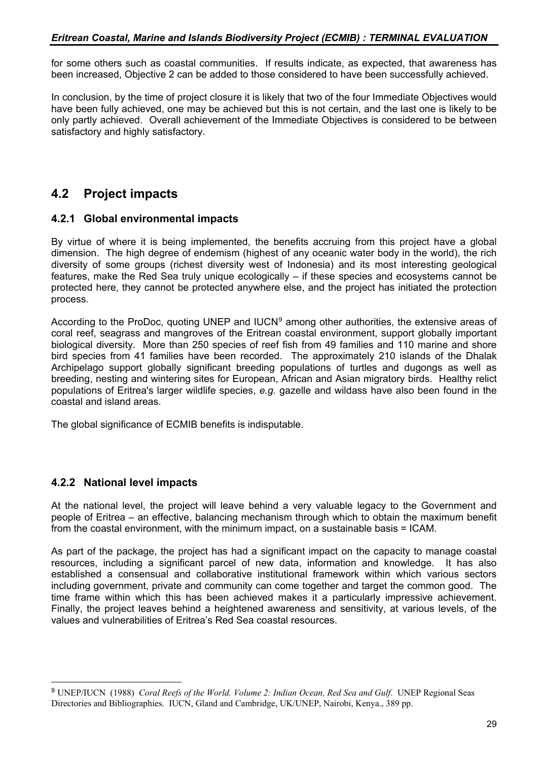for some others such as coastal communities. If results indicate, as expected, that awareness has been increased, Objective 2 can be added to those considered to have been successfully achieved.

In conclusion, by the time of project closure it is likely that two of the four Immediate Objectives would have been fully achieved, one may be achieved but this is not certain, and the last one is likely to be only partly achieved. Overall achievement of the Immediate Objectives is considered to be between satisfactory and highly satisfactory.

## 4.2 Project impacts

### 4.2.1 Global environmental impacts

By virtue of where it is being implemented, the benefits accruing from this project have a global dimension. The high degree of endemism (highest of any oceanic water body in the world), the rich diversity of some groups (richest diversity west of Indonesia) and its most interesting geological features, make the Red Sea truly unique ecologically – if these species and ecosystems cannot be protected here, they cannot be protected anywhere else, and the project has initiated the protection process.

According to the ProDoc, quoting UNEP and IUCN[9] among other authorities, the extensive areas of coral reef, seagrass and mangroves of the Eritrean coastal environment, support globally important biological diversity. More than 250 species of reef fish from 49 families and 110 marine and shore bird species from 41 families have been recorded. The approximately 210 islands of the Dhalak Archipelago support globally significant breeding populations of turtles and dugongs as well as breeding, nesting and wintering sites for European, African and Asian migratory birds. Healthy relict populations of Eritrea's larger wildlife species, *e.g.* gazelle and wildass have also been found in the coastal and island areas.

The global significance of ECMIB benefits is indisputable.

### 4.2.2 National level impacts

At the national level, the project will leave behind a very valuable legacy to the Government and people of Eritrea – an effective, balancing mechanism through which to obtain the maximum benefit from the coastal environment, with the minimum impact, on a sustainable basis = ICAM.

As part of the package, the project has had a significant impact on the capacity to manage coastal resources, including a significant parcel of new data, information and knowledge. It has also established a consensual and collaborative institutional framework within which various sectors including government, private and community can come together and target the common good. The time frame within which this has been achieved makes it a particularly impressive achievement. Finally, the project leaves behind a heightened awareness and sensitivity, at various levels, of the values and vulnerabilities of Eritrea's Red Sea coastal resources.

---

[9] UNEP/IUCN (1988) *Coral Reefs of the World. Volume 2: Indian Ocean, Red Sea and Gulf*. UNEP Regional Seas Directories and Bibliographies. IUCN, Gland and Cambridge, UK/UNEP, Nairobi, Kenya., 389 pp.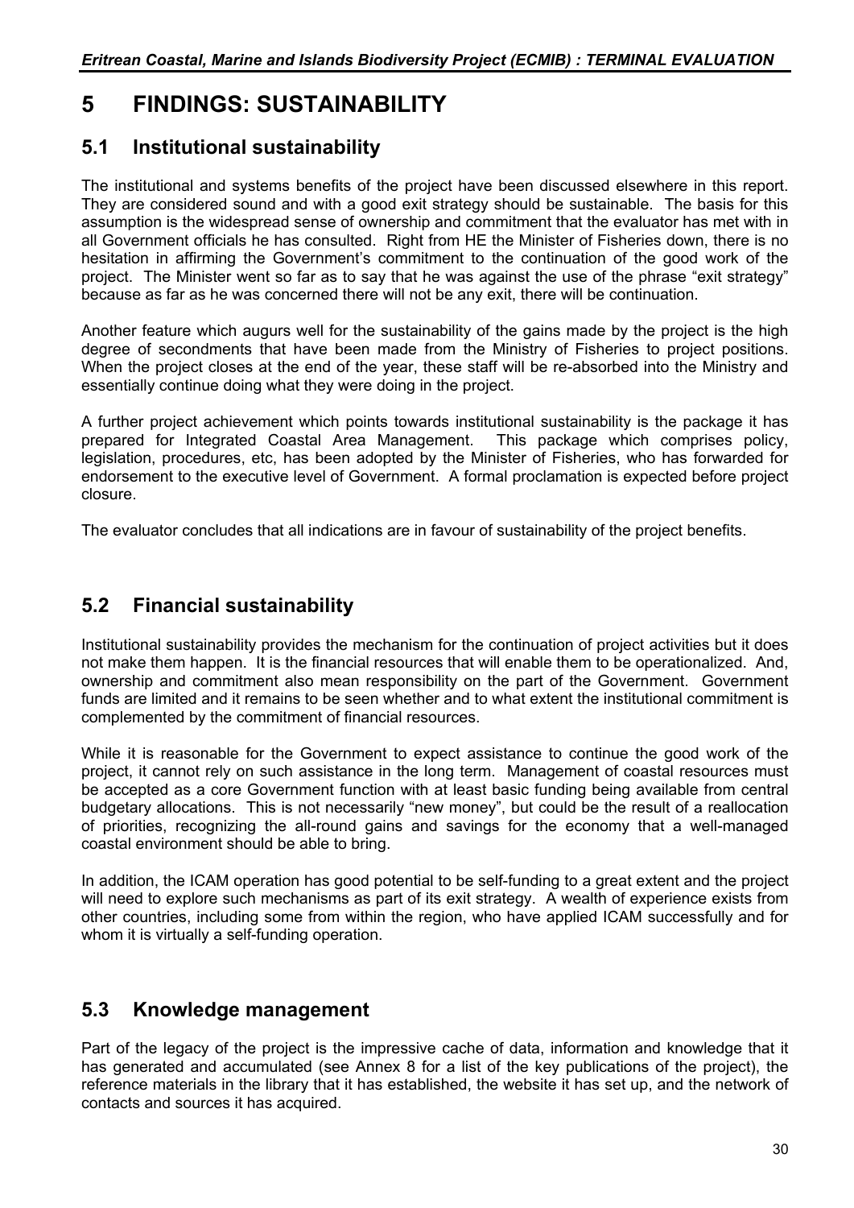# 5 FINDINGS: SUSTAINABILITY

## 5.1 Institutional sustainability

The institutional and systems benefits of the project have been discussed elsewhere in this report. They are considered sound and with a good exit strategy should be sustainable. The basis for this assumption is the widespread sense of ownership and commitment that the evaluator has met with in all Government officials he has consulted. Right from HE the Minister of Fisheries down, there is no hesitation in affirming the Government's commitment to the continuation of the good work of the project. The Minister went so far as to say that he was against the use of the phrase "exit strategy" because as far as he was concerned there will not be any exit, there will be continuation.

Another feature which augurs well for the sustainability of the gains made by the project is the high degree of secondments that have been made from the Ministry of Fisheries to project positions. When the project closes at the end of the year, these staff will be re-absorbed into the Ministry and essentially continue doing what they were doing in the project.

A further project achievement which points towards institutional sustainability is the package it has prepared for Integrated Coastal Area Management. This package which comprises policy, legislation, procedures, etc, has been adopted by the Minister of Fisheries, who has forwarded for endorsement to the executive level of Government. A formal proclamation is expected before project closure.

The evaluator concludes that all indications are in favour of sustainability of the project benefits.

## 5.2 Financial sustainability

Institutional sustainability provides the mechanism for the continuation of project activities but it does not make them happen. It is the financial resources that will enable them to be operationalized. And, ownership and commitment also mean responsibility on the part of the Government. Government funds are limited and it remains to be seen whether and to what extent the institutional commitment is complemented by the commitment of financial resources.

While it is reasonable for the Government to expect assistance to continue the good work of the project, it cannot rely on such assistance in the long term. Management of coastal resources must be accepted as a core Government function with at least basic funding being available from central budgetary allocations. This is not necessarily "new money", but could be the result of a reallocation of priorities, recognizing the all-round gains and savings for the economy that a well-managed coastal environment should be able to bring.

In addition, the ICAM operation has good potential to be self-funding to a great extent and the project will need to explore such mechanisms as part of its exit strategy. A wealth of experience exists from other countries, including some from within the region, who have applied ICAM successfully and for whom it is virtually a self-funding operation.

## 5.3 Knowledge management

Part of the legacy of the project is the impressive cache of data, information and knowledge that it has generated and accumulated (see Annex 8 for a list of the key publications of the project), the reference materials in the library that it has established, the website it has set up, and the network of contacts and sources it has acquired.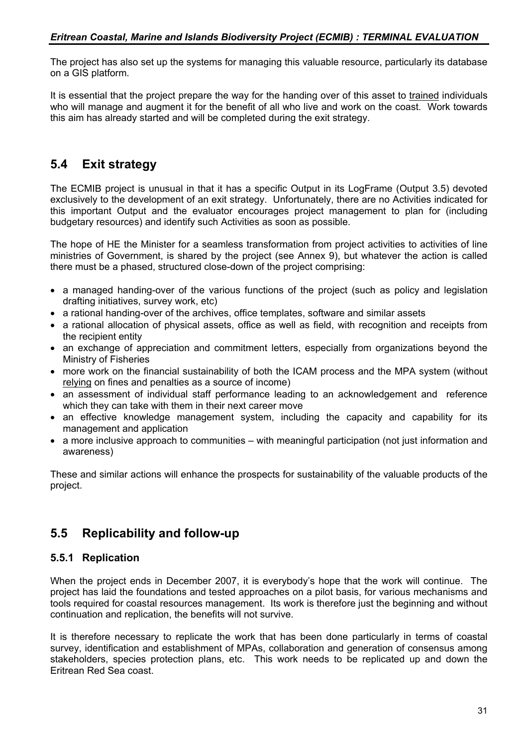The project has also set up the systems for managing this valuable resource, particularly its database on a GIS platform.

It is essential that the project prepare the way for the handing over of this asset to <u>trained</u> individuals who will manage and augment it for the benefit of all who live and work on the coast. Work towards this aim has already started and will be completed during the exit strategy.

## 5.4 Exit strategy

The ECMIB project is unusual in that it has a specific Output in its LogFrame (Output 3.5) devoted exclusively to the development of an exit strategy. Unfortunately, there are no Activities indicated for this important Output and the evaluator encourages project management to plan for (including budgetary resources) and identify such Activities as soon as possible.

The hope of HE the Minister for a seamless transformation from project activities to activities of line ministries of Government, is shared by the project (see Annex 9), but whatever the action is called there must be a phased, structured close-down of the project comprising:

- a managed handing-over of the various functions of the project (such as policy and legislation drafting initiatives, survey work, etc)
- a rational handing-over of the archives, office templates, software and similar assets
- a rational allocation of physical assets, office as well as field, with recognition and receipts from the recipient entity
- an exchange of appreciation and commitment letters, especially from organizations beyond the Ministry of Fisheries
- more work on the financial sustainability of both the ICAM process and the MPA system (without <u>relying</u> on fines and penalties as a source of income)
- an assessment of individual staff performance leading to an acknowledgement and reference which they can take with them in their next career move
- an effective knowledge management system, including the capacity and capability for its management and application
- a more inclusive approach to communities – with meaningful participation (not just information and awareness)

These and similar actions will enhance the prospects for sustainability of the valuable products of the project.

## 5.5 Replicability and follow-up

### 5.5.1 Replication

When the project ends in December 2007, it is everybody's hope that the work will continue. The project has laid the foundations and tested approaches on a pilot basis, for various mechanisms and tools required for coastal resources management. Its work is therefore just the beginning and without continuation and replication, the benefits will not survive.

It is therefore necessary to replicate the work that has been done particularly in terms of coastal survey, identification and establishment of MPAs, collaboration and generation of consensus among stakeholders, species protection plans, etc. This work needs to be replicated up and down the Eritrean Red Sea coast.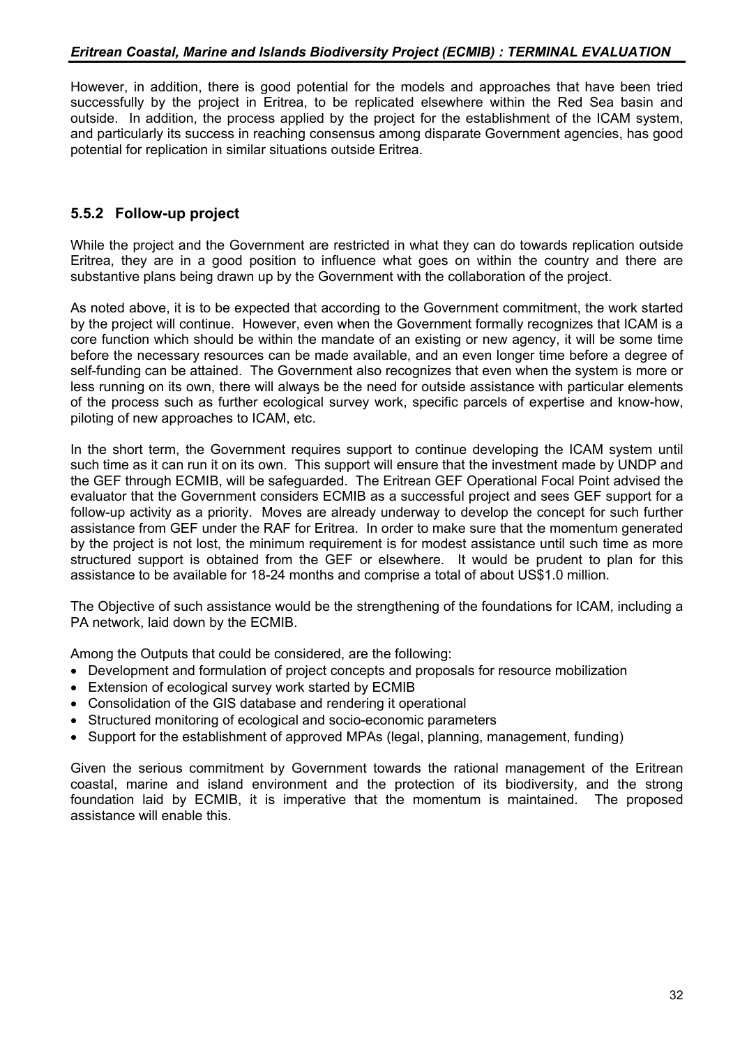However, in addition, there is good potential for the models and approaches that have been tried successfully by the project in Eritrea, to be replicated elsewhere within the Red Sea basin and outside. In addition, the process applied by the project for the establishment of the ICAM system, and particularly its success in reaching consensus among disparate Government agencies, has good potential for replication in similar situations outside Eritrea.

### 5.5.2 Follow-up project

While the project and the Government are restricted in what they can do towards replication outside Eritrea, they are in a good position to influence what goes on within the country and there are substantive plans being drawn up by the Government with the collaboration of the project.

As noted above, it is to be expected that according to the Government commitment, the work started by the project will continue. However, even when the Government formally recognizes that ICAM is a core function which should be within the mandate of an existing or new agency, it will be some time before the necessary resources can be made available, and an even longer time before a degree of self-funding can be attained. The Government also recognizes that even when the system is more or less running on its own, there will always be the need for outside assistance with particular elements of the process such as further ecological survey work, specific parcels of expertise and know-how, piloting of new approaches to ICAM, etc.

In the short term, the Government requires support to continue developing the ICAM system until such time as it can run it on its own. This support will ensure that the investment made by UNDP and the GEF through ECMIB, will be safeguarded. The Eritrean GEF Operational Focal Point advised the evaluator that the Government considers ECMIB as a successful project and sees GEF support for a follow-up activity as a priority. Moves are already underway to develop the concept for such further assistance from GEF under the RAF for Eritrea. In order to make sure that the momentum generated by the project is not lost, the minimum requirement is for modest assistance until such time as more structured support is obtained from the GEF or elsewhere. It would be prudent to plan for this assistance to be available for 18-24 months and comprise a total of about US$1.0 million.

The Objective of such assistance would be the strengthening of the foundations for ICAM, including a PA network, laid down by the ECMIB.

Among the Outputs that could be considered, are the following:

- Development and formulation of project concepts and proposals for resource mobilization
- Extension of ecological survey work started by ECMIB
- Consolidation of the GIS database and rendering it operational
- Structured monitoring of ecological and socio-economic parameters
- Support for the establishment of approved MPAs (legal, planning, management, funding)

Given the serious commitment by Government towards the rational management of the Eritrean coastal, marine and island environment and the protection of its biodiversity, and the strong foundation laid by ECMIB, it is imperative that the momentum is maintained. The proposed assistance will enable this.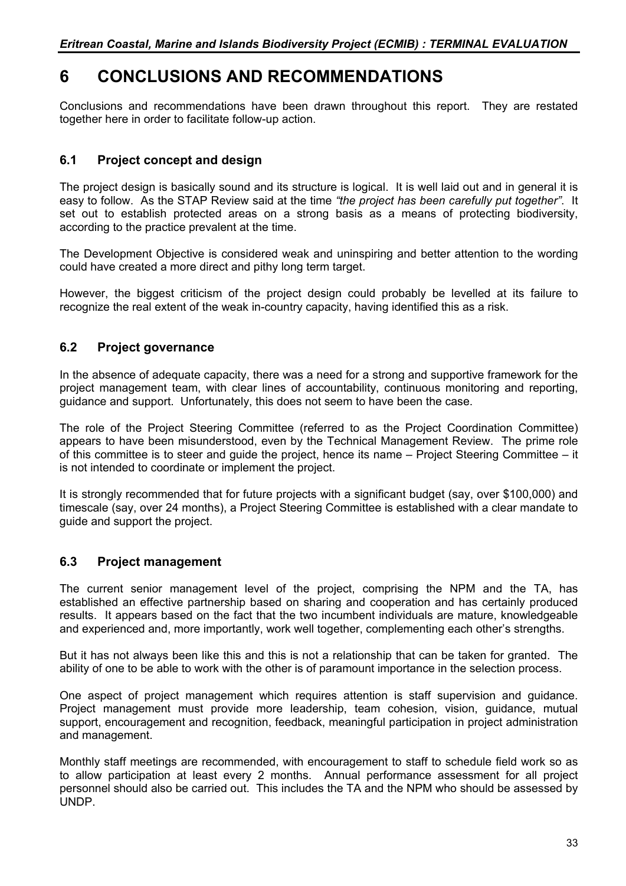# 6 CONCLUSIONS AND RECOMMENDATIONS

Conclusions and recommendations have been drawn throughout this report. They are restated together here in order to facilitate follow-up action.

## 6.1 Project concept and design

The project design is basically sound and its structure is logical. It is well laid out and in general it is easy to follow. As the STAP Review said at the time *"the project has been carefully put together"*. It set out to establish protected areas on a strong basis as a means of protecting biodiversity, according to the practice prevalent at the time.

The Development Objective is considered weak and uninspiring and better attention to the wording could have created a more direct and pithy long term target.

However, the biggest criticism of the project design could probably be levelled at its failure to recognize the real extent of the weak in-country capacity, having identified this as a risk.

## 6.2 Project governance

In the absence of adequate capacity, there was a need for a strong and supportive framework for the project management team, with clear lines of accountability, continuous monitoring and reporting, guidance and support. Unfortunately, this does not seem to have been the case.

The role of the Project Steering Committee (referred to as the Project Coordination Committee) appears to have been misunderstood, even by the Technical Management Review. The prime role of this committee is to steer and guide the project, hence its name – Project Steering Committee – it is not intended to coordinate or implement the project.

It is strongly recommended that for future projects with a significant budget (say, over $100,000) and timescale (say, over 24 months), a Project Steering Committee is established with a clear mandate to guide and support the project.

## 6.3 Project management

The current senior management level of the project, comprising the NPM and the TA, has established an effective partnership based on sharing and cooperation and has certainly produced results. It appears based on the fact that the two incumbent individuals are mature, knowledgeable and experienced and, more importantly, work well together, complementing each other's strengths.

But it has not always been like this and this is not a relationship that can be taken for granted. The ability of one to be able to work with the other is of paramount importance in the selection process.

One aspect of project management which requires attention is staff supervision and guidance. Project management must provide more leadership, team cohesion, vision, guidance, mutual support, encouragement and recognition, feedback, meaningful participation in project administration and management.

Monthly staff meetings are recommended, with encouragement to staff to schedule field work so as to allow participation at least every 2 months. Annual performance assessment for all project personnel should also be carried out. This includes the TA and the NPM who should be assessed by UNDP.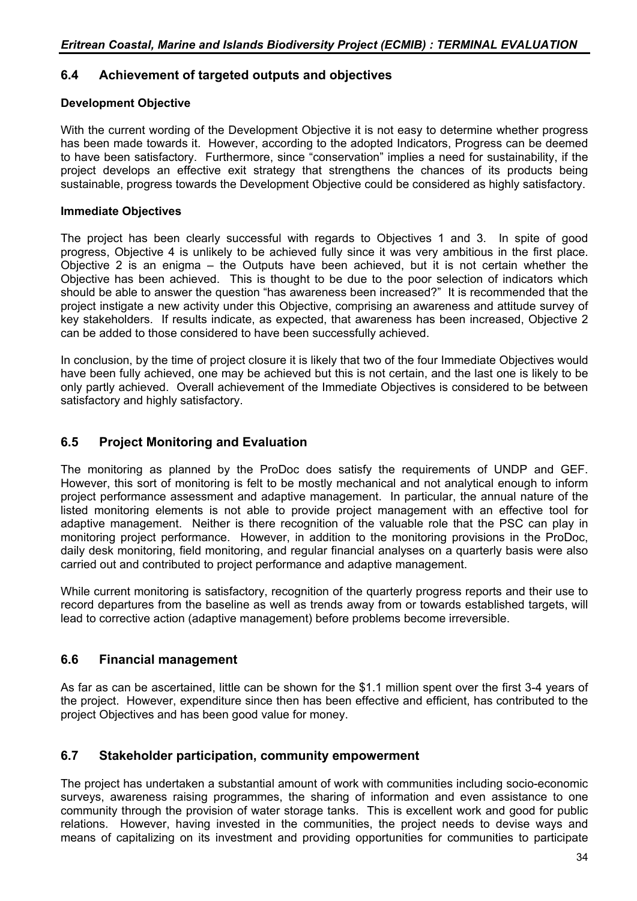## 6.4 Achievement of targeted outputs and objectives

**Development Objective**

With the current wording of the Development Objective it is not easy to determine whether progress has been made towards it. However, according to the adopted Indicators, Progress can be deemed to have been satisfactory. Furthermore, since "conservation" implies a need for sustainability, if the project develops an effective exit strategy that strengthens the chances of its products being sustainable, progress towards the Development Objective could be considered as highly satisfactory.

**Immediate Objectives**

The project has been clearly successful with regards to Objectives 1 and 3. In spite of good progress, Objective 4 is unlikely to be achieved fully since it was very ambitious in the first place. Objective 2 is an enigma – the Outputs have been achieved, but it is not certain whether the Objective has been achieved. This is thought to be due to the poor selection of indicators which should be able to answer the question "has awareness been increased?" It is recommended that the project instigate a new activity under this Objective, comprising an awareness and attitude survey of key stakeholders. If results indicate, as expected, that awareness has been increased, Objective 2 can be added to those considered to have been successfully achieved.

In conclusion, by the time of project closure it is likely that two of the four Immediate Objectives would have been fully achieved, one may be achieved but this is not certain, and the last one is likely to be only partly achieved. Overall achievement of the Immediate Objectives is considered to be between satisfactory and highly satisfactory.

## 6.5 Project Monitoring and Evaluation

The monitoring as planned by the ProDoc does satisfy the requirements of UNDP and GEF. However, this sort of monitoring is felt to be mostly mechanical and not analytical enough to inform project performance assessment and adaptive management. In particular, the annual nature of the listed monitoring elements is not able to provide project management with an effective tool for adaptive management. Neither is there recognition of the valuable role that the PSC can play in monitoring project performance. However, in addition to the monitoring provisions in the ProDoc, daily desk monitoring, field monitoring, and regular financial analyses on a quarterly basis were also carried out and contributed to project performance and adaptive management.

While current monitoring is satisfactory, recognition of the quarterly progress reports and their use to record departures from the baseline as well as trends away from or towards established targets, will lead to corrective action (adaptive management) before problems become irreversible.

## 6.6 Financial management

As far as can be ascertained, little can be shown for the $1.1 million spent over the first 3-4 years of the project. However, expenditure since then has been effective and efficient, has contributed to the project Objectives and has been good value for money.

## 6.7 Stakeholder participation, community empowerment

The project has undertaken a substantial amount of work with communities including socio-economic surveys, awareness raising programmes, the sharing of information and even assistance to one community through the provision of water storage tanks. This is excellent work and good for public relations. However, having invested in the communities, the project needs to devise ways and means of capitalizing on its investment and providing opportunities for communities to participate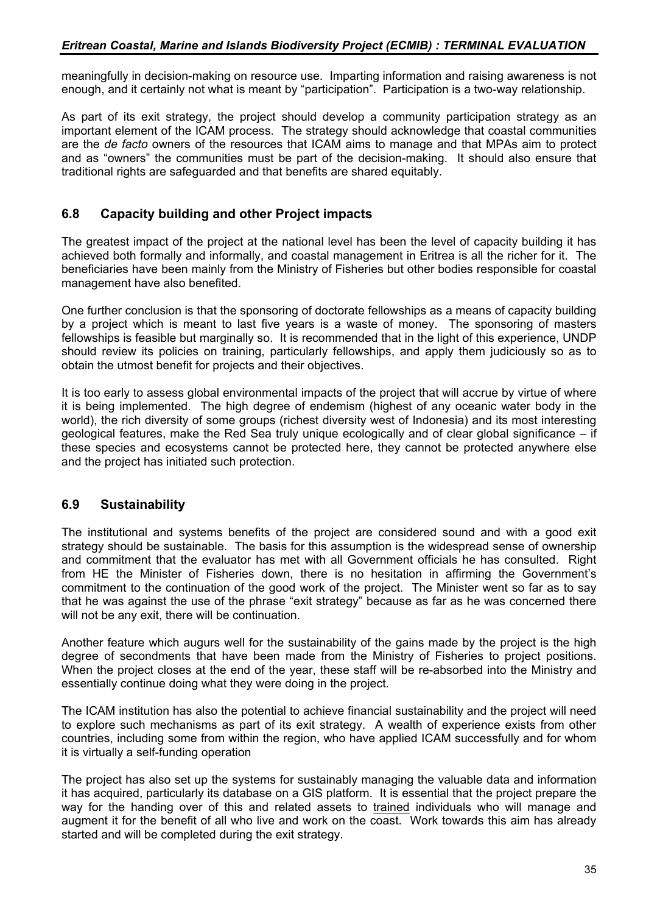meaningfully in decision-making on resource use. Imparting information and raising awareness is not enough, and it certainly not what is meant by "participation". Participation is a two-way relationship.

As part of its exit strategy, the project should develop a community participation strategy as an important element of the ICAM process. The strategy should acknowledge that coastal communities are the *de facto* owners of the resources that ICAM aims to manage and that MPAs aim to protect and as "owners" the communities must be part of the decision-making. It should also ensure that traditional rights are safeguarded and that benefits are shared equitably.

## 6.8 Capacity building and other Project impacts

The greatest impact of the project at the national level has been the level of capacity building it has achieved both formally and informally, and coastal management in Eritrea is all the richer for it. The beneficiaries have been mainly from the Ministry of Fisheries but other bodies responsible for coastal management have also benefited.

One further conclusion is that the sponsoring of doctorate fellowships as a means of capacity building by a project which is meant to last five years is a waste of money. The sponsoring of masters fellowships is feasible but marginally so. It is recommended that in the light of this experience, UNDP should review its policies on training, particularly fellowships, and apply them judiciously so as to obtain the utmost benefit for projects and their objectives.

It is too early to assess global environmental impacts of the project that will accrue by virtue of where it is being implemented. The high degree of endemism (highest of any oceanic water body in the world), the rich diversity of some groups (richest diversity west of Indonesia) and its most interesting geological features, make the Red Sea truly unique ecologically and of clear global significance – if these species and ecosystems cannot be protected here, they cannot be protected anywhere else and the project has initiated such protection.

## 6.9 Sustainability

The institutional and systems benefits of the project are considered sound and with a good exit strategy should be sustainable. The basis for this assumption is the widespread sense of ownership and commitment that the evaluator has met with all Government officials he has consulted. Right from HE the Minister of Fisheries down, there is no hesitation in affirming the Government's commitment to the continuation of the good work of the project. The Minister went so far as to say that he was against the use of the phrase "exit strategy" because as far as he was concerned there will not be any exit, there will be continuation.

Another feature which augurs well for the sustainability of the gains made by the project is the high degree of secondments that have been made from the Ministry of Fisheries to project positions. When the project closes at the end of the year, these staff will be re-absorbed into the Ministry and essentially continue doing what they were doing in the project.

The ICAM institution has also the potential to achieve financial sustainability and the project will need to explore such mechanisms as part of its exit strategy. A wealth of experience exists from other countries, including some from within the region, who have applied ICAM successfully and for whom it is virtually a self-funding operation

The project has also set up the systems for sustainably managing the valuable data and information it has acquired, particularly its database on a GIS platform. It is essential that the project prepare the way for the handing over of this and related assets to trained individuals who will manage and augment it for the benefit of all who live and work on the coast. Work towards this aim has already started and will be completed during the exit strategy.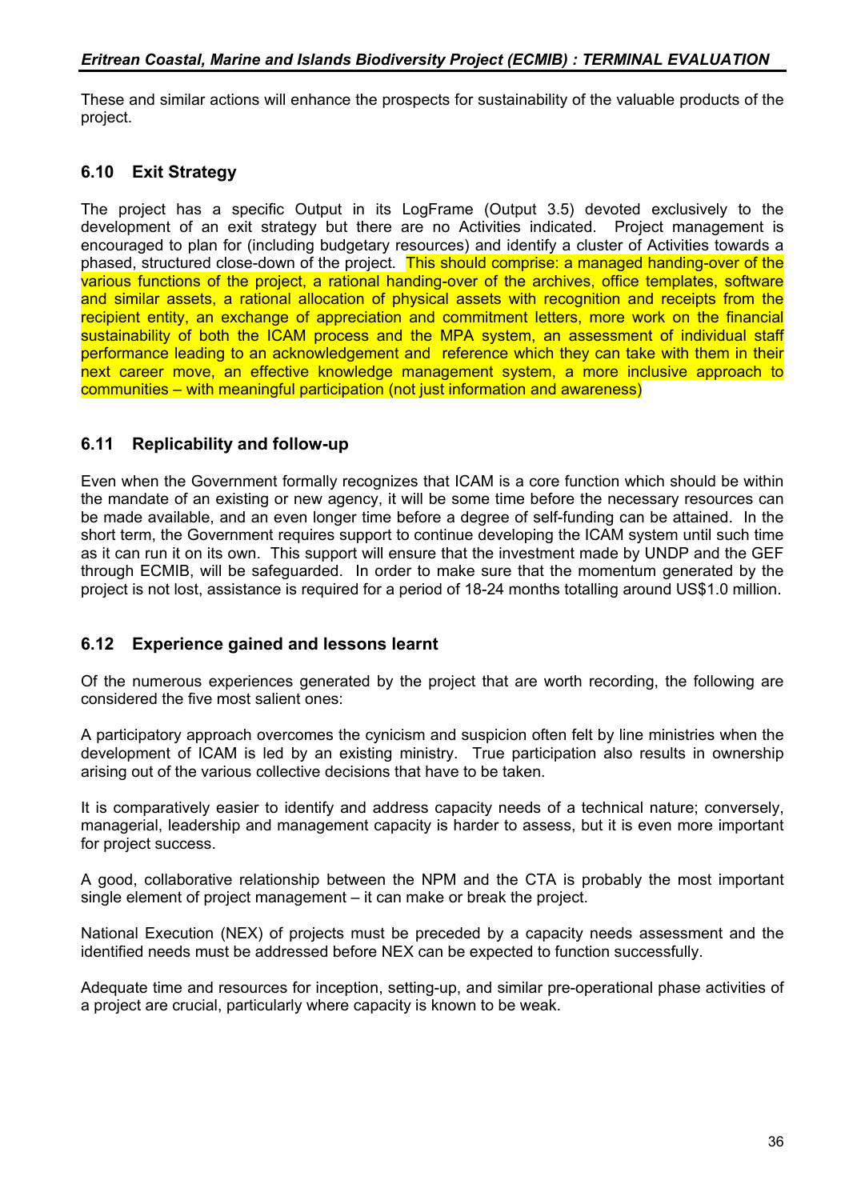These and similar actions will enhance the prospects for sustainability of the valuable products of the project.

## 6.10 Exit Strategy

The project has a specific Output in its LogFrame (Output 3.5) devoted exclusively to the development of an exit strategy but there are no Activities indicated. Project management is encouraged to plan for (including budgetary resources) and identify a cluster of Activities towards a phased, structured close-down of the project. This should comprise: a managed handing-over of the various functions of the project, a rational handing-over of the archives, office templates, software and similar assets, a rational allocation of physical assets with recognition and receipts from the recipient entity, an exchange of appreciation and commitment letters, more work on the financial sustainability of both the ICAM process and the MPA system, an assessment of individual staff performance leading to an acknowledgement and reference which they can take with them in their next career move, an effective knowledge management system, a more inclusive approach to communities – with meaningful participation (not just information and awareness)

## 6.11 Replicability and follow-up

Even when the Government formally recognizes that ICAM is a core function which should be within the mandate of an existing or new agency, it will be some time before the necessary resources can be made available, and an even longer time before a degree of self-funding can be attained. In the short term, the Government requires support to continue developing the ICAM system until such time as it can run it on its own. This support will ensure that the investment made by UNDP and the GEF through ECMIB, will be safeguarded. In order to make sure that the momentum generated by the project is not lost, assistance is required for a period of 18-24 months totalling around US$1.0 million.

## 6.12 Experience gained and lessons learnt

Of the numerous experiences generated by the project that are worth recording, the following are considered the five most salient ones:

A participatory approach overcomes the cynicism and suspicion often felt by line ministries when the development of ICAM is led by an existing ministry. True participation also results in ownership arising out of the various collective decisions that have to be taken.

It is comparatively easier to identify and address capacity needs of a technical nature; conversely, managerial, leadership and management capacity is harder to assess, but it is even more important for project success.

A good, collaborative relationship between the NPM and the CTA is probably the most important single element of project management – it can make or break the project.

National Execution (NEX) of projects must be preceded by a capacity needs assessment and the identified needs must be addressed before NEX can be expected to function successfully.

Adequate time and resources for inception, setting-up, and similar pre-operational phase activities of a project are crucial, particularly where capacity is known to be weak.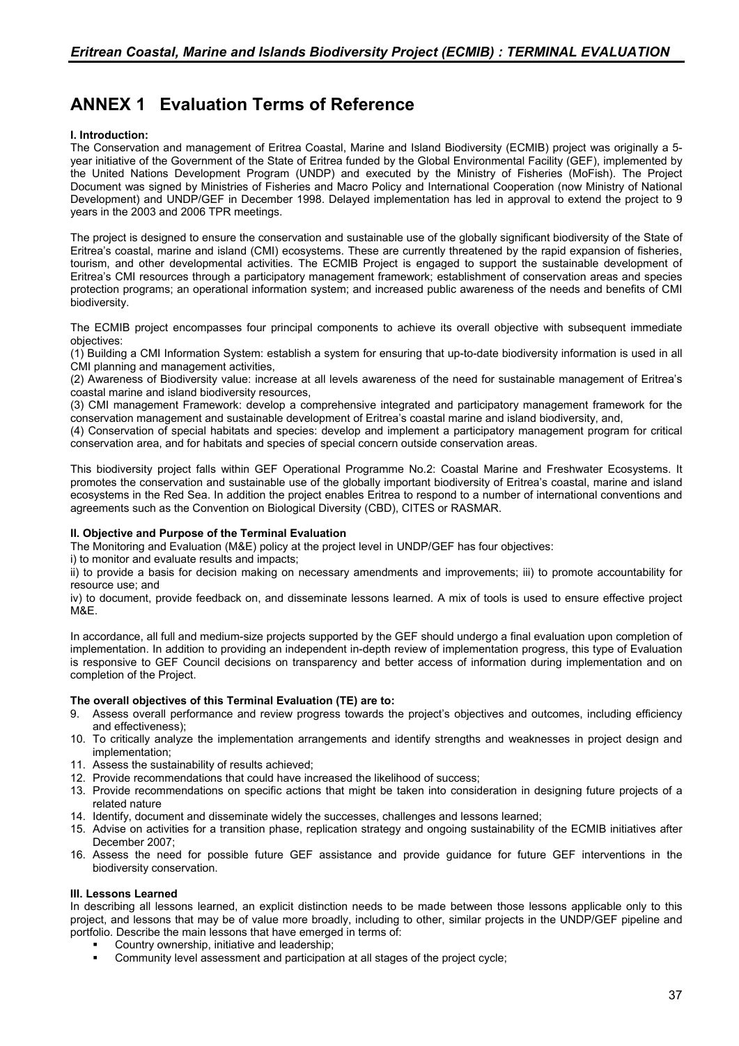# ANNEX 1 Evaluation Terms of Reference

**I. Introduction:**

The Conservation and management of Eritrea Coastal, Marine and Island Biodiversity (ECMIB) project was originally a 5-year initiative of the Government of the State of Eritrea funded by the Global Environmental Facility (GEF), implemented by the United Nations Development Program (UNDP) and executed by the Ministry of Fisheries (MoFish). The Project Document was signed by Ministries of Fisheries and Macro Policy and International Cooperation (now Ministry of National Development) and UNDP/GEF in December 1998. Delayed implementation has led in approval to extend the project to 9 years in the 2003 and 2006 TPR meetings.

The project is designed to ensure the conservation and sustainable use of the globally significant biodiversity of the State of Eritrea's coastal, marine and island (CMI) ecosystems. These are currently threatened by the rapid expansion of fisheries, tourism, and other developmental activities. The ECMIB Project is engaged to support the sustainable development of Eritrea's CMI resources through a participatory management framework; establishment of conservation areas and species protection programs; an operational information system; and increased public awareness of the needs and benefits of CMI biodiversity.

The ECMIB project encompasses four principal components to achieve its overall objective with subsequent immediate objectives:

(1) Building a CMI Information System: establish a system for ensuring that up-to-date biodiversity information is used in all CMI planning and management activities,

(2) Awareness of Biodiversity value: increase at all levels awareness of the need for sustainable management of Eritrea's coastal marine and island biodiversity resources,

(3) CMI management Framework: develop a comprehensive integrated and participatory management framework for the conservation management and sustainable development of Eritrea's coastal marine and island biodiversity, and,

(4) Conservation of special habitats and species: develop and implement a participatory management program for critical conservation area, and for habitats and species of special concern outside conservation areas.

This biodiversity project falls within GEF Operational Programme No.2: Coastal Marine and Freshwater Ecosystems. It promotes the conservation and sustainable use of the globally important biodiversity of Eritrea's coastal, marine and island ecosystems in the Red Sea. In addition the project enables Eritrea to respond to a number of international conventions and agreements such as the Convention on Biological Diversity (CBD), CITES or RASMAR.

**II. Objective and Purpose of the Terminal Evaluation**

The Monitoring and Evaluation (M&E) policy at the project level in UNDP/GEF has four objectives:

i) to monitor and evaluate results and impacts;

ii) to provide a basis for decision making on necessary amendments and improvements; iii) to promote accountability for resource use; and

iv) to document, provide feedback on, and disseminate lessons learned. A mix of tools is used to ensure effective project M&E.

In accordance, all full and medium-size projects supported by the GEF should undergo a final evaluation upon completion of implementation. In addition to providing an independent in-depth review of implementation progress, this type of Evaluation is responsive to GEF Council decisions on transparency and better access of information during implementation and on completion of the Project.

**The overall objectives of this Terminal Evaluation (TE) are to:**

9. Assess overall performance and review progress towards the project's objectives and outcomes, including efficiency and effectiveness);
10. To critically analyze the implementation arrangements and identify strengths and weaknesses in project design and implementation;
11. Assess the sustainability of results achieved;
12. Provide recommendations that could have increased the likelihood of success;
13. Provide recommendations on specific actions that might be taken into consideration in designing future projects of a related nature
14. Identify, document and disseminate widely the successes, challenges and lessons learned;
15. Advise on activities for a transition phase, replication strategy and ongoing sustainability of the ECMIB initiatives after December 2007;
16. Assess the need for possible future GEF assistance and provide guidance for future GEF interventions in the biodiversity conservation.

**III. Lessons Learned**

In describing all lessons learned, an explicit distinction needs to be made between those lessons applicable only to this project, and lessons that may be of value more broadly, including to other, similar projects in the UNDP/GEF pipeline and portfolio. Describe the main lessons that have emerged in terms of:

- Country ownership, initiative and leadership;
- Community level assessment and participation at all stages of the project cycle;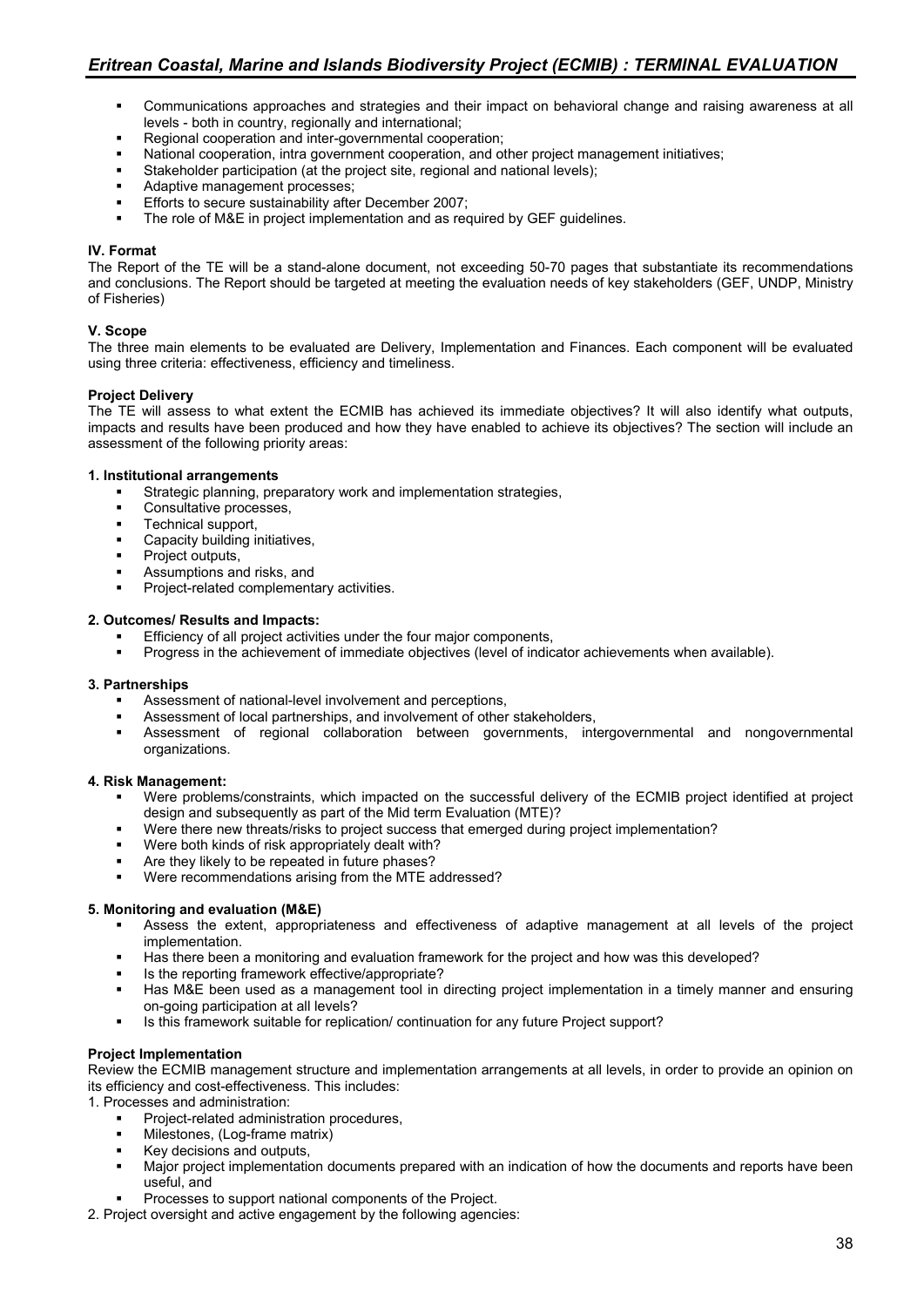- Communications approaches and strategies and their impact on behavioral change and raising awareness at all levels - both in country, regionally and international;
- Regional cooperation and inter-governmental cooperation;
- National cooperation, intra government cooperation, and other project management initiatives;
- Stakeholder participation (at the project site, regional and national levels);
- Adaptive management processes;
- Efforts to secure sustainability after December 2007;
- The role of M&E in project implementation and as required by GEF guidelines.

**IV. Format**

The Report of the TE will be a stand-alone document, not exceeding 50-70 pages that substantiate its recommendations and conclusions. The Report should be targeted at meeting the evaluation needs of key stakeholders (GEF, UNDP, Ministry of Fisheries)

**V. Scope**

The three main elements to be evaluated are Delivery, Implementation and Finances. Each component will be evaluated using three criteria: effectiveness, efficiency and timeliness.

**Project Delivery**

The TE will assess to what extent the ECMIB has achieved its immediate objectives? It will also identify what outputs, impacts and results have been produced and how they have enabled to achieve its objectives? The section will include an assessment of the following priority areas:

**1. Institutional arrangements**

- Strategic planning, preparatory work and implementation strategies,
- Consultative processes,
- Technical support,
- Capacity building initiatives,
- Project outputs,
- Assumptions and risks, and
- Project-related complementary activities.

**2. Outcomes/ Results and Impacts:**

- Efficiency of all project activities under the four major components,
- Progress in the achievement of immediate objectives (level of indicator achievements when available).

**3. Partnerships**

- Assessment of national-level involvement and perceptions,
- Assessment of local partnerships, and involvement of other stakeholders,
- Assessment of regional collaboration between governments, intergovernmental and nongovernmental organizations.

**4. Risk Management:**

- Were problems/constraints, which impacted on the successful delivery of the ECMIB project identified at project design and subsequently as part of the Mid term Evaluation (MTE)?
- Were there new threats/risks to project success that emerged during project implementation?
- Were both kinds of risk appropriately dealt with?
- Are they likely to be repeated in future phases?
- Were recommendations arising from the MTE addressed?

**5. Monitoring and evaluation (M&E)**

- Assess the extent, appropriateness and effectiveness of adaptive management at all levels of the project implementation.
- Has there been a monitoring and evaluation framework for the project and how was this developed?
- Is the reporting framework effective/appropriate?
- Has M&E been used as a management tool in directing project implementation in a timely manner and ensuring on-going participation at all levels?
- Is this framework suitable for replication/ continuation for any future Project support?

**Project Implementation**

Review the ECMIB management structure and implementation arrangements at all levels, in order to provide an opinion on its efficiency and cost-effectiveness. This includes:

1. Processes and administration:
   - Project-related administration procedures,
   - Milestones, (Log-frame matrix)
   - Key decisions and outputs,
   - Major project implementation documents prepared with an indication of how the documents and reports have been useful, and
   - Processes to support national components of the Project.
2. Project oversight and active engagement by the following agencies: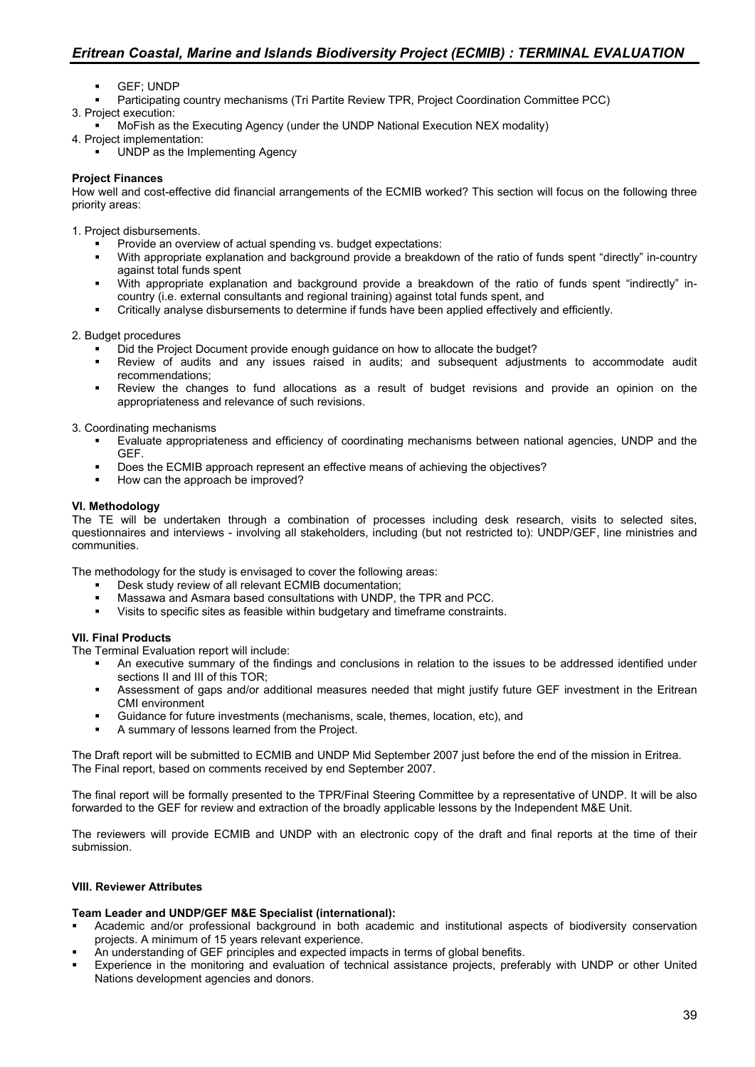- GEF; UNDP
- Participating country mechanisms (Tri Partite Review TPR, Project Coordination Committee PCC)

3. Project execution:
   - MoFish as the Executing Agency (under the UNDP National Execution NEX modality)
4. Project implementation:
   - UNDP as the Implementing Agency

**Project Finances**

How well and cost-effective did financial arrangements of the ECMIB worked? This section will focus on the following three priority areas:

1. Project disbursements.
   - Provide an overview of actual spending vs. budget expectations:
   - With appropriate explanation and background provide a breakdown of the ratio of funds spent "directly" in-country against total funds spent
   - With appropriate explanation and background provide a breakdown of the ratio of funds spent "indirectly" in-country (i.e. external consultants and regional training) against total funds spent, and
   - Critically analyse disbursements to determine if funds have been applied effectively and efficiently.

2. Budget procedures
   - Did the Project Document provide enough guidance on how to allocate the budget?
   - Review of audits and any issues raised in audits; and subsequent adjustments to accommodate audit recommendations;
   - Review the changes to fund allocations as a result of budget revisions and provide an opinion on the appropriateness and relevance of such revisions.

3. Coordinating mechanisms
   - Evaluate appropriateness and efficiency of coordinating mechanisms between national agencies, UNDP and the GEF.
   - Does the ECMIB approach represent an effective means of achieving the objectives?
   - How can the approach be improved?

**VI. Methodology**

The TE will be undertaken through a combination of processes including desk research, visits to selected sites, questionnaires and interviews - involving all stakeholders, including (but not restricted to): UNDP/GEF, line ministries and communities.

The methodology for the study is envisaged to cover the following areas:

- Desk study review of all relevant ECMIB documentation;
- Massawa and Asmara based consultations with UNDP, the TPR and PCC.
- Visits to specific sites as feasible within budgetary and timeframe constraints.

**VII. Final Products**

The Terminal Evaluation report will include:

- An executive summary of the findings and conclusions in relation to the issues to be addressed identified under sections II and III of this TOR;
- Assessment of gaps and/or additional measures needed that might justify future GEF investment in the Eritrean CMI environment
- Guidance for future investments (mechanisms, scale, themes, location, etc), and
- A summary of lessons learned from the Project.

The Draft report will be submitted to ECMIB and UNDP Mid September 2007 just before the end of the mission in Eritrea. The Final report, based on comments received by end September 2007.

The final report will be formally presented to the TPR/Final Steering Committee by a representative of UNDP. It will be also forwarded to the GEF for review and extraction of the broadly applicable lessons by the Independent M&E Unit.

The reviewers will provide ECMIB and UNDP with an electronic copy of the draft and final reports at the time of their submission.

**VIII. Reviewer Attributes**

**Team Leader and UNDP/GEF M&E Specialist (international):**

- Academic and/or professional background in both academic and institutional aspects of biodiversity conservation projects. A minimum of 15 years relevant experience.
- An understanding of GEF principles and expected impacts in terms of global benefits.
- Experience in the monitoring and evaluation of technical assistance projects, preferably with UNDP or other United Nations development agencies and donors.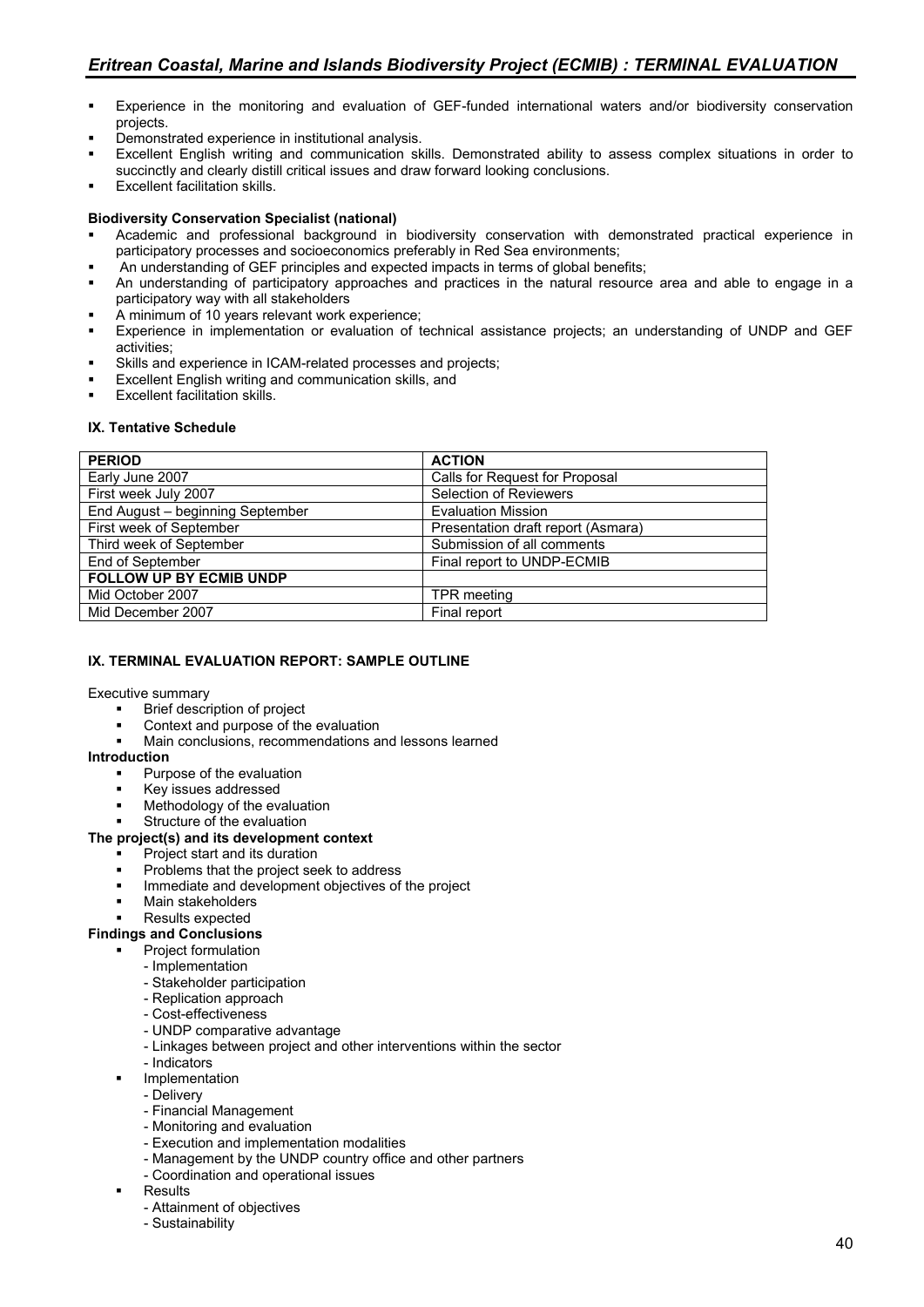- Experience in the monitoring and evaluation of GEF-funded international waters and/or biodiversity conservation projects.
- Demonstrated experience in institutional analysis.
- Excellent English writing and communication skills. Demonstrated ability to assess complex situations in order to succinctly and clearly distill critical issues and draw forward looking conclusions.
- Excellent facilitation skills.

**Biodiversity Conservation Specialist (national)**

- Academic and professional background in biodiversity conservation with demonstrated practical experience in participatory processes and socioeconomics preferably in Red Sea environments;
- An understanding of GEF principles and expected impacts in terms of global benefits;
- An understanding of participatory approaches and practices in the natural resource area and able to engage in a participatory way with all stakeholders
- A minimum of 10 years relevant work experience;
- Experience in implementation or evaluation of technical assistance projects; an understanding of UNDP and GEF activities;
- Skills and experience in ICAM-related processes and projects;
- Excellent English writing and communication skills, and
- Excellent facilitation skills.

**IX. Tentative Schedule**

| PERIOD | ACTION |
|---|---|
| Early June 2007 | Calls for Request for Proposal |
| First week July 2007 | Selection of Reviewers |
| End August – beginning September | Evaluation Mission |
| First week of September | Presentation draft report (Asmara) |
| Third week of September | Submission of all comments |
| End of September | Final report to UNDP-ECMIB |
| **FOLLOW UP BY ECMIB UNDP** | |
| Mid October 2007 | TPR meeting |
| Mid December 2007 | Final report |

**IX. TERMINAL EVALUATION REPORT: SAMPLE OUTLINE**

Executive summary

- Brief description of project
- Context and purpose of the evaluation
- Main conclusions, recommendations and lessons learned

**Introduction**

- Purpose of the evaluation
- Key issues addressed
- Methodology of the evaluation
- Structure of the evaluation

**The project(s) and its development context**

- Project start and its duration
- Problems that the project seek to address
- Immediate and development objectives of the project
- Main stakeholders
- Results expected

**Findings and Conclusions**

- Project formulation
  - Implementation
  - Stakeholder participation
  - Replication approach
  - Cost-effectiveness
  - UNDP comparative advantage
  - Linkages between project and other interventions within the sector
  - Indicators
- Implementation
  - Delivery
  - Financial Management
  - Monitoring and evaluation
  - Execution and implementation modalities
  - Management by the UNDP country office and other partners
  - Coordination and operational issues
- Results
  - Attainment of objectives
  - Sustainability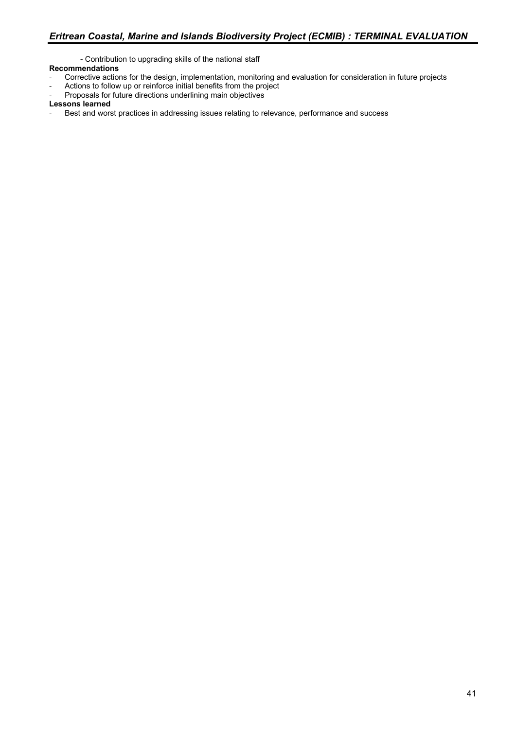- Contribution to upgrading skills of the national staff

**Recommendations**

- Corrective actions for the design, implementation, monitoring and evaluation for consideration in future projects
- Actions to follow up or reinforce initial benefits from the project
- Proposals for future directions underlining main objectives

**Lessons learned**

- Best and worst practices in addressing issues relating to relevance, performance and success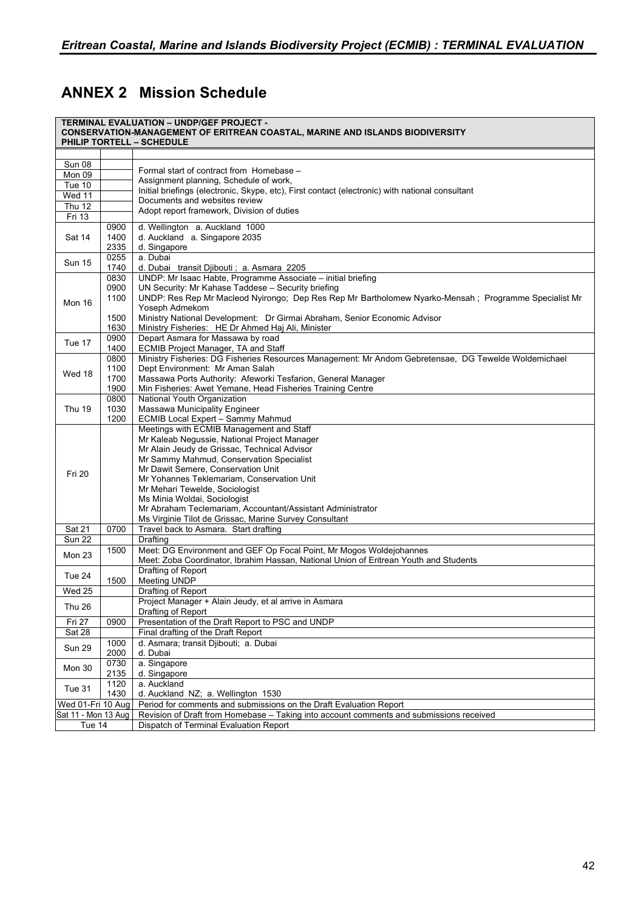# ANNEX 2 Mission Schedule

| TERMINAL EVALUATION – UNDP/GEF PROJECT - CONSERVATION-MANAGEMENT OF ERITREAN COASTAL, MARINE AND ISLANDS BIODIVERSITY PHILIP TORTELL – SCHEDULE | | |
|---|---|---|
| | | |
| Sun 08<br>Mon 09<br>Tue 10<br>Wed 11<br>Thu 12<br>Fri 13 | | Formal start of contract from Homebase –<br>Assignment planning, Schedule of work,<br>Initial briefings (electronic, Skype, etc), First contact (electronic) with national consultant<br>Documents and websites review<br>Adopt report framework, Division of duties |
| Sat 14 | 0900<br>1400<br>2335 | d. Wellington a. Auckland 1000<br>d. Auckland a. Singapore 2035<br>d. Singapore |
| Sun 15 | 0255<br>1740 | a. Dubai<br>d. Dubai transit Djibouti ; a. Asmara 2205 |
| Mon 16 | 0830<br>0900<br>1100<br><br>1500<br>1630 | UNDP: Mr Isaac Habte, Programme Associate – initial briefing<br>UN Security: Mr Kahase Taddese – Security briefing<br>UNDP: Res Rep Mr Macleod Nyirongo; Dep Res Rep Mr Bartholomew Nyarko-Mensah ; Programme Specialist Mr Yoseph Admekom<br>Ministry National Development: Dr Girmai Abraham, Senior Economic Advisor<br>Ministry Fisheries: HE Dr Ahmed Haj Ali, Minister |
| Tue 17 | 0900<br>1400 | Depart Asmara for Massawa by road<br>ECMIB Project Manager, TA and Staff |
| Wed 18 | 0800<br>1100<br>1700<br>1900 | Ministry Fisheries: DG Fisheries Resources Management: Mr Andom Gebretensae, DG Tewelde Woldemichael<br>Dept Environment: Mr Aman Salah<br>Massawa Ports Authority: Afeworki Tesfarion, General Manager<br>Min Fisheries: Awet Yemane, Head Fisheries Training Centre |
| Thu 19 | 0800<br>1030<br>1200 | National Youth Organization<br>Massawa Municipality Engineer<br>ECMIB Local Expert – Sammy Mahmud |
| Fri 20 | | Meetings with ECMIB Management and Staff<br>Mr Kaleab Negussie, National Project Manager<br>Mr Alain Jeudy de Grissac, Technical Advisor<br>Mr Sammy Mahmud, Conservation Specialist<br>Mr Dawit Semere, Conservation Unit<br>Mr Yohannes Teklemariam, Conservation Unit<br>Mr Mehari Tewelde, Sociologist<br>Ms Minia Woldai, Sociologist<br>Mr Abraham Teclemariam, Accountant/Assistant Administrator<br>Ms Virginie Tilot de Grissac, Marine Survey Consultant |
| Sat 21 | 0700 | Travel back to Asmara. Start drafting |
| Sun 22 | | Drafting |
| Mon 23 | 1500 | Meet: DG Environment and GEF Op Focal Point, Mr Mogos Woldejohannes<br>Meet: Zoba Coordinator, Ibrahim Hassan, National Union of Eritrean Youth and Students |
| Tue 24 | <br>1500 | Drafting of Report<br>Meeting UNDP |
| Wed 25 | | Drafting of Report |
| Thu 26 | | Project Manager + Alain Jeudy, et al arrive in Asmara<br>Drafting of Report |
| Fri 27 | 0900 | Presentation of the Draft Report to PSC and UNDP |
| Sat 28 | | Final drafting of the Draft Report |
| Sun 29 | 1000<br>2000 | d. Asmara; transit Djibouti; a. Dubai<br>d. Dubai |
| Mon 30 | 0730<br>2135 | a. Singapore<br>d. Singapore |
| Tue 31 | 1120<br>1430 | a. Auckland<br>d. Auckland NZ; a. Wellington 1530 |
| Wed 01-Fri 10 Aug | | Period for comments and submissions on the Draft Evaluation Report |
| Sat 11 - Mon 13 Aug | | Revision of Draft from Homebase – Taking into account comments and submissions received |
| Tue 14 | | Dispatch of Terminal Evaluation Report |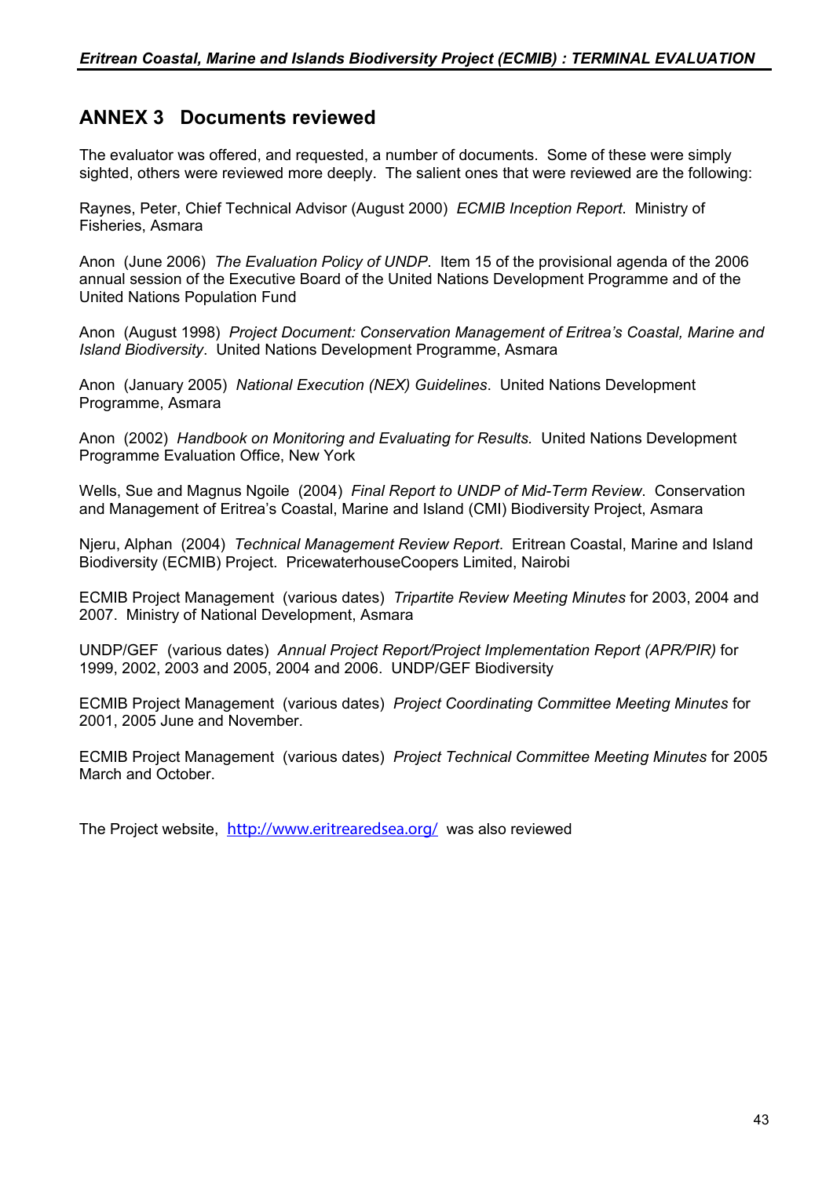## ANNEX 3 Documents reviewed

The evaluator was offered, and requested, a number of documents. Some of these were simply sighted, others were reviewed more deeply. The salient ones that were reviewed are the following:

Raynes, Peter, Chief Technical Advisor (August 2000) *ECMIB Inception Report*. Ministry of Fisheries, Asmara

Anon (June 2006) *The Evaluation Policy of UNDP*. Item 15 of the provisional agenda of the 2006 annual session of the Executive Board of the United Nations Development Programme and of the United Nations Population Fund

Anon (August 1998) *Project Document: Conservation Management of Eritrea's Coastal, Marine and Island Biodiversity*. United Nations Development Programme, Asmara

Anon (January 2005) *National Execution (NEX) Guidelines*. United Nations Development Programme, Asmara

Anon (2002) *Handbook on Monitoring and Evaluating for Results*. United Nations Development Programme Evaluation Office, New York

Wells, Sue and Magnus Ngoile (2004) *Final Report to UNDP of Mid-Term Review*. Conservation and Management of Eritrea's Coastal, Marine and Island (CMI) Biodiversity Project, Asmara

Njeru, Alphan (2004) *Technical Management Review Report*. Eritrean Coastal, Marine and Island Biodiversity (ECMIB) Project. PricewaterhouseCoopers Limited, Nairobi

ECMIB Project Management (various dates) *Tripartite Review Meeting Minutes* for 2003, 2004 and 2007. Ministry of National Development, Asmara

UNDP/GEF (various dates) *Annual Project Report/Project Implementation Report (APR/PIR)* for 1999, 2002, 2003 and 2005, 2004 and 2006. UNDP/GEF Biodiversity

ECMIB Project Management (various dates) *Project Coordinating Committee Meeting Minutes* for 2001, 2005 June and November.

ECMIB Project Management (various dates) *Project Technical Committee Meeting Minutes* for 2005 March and October.

The Project website, http://www.eritrearedsea.org/ was also reviewed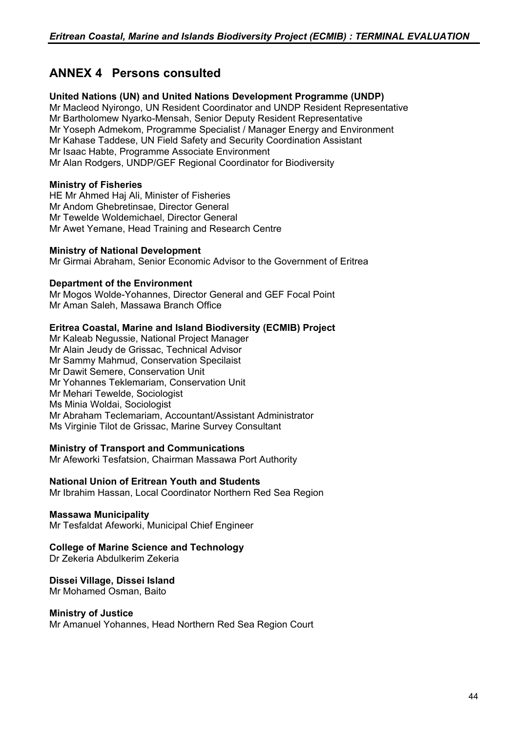# ANNEX 4 Persons consulted

**United Nations (UN) and United Nations Development Programme (UNDP)**
Mr Macleod Nyirongo, UN Resident Coordinator and UNDP Resident Representative
Mr Bartholomew Nyarko-Mensah, Senior Deputy Resident Representative
Mr Yoseph Admekom, Programme Specialist / Manager Energy and Environment
Mr Kahase Taddese, UN Field Safety and Security Coordination Assistant
Mr Isaac Habte, Programme Associate Environment
Mr Alan Rodgers, UNDP/GEF Regional Coordinator for Biodiversity

**Ministry of Fisheries**
HE Mr Ahmed Haj Ali, Minister of Fisheries
Mr Andom Ghebretinsae, Director General
Mr Tewelde Woldemichael, Director General
Mr Awet Yemane, Head Training and Research Centre

**Ministry of National Development**
Mr Girmai Abraham, Senior Economic Advisor to the Government of Eritrea

**Department of the Environment**
Mr Mogos Wolde-Yohannes, Director General and GEF Focal Point
Mr Aman Saleh, Massawa Branch Office

**Eritrea Coastal, Marine and Island Biodiversity (ECMIB) Project**
Mr Kaleab Negussie, National Project Manager
Mr Alain Jeudy de Grissac, Technical Advisor
Mr Sammy Mahmud, Conservation Specilaist
Mr Dawit Semere, Conservation Unit
Mr Yohannes Teklemariam, Conservation Unit
Mr Mehari Tewelde, Sociologist
Ms Minia Woldai, Sociologist
Mr Abraham Teclemariam, Accountant/Assistant Administrator
Ms Virginie Tilot de Grissac, Marine Survey Consultant

**Ministry of Transport and Communications**
Mr Afeworki Tesfatsion, Chairman Massawa Port Authority

**National Union of Eritrean Youth and Students**
Mr Ibrahim Hassan, Local Coordinator Northern Red Sea Region

**Massawa Municipality**
Mr Tesfaldat Afeworki, Municipal Chief Engineer

**College of Marine Science and Technology**
Dr Zekeria Abdulkerim Zekeria

**Dissei Village, Dissei Island**
Mr Mohamed Osman, Baito

**Ministry of Justice**
Mr Amanuel Yohannes, Head Northern Red Sea Region Court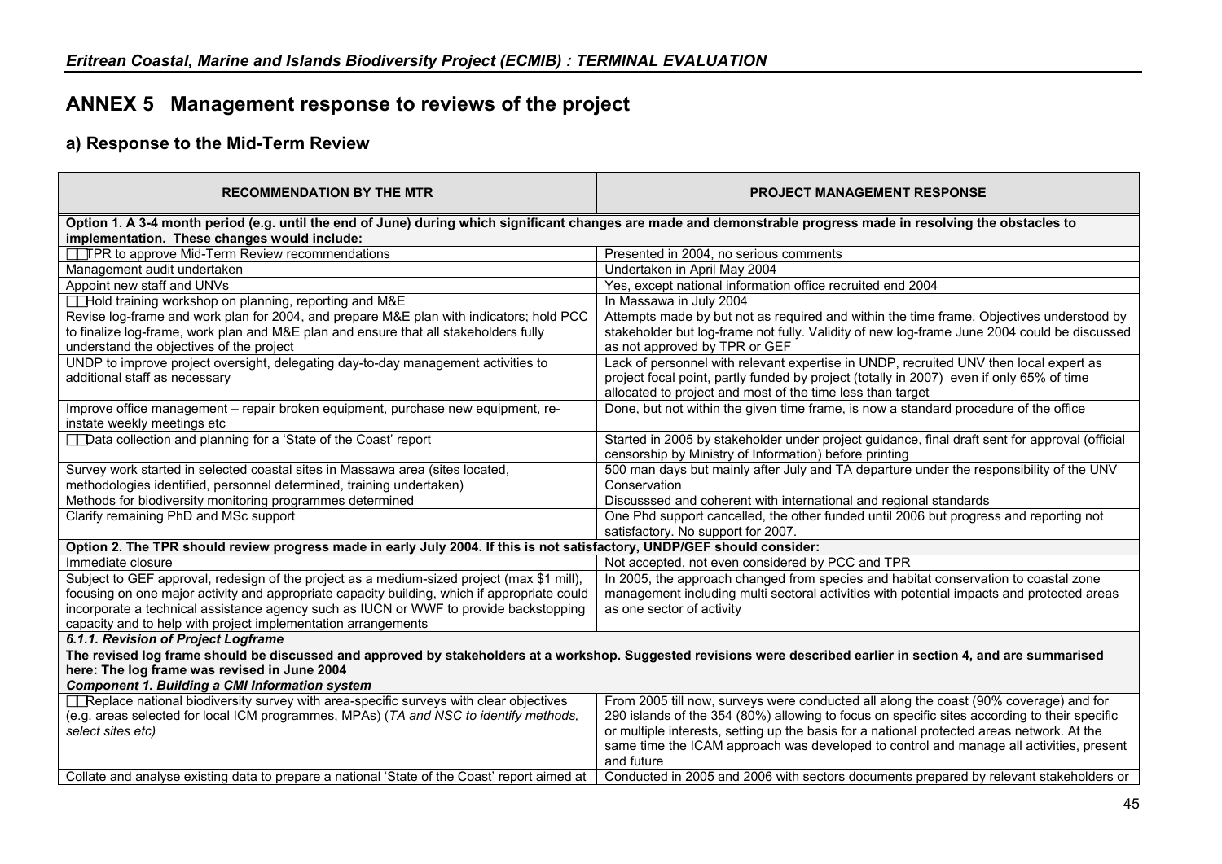# ANNEX 5 Management response to reviews of the project

## a) Response to the Mid-Term Review

| RECOMMENDATION BY THE MTR | PROJECT MANAGEMENT RESPONSE |
|---|---|
| **Option 1. A 3-4 month period (e.g. until the end of June) during which significant changes are made and demonstrable progress made in resolving the obstacles to implementation. These changes would include:** | |
| TPR to approve Mid-Term Review recommendations | Presented in 2004, no serious comments |
| Management audit undertaken | Undertaken in April May 2004 |
| Appoint new staff and UNVs | Yes, except national information office recruited end 2004 |
| Hold training workshop on planning, reporting and M&E | In Massawa in July 2004 |
| Revise log-frame and work plan for 2004, and prepare M&E plan with indicators; hold PCC to finalize log-frame, work plan and M&E plan and ensure that all stakeholders fully understand the objectives of the project | Attempts made by but not as required and within the time frame. Objectives understood by stakeholder but log-frame not fully. Validity of new log-frame June 2004 could be discussed as not approved by TPR or GEF |
| UNDP to improve project oversight, delegating day-to-day management activities to additional staff as necessary | Lack of personnel with relevant expertise in UNDP, recruited UNV then local expert as project focal point, partly funded by project (totally in 2007) even if only 65% of time allocated to project and most of the time less than target |
| Improve office management – repair broken equipment, purchase new equipment, re-instate weekly meetings etc | Done, but not within the given time frame, is now a standard procedure of the office |
| Data collection and planning for a 'State of the Coast' report | Started in 2005 by stakeholder under project guidance, final draft sent for approval (official censorship by Ministry of Information) before printing |
| Survey work started in selected coastal sites in Massawa area (sites located, methodologies identified, personnel determined, training undertaken) | 500 man days but mainly after July and TA departure under the responsibility of the UNV Conservation |
| Methods for biodiversity monitoring programmes determined | Discusssed and coherent with international and regional standards |
| Clarify remaining PhD and MSc support | One Phd support cancelled, the other funded until 2006 but progress and reporting not satisfactory. No support for 2007. |
| **Option 2. The TPR should review progress made in early July 2004. If this is not satisfactory, UNDP/GEF should consider:** | |
| Immediate closure | Not accepted, not even considered by PCC and TPR |
| Subject to GEF approval, redesign of the project as a medium-sized project (max $1 mill), focusing on one major activity and appropriate capacity building, which if appropriate could incorporate a technical assistance agency such as IUCN or WWF to provide backstopping capacity and to help with project implementation arrangements | In 2005, the approach changed from species and habitat conservation to coastal zone management including multi sectoral activities with potential impacts and protected areas as one sector of activity |
| ***6.1.1. Revision of Project Logframe*** | |
| **The revised log frame should be discussed and approved by stakeholders at a workshop. Suggested revisions were described earlier in section 4, and are summarised here: The log frame was revised in June 2004** ***Component 1. Building a CMI Information system*** | |
| Replace national biodiversity survey with area-specific surveys with clear objectives (e.g. areas selected for local ICM programmes, MPAs) (*TA and NSC to identify methods, select sites etc*) | From 2005 till now, surveys were conducted all along the coast (90% coverage) and for 290 islands of the 354 (80%) allowing to focus on specific sites according to their specific or multiple interests, setting up the basis for a national protected areas network. At the same time the ICAM approach was developed to control and manage all activities, present and future |
| Collate and analyse existing data to prepare a national 'State of the Coast' report aimed at | Conducted in 2005 and 2006 with sectors documents prepared by relevant stakeholders or |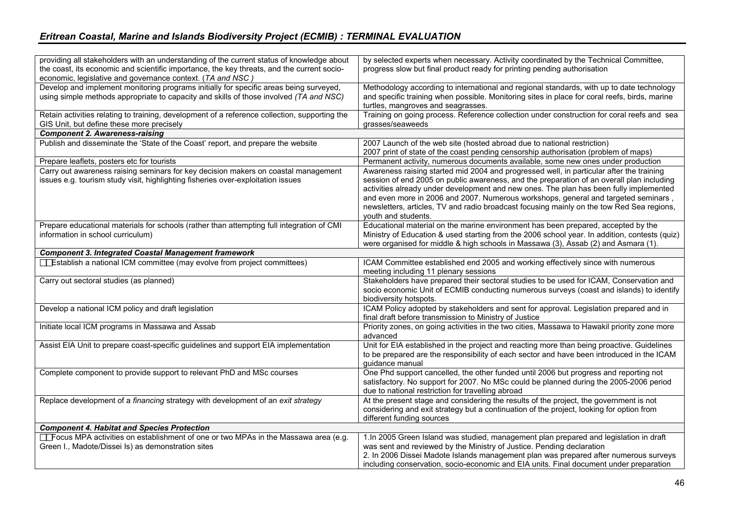| | |
|---|---|
| providing all stakeholders with an understanding of the current status of knowledge about the coast, its economic and scientific importance, the key threats, and the current socio-economic, legislative and governance context. (*TA and NSC* ) | by selected experts when necessary. Activity coordinated by the Technical Committee, progress slow but final product ready for printing pending authorisation |
| Develop and implement monitoring programs initially for specific areas being surveyed, using simple methods appropriate to capacity and skills of those involved *(TA and NSC)* | Methodology according to international and regional standards, with up to date technology and specific training when possible. Monitoring sites in place for coral reefs, birds, marine turtles, mangroves and seagrasses. |
| Retain activities relating to training, development of a reference collection, supporting the GIS Unit, but define these more precisely | Training on going process. Reference collection under construction for coral reefs and sea grasses/seaweeds |
| ***Component 2. Awareness-raising*** | |
| Publish and disseminate the 'State of the Coast' report, and prepare the website | 2007 Launch of the web site (hosted abroad due to national restriction)<br>2007 print of state of the coast pending censorship authorisation (problem of maps) |
| Prepare leaflets, posters etc for tourists | Permanent activity, numerous documents available, some new ones under production |
| Carry out awareness raising seminars for key decision makers on coastal management issues e.g. tourism study visit, highlighting fisheries over-exploitation issues | Awareness raising started mid 2004 and progressed well, in particular after the training session of end 2005 on public awareness, and the preparation of an overall plan including activities already under development and new ones. The plan has been fully implemented and even more in 2006 and 2007. Numerous workshops, general and targeted seminars , newsletters, articles, TV and radio broadcast focusing mainly on the tow Red Sea regions, youth and students. |
| Prepare educational materials for schools (rather than attempting full integration of CMI information in school curriculum) | Educational material on the marine environment has been prepared, accepted by the Ministry of Education & used starting from the 2006 school year. In addition, contests (quiz) were organised for middle & high schools in Massawa (3), Assab (2) and Asmara (1). |
| ***Component 3. Integrated Coastal Management framework*** | |
| Establish a national ICM committee (may evolve from project committees) | ICAM Committee established end 2005 and working effectively since with numerous meeting including 11 plenary sessions |
| Carry out sectoral studies (as planned) | Stakeholders have prepared their sectoral studies to be used for ICAM, Conservation and socio economic Unit of ECMIB conducting numerous surveys (coast and islands) to identify biodiversity hotspots. |
| Develop a national ICM policy and draft legislation | ICAM Policy adopted by stakeholders and sent for approval. Legislation prepared and in final draft before transmission to Ministry of Justice |
| Initiate local ICM programs in Massawa and Assab | Priority zones, on going activities in the two cities, Massawa to Hawakil priority zone more advanced |
| Assist EIA Unit to prepare coast-specific guidelines and support EIA implementation | Unit for EIA established in the project and reacting more than being proactive. Guidelines to be prepared are the responsibility of each sector and have been introduced in the ICAM guidance manual |
| Complete component to provide support to relevant PhD and MSc courses | One Phd support cancelled, the other funded until 2006 but progress and reporting not satisfactory. No support for 2007. No MSc could be planned during the 2005-2006 period due to national restriction for travelling abroad |
| Replace development of a *financing* strategy with development of an *exit strategy* | At the present stage and considering the results of the project, the government is not considering and exit strategy but a continuation of the project, looking for option from different funding sources |
| ***Component 4. Habitat and Species Protection*** | |
| Focus MPA activities on establishment of one or two MPAs in the Massawa area (e.g. Green I., Madote/Dissei Is) as demonstration sites | 1.In 2005 Green Island was studied, management plan prepared and legislation in draft was sent and reviewed by the Ministry of Justice. Pending declaration<br>2. In 2006 Dissei Madote Islands management plan was prepared after numerous surveys including conservation, socio-economic and EIA units. Final document under preparation |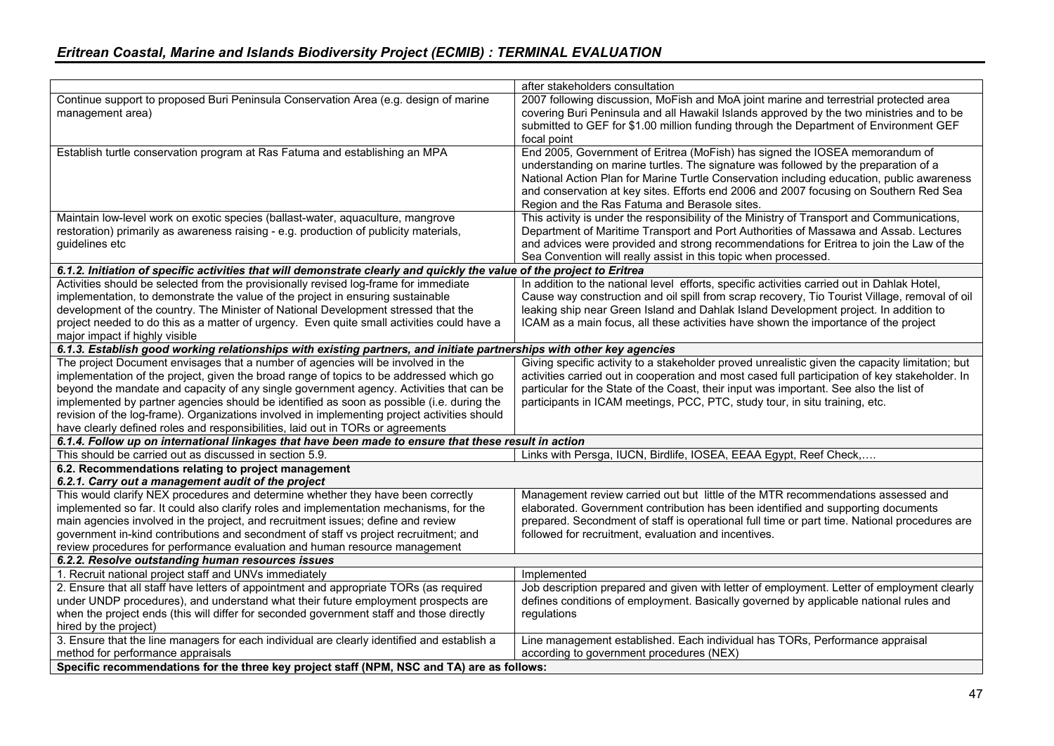| | after stakeholders consultation |
|---|---|
| Continue support to proposed Buri Peninsula Conservation Area (e.g. design of marine management area) | 2007 following discussion, MoFish and MoA joint marine and terrestrial protected area covering Buri Peninsula and all Hawakil Islands approved by the two ministries and to be submitted to GEF for \$1.00 million funding through the Department of Environment GEF focal point |
| Establish turtle conservation program at Ras Fatuma and establishing an MPA | End 2005, Government of Eritrea (MoFish) has signed the IOSEA memorandum of understanding on marine turtles. The signature was followed by the preparation of a National Action Plan for Marine Turtle Conservation including education, public awareness and conservation at key sites. Efforts end 2006 and 2007 focusing on Southern Red Sea Region and the Ras Fatuma and Berasole sites. |
| Maintain low-level work on exotic species (ballast-water, aquaculture, mangrove restoration) primarily as awareness raising - e.g. production of publicity materials, guidelines etc | This activity is under the responsibility of the Ministry of Transport and Communications, Department of Maritime Transport and Port Authorities of Massawa and Assab. Lectures and advices were provided and strong recommendations for Eritrea to join the Law of the Sea Convention will really assist in this topic when processed. |
| ***6.1.2. Initiation of specific activities that will demonstrate clearly and quickly the value of the project to Eritrea*** | |
| Activities should be selected from the provisionally revised log-frame for immediate implementation, to demonstrate the value of the project in ensuring sustainable development of the country. The Minister of National Development stressed that the project needed to do this as a matter of urgency. Even quite small activities could have a major impact if highly visible | In addition to the national level efforts, specific activities carried out in Dahlak Hotel, Cause way construction and oil spill from scrap recovery, Tio Tourist Village, removal of oil leaking ship near Green Island and Dahlak Island Development project. In addition to ICAM as a main focus, all these activities have shown the importance of the project |
| ***6.1.3. Establish good working relationships with existing partners, and initiate partnerships with other key agencies*** | |
| The project Document envisages that a number of agencies will be involved in the implementation of the project, given the broad range of topics to be addressed which go beyond the mandate and capacity of any single government agency. Activities that can be implemented by partner agencies should be identified as soon as possible (i.e. during the revision of the log-frame). Organizations involved in implementing project activities should have clearly defined roles and responsibilities, laid out in TORs or agreements | Giving specific activity to a stakeholder proved unrealistic given the capacity limitation; but activities carried out in cooperation and most cased full participation of key stakeholder. In particular for the State of the Coast, their input was important. See also the list of participants in ICAM meetings, PCC, PTC, study tour, in situ training, etc. |
| ***6.1.4. Follow up on international linkages that have been made to ensure that these result in action*** | |
| This should be carried out as discussed in section 5.9. | Links with Persga, IUCN, Birdlife, IOSEA, EEAA Egypt, Reef Check,…. |
| **6.2. Recommendations relating to project management** ***6.2.1. Carry out a management audit of the project*** | |
| This would clarify NEX procedures and determine whether they have been correctly implemented so far. It could also clarify roles and implementation mechanisms, for the main agencies involved in the project, and recruitment issues; define and review government in-kind contributions and secondment of staff vs project recruitment; and review procedures for performance evaluation and human resource management | Management review carried out but little of the MTR recommendations assessed and elaborated. Government contribution has been identified and supporting documents prepared. Secondment of staff is operational full time or part time. National procedures are followed for recruitment, evaluation and incentives. |
| ***6.2.2. Resolve outstanding human resources issues*** | |
| 1. Recruit national project staff and UNVs immediately | Implemented |
| 2. Ensure that all staff have letters of appointment and appropriate TORs (as required under UNDP procedures), and understand what their future employment prospects are when the project ends (this will differ for seconded government staff and those directly hired by the project) | Job description prepared and given with letter of employment. Letter of employment clearly defines conditions of employment. Basically governed by applicable national rules and regulations |
| 3. Ensure that the line managers for each individual are clearly identified and establish a method for performance appraisals | Line management established. Each individual has TORs, Performance appraisal according to government procedures (NEX) |
| **Specific recommendations for the three key project staff (NPM, NSC and TA) are as follows:** | |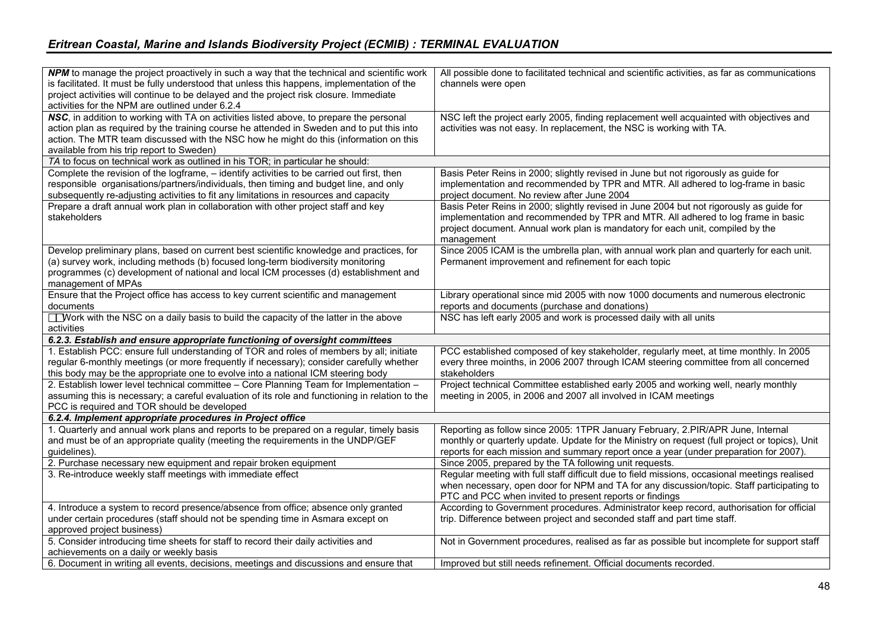| | |
|---|---|
| ***NPM*** to manage the project proactively in such a way that the technical and scientific work is facilitated. It must be fully understood that unless this happens, implementation of the project activities will continue to be delayed and the project risk closure. Immediate activities for the NPM are outlined under 6.2.4 | All possible done to facilitated technical and scientific activities, as far as communications channels were open |
| ***NSC***, in addition to working with TA on activities listed above, to prepare the personal action plan as required by the training course he attended in Sweden and to put this into action. The MTR team discussed with the NSC how he might do this (information on this available from his trip report to Sweden) | NSC left the project early 2005, finding replacement well acquainted with objectives and activities was not easy. In replacement, the NSC is working with TA. |
| *TA* to focus on technical work as outlined in his TOR; in particular he should: | |
| Complete the revision of the logframe, – identify activities to be carried out first, then responsible organisations/partners/individuals, then timing and budget line, and only subsequently re-adjusting activities to fit any limitations in resources and capacity | Basis Peter Reins in 2000; slightly revised in June but not rigorously as guide for implementation and recommended by TPR and MTR. All adhered to log-frame in basic project document. No review after June 2004 |
| Prepare a draft annual work plan in collaboration with other project staff and key stakeholders | Basis Peter Reins in 2000; slightly revised in June 2004 but not rigorously as guide for implementation and recommended by TPR and MTR. All adhered to log frame in basic project document. Annual work plan is mandatory for each unit, compiled by the management |
| Develop preliminary plans, based on current best scientific knowledge and practices, for (a) survey work, including methods (b) focused long-term biodiversity monitoring programmes (c) development of national and local ICM processes (d) establishment and management of MPAs | Since 2005 ICAM is the umbrella plan, with annual work plan and quarterly for each unit. Permanent improvement and refinement for each topic |
| Ensure that the Project office has access to key current scientific and management documents | Library operational since mid 2005 with now 1000 documents and numerous electronic reports and documents (purchase and donations) |
| Work with the NSC on a daily basis to build the capacity of the latter in the above activities | NSC has left early 2005 and work is processed daily with all units |
| ***6.2.3. Establish and ensure appropriate functioning of oversight committees*** | |
| 1. Establish PCC: ensure full understanding of TOR and roles of members by all; initiate regular 6-monthly meetings (or more frequently if necessary); consider carefully whether this body may be the appropriate one to evolve into a national ICM steering body | PCC established composed of key stakeholder, regularly meet, at time monthly. In 2005 every three moinths, in 2006 2007 through ICAM steering committee from all concerned stakeholders |
| 2. Establish lower level technical committee – Core Planning Team for Implementation – assuming this is necessary; a careful evaluation of its role and functioning in relation to the PCC is required and TOR should be developed | Project technical Committee established early 2005 and working well, nearly monthly meeting in 2005, in 2006 and 2007 all involved in ICAM meetings |
| ***6.2.4. Implement appropriate procedures in Project office*** | |
| 1. Quarterly and annual work plans and reports to be prepared on a regular, timely basis and must be of an appropriate quality (meeting the requirements in the UNDP/GEF guidelines). | Reporting as follow since 2005: 1TPR January February, 2.PIR/APR June, Internal monthly or quarterly update. Update for the Ministry on request (full project or topics), Unit reports for each mission and summary report once a year (under preparation for 2007). |
| 2. Purchase necessary new equipment and repair broken equipment | Since 2005, prepared by the TA following unit requests. |
| 3. Re-introduce weekly staff meetings with immediate effect | Regular meeting with full staff difficult due to field missions, occasional meetings realised when necessary, open door for NPM and TA for any discussion/topic. Staff participating to PTC and PCC when invited to present reports or findings |
| 4. Introduce a system to record presence/absence from office; absence only granted under certain procedures (staff should not be spending time in Asmara except on approved project business) | According to Government procedures. Administrator keep record, authorisation for official trip. Difference between project and seconded staff and part time staff. |
| 5. Consider introducing time sheets for staff to record their daily activities and achievements on a daily or weekly basis | Not in Government procedures, realised as far as possible but incomplete for support staff |
| 6. Document in writing all events, decisions, meetings and discussions and ensure that | Improved but still needs refinement. Official documents recorded. |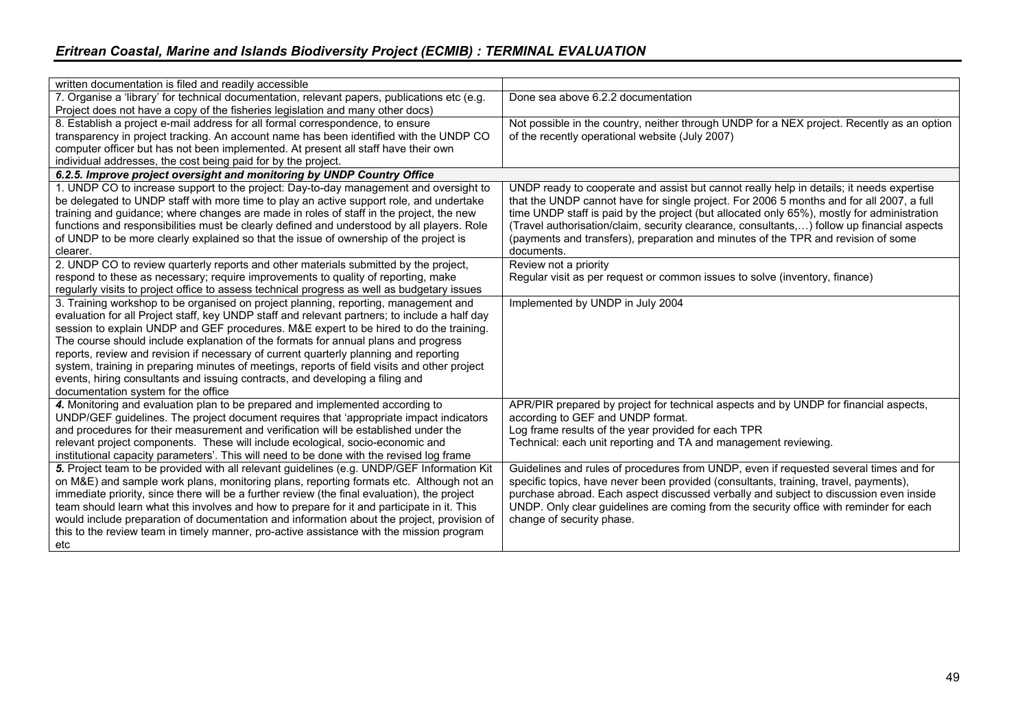| | |
|---|---|
| written documentation is filed and readily accessible | |
| 7. Organise a 'library' for technical documentation, relevant papers, publications etc (e.g. Project does not have a copy of the fisheries legislation and many other docs) | Done sea above 6.2.2 documentation |
| 8. Establish a project e-mail address for all formal correspondence, to ensure transparency in project tracking. An account name has been identified with the UNDP CO computer officer but has not been implemented. At present all staff have their own individual addresses, the cost being paid for by the project. | Not possible in the country, neither through UNDP for a NEX project. Recently as an option of the recently operational website (July 2007) |
| ***6.2.5. Improve project oversight and monitoring by UNDP Country Office*** | |
| 1. UNDP CO to increase support to the project: Day-to-day management and oversight to be delegated to UNDP staff with more time to play an active support role, and undertake training and guidance; where changes are made in roles of staff in the project, the new functions and responsibilities must be clearly defined and understood by all players. Role of UNDP to be more clearly explained so that the issue of ownership of the project is clearer. | UNDP ready to cooperate and assist but cannot really help in details; it needs expertise that the UNDP cannot have for single project. For 2006 5 months and for all 2007, a full time UNDP staff is paid by the project (but allocated only 65%), mostly for administration (Travel authorisation/claim, security clearance, consultants,…) follow up financial aspects (payments and transfers), preparation and minutes of the TPR and revision of some documents. |
| 2. UNDP CO to review quarterly reports and other materials submitted by the project, respond to these as necessary; require improvements to quality of reporting, make regularly visits to project office to assess technical progress as well as budgetary issues | Review not a priority<br>Regular visit as per request or common issues to solve (inventory, finance) |
| 3. Training workshop to be organised on project planning, reporting, management and evaluation for all Project staff, key UNDP staff and relevant partners; to include a half day session to explain UNDP and GEF procedures. M&E expert to be hired to do the training. The course should include explanation of the formats for annual plans and progress reports, review and revision if necessary of current quarterly planning and reporting system, training in preparing minutes of meetings, reports of field visits and other project events, hiring consultants and issuing contracts, and developing a filing and documentation system for the office | Implemented by UNDP in July 2004 |
| *4.* Monitoring and evaluation plan to be prepared and implemented according to UNDP/GEF guidelines. The project document requires that 'appropriate impact indicators and procedures for their measurement and verification will be established under the relevant project components. These will include ecological, socio-economic and institutional capacity parameters'. This will need to be done with the revised log frame | APR/PIR prepared by project for technical aspects and by UNDP for financial aspects, according to GEF and UNDP format.<br>Log frame results of the year provided for each TPR<br>Technical: each unit reporting and TA and management reviewing. |
| *5.* Project team to be provided with all relevant guidelines (e.g. UNDP/GEF Information Kit on M&E) and sample work plans, monitoring plans, reporting formats etc. Although not an immediate priority, since there will be a further review (the final evaluation), the project team should learn what this involves and how to prepare for it and participate in it. This would include preparation of documentation and information about the project, provision of this to the review team in timely manner, pro-active assistance with the mission program etc | Guidelines and rules of procedures from UNDP, even if requested several times and for specific topics, have never been provided (consultants, training, travel, payments), purchase abroad. Each aspect discussed verbally and subject to discussion even inside UNDP. Only clear guidelines are coming from the security office with reminder for each change of security phase. |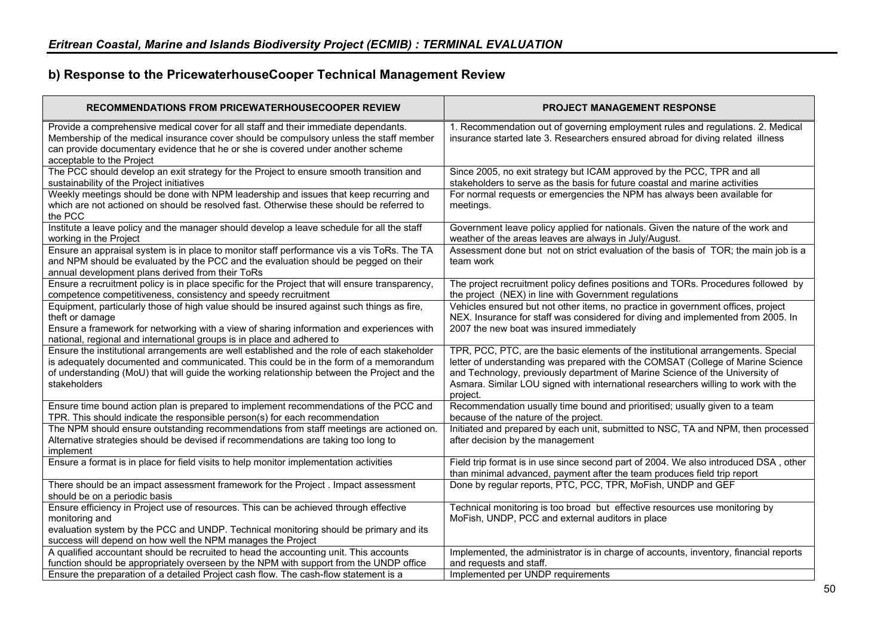## b) Response to the PricewaterhouseCooper Technical Management Review

| RECOMMENDATIONS FROM PRICEWATERHOUSECOOPER REVIEW | PROJECT MANAGEMENT RESPONSE |
|---|---|
| Provide a comprehensive medical cover for all staff and their immediate dependants. Membership of the medical insurance cover should be compulsory unless the staff member can provide documentary evidence that he or she is covered under another scheme acceptable to the Project | 1. Recommendation out of governing employment rules and regulations. 2. Medical insurance started late 3. Researchers ensured abroad for diving related illness |
| The PCC should develop an exit strategy for the Project to ensure smooth transition and sustainability of the Project initiatives | Since 2005, no exit strategy but ICAM approved by the PCC, TPR and all stakeholders to serve as the basis for future coastal and marine activities |
| Weekly meetings should be done with NPM leadership and issues that keep recurring and which are not actioned on should be resolved fast. Otherwise these should be referred to the PCC | For normal requests or emergencies the NPM has always been available for meetings. |
| Institute a leave policy and the manager should develop a leave schedule for all the staff working in the Project | Government leave policy applied for nationals. Given the nature of the work and weather of the areas leaves are always in July/August. |
| Ensure an appraisal system is in place to monitor staff performance vis a vis ToRs. The TA and NPM should be evaluated by the PCC and the evaluation should be pegged on their annual development plans derived from their ToRs | Assessment done but not on strict evaluation of the basis of TOR; the main job is a team work |
| Ensure a recruitment policy is in place specific for the Project that will ensure transparency, competence competitiveness, consistency and speedy recruitment | The project recruitment policy defines positions and TORs. Procedures followed by the project (NEX) in line with Government regulations |
| Equipment, particularly those of high value should be insured against such things as fire, theft or damage<br>Ensure a framework for networking with a view of sharing information and experiences with national, regional and international groups is in place and adhered to | Vehicles ensured but not other items, no practice in government offices, project NEX. Insurance for staff was considered for diving and implemented from 2005. In 2007 the new boat was insured immediately |
| Ensure the institutional arrangements are well established and the role of each stakeholder is adequately documented and communicated. This could be in the form of a memorandum of understanding (MoU) that will guide the working relationship between the Project and the stakeholders | TPR, PCC, PTC, are the basic elements of the institutional arrangements. Special letter of understanding was prepared with the COMSAT (College of Marine Science and Technology, previously department of Marine Science of the University of Asmara. Similar LOU signed with international researchers willing to work with the project. |
| Ensure time bound action plan is prepared to implement recommendations of the PCC and TPR. This should indicate the responsible person(s) for each recommendation | Recommendation usually time bound and prioritised; usually given to a team because of the nature of the project. |
| The NPM should ensure outstanding recommendations from staff meetings are actioned on. Alternative strategies should be devised if recommendations are taking too long to implement | Initiated and prepared by each unit, submitted to NSC, TA and NPM, then processed after decision by the management |
| Ensure a format is in place for field visits to help monitor implementation activities | Field trip format is in use since second part of 2004. We also introduced DSA , other than minimal advanced, payment after the team produces field trip report |
| There should be an impact assessment framework for the Project . Impact assessment should be on a periodic basis | Done by regular reports, PTC, PCC, TPR, MoFish, UNDP and GEF |
| Ensure efficiency in Project use of resources. This can be achieved through effective monitoring and<br>evaluation system by the PCC and UNDP. Technical monitoring should be primary and its success will depend on how well the NPM manages the Project | Technical monitoring is too broad but effective resources use monitoring by MoFish, UNDP, PCC and external auditors in place |
| A qualified accountant should be recruited to head the accounting unit. This accounts function should be appropriately overseen by the NPM with support from the UNDP office | Implemented, the administrator is in charge of accounts, inventory, financial reports and requests and staff. |
| Ensure the preparation of a detailed Project cash flow. The cash-flow statement is a | Implemented per UNDP requirements |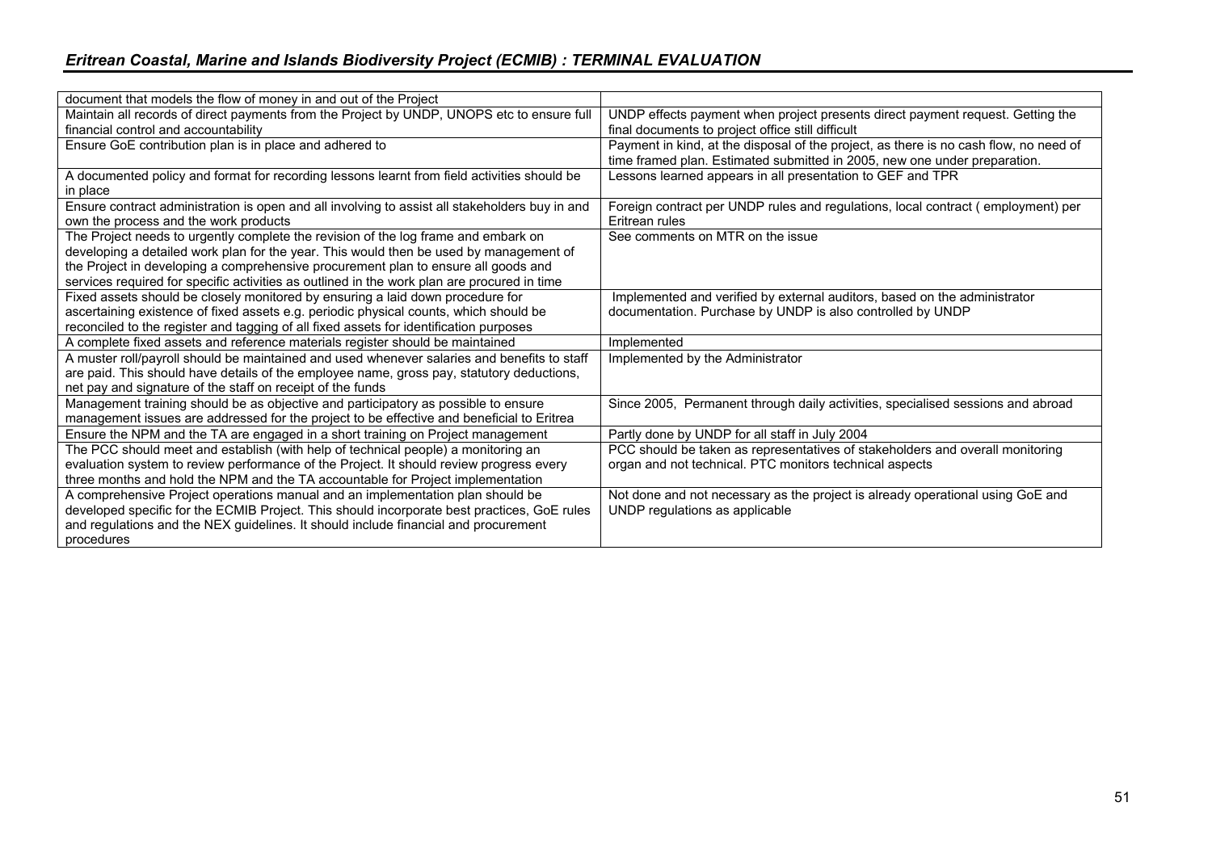| | |
|---|---|
| document that models the flow of money in and out of the Project | |
| Maintain all records of direct payments from the Project by UNDP, UNOPS etc to ensure full financial control and accountability | UNDP effects payment when project presents direct payment request. Getting the final documents to project office still difficult |
| Ensure GoE contribution plan is in place and adhered to | Payment in kind, at the disposal of the project, as there is no cash flow, no need of time framed plan. Estimated submitted in 2005, new one under preparation. |
| A documented policy and format for recording lessons learnt from field activities should be in place | Lessons learned appears in all presentation to GEF and TPR |
| Ensure contract administration is open and all involving to assist all stakeholders buy in and own the process and the work products | Foreign contract per UNDP rules and regulations, local contract ( employment) per Eritrean rules |
| The Project needs to urgently complete the revision of the log frame and embark on developing a detailed work plan for the year. This would then be used by management of the Project in developing a comprehensive procurement plan to ensure all goods and services required for specific activities as outlined in the work plan are procured in time | See comments on MTR on the issue |
| Fixed assets should be closely monitored by ensuring a laid down procedure for ascertaining existence of fixed assets e.g. periodic physical counts, which should be reconciled to the register and tagging of all fixed assets for identification purposes | Implemented and verified by external auditors, based on the administrator documentation. Purchase by UNDP is also controlled by UNDP |
| A complete fixed assets and reference materials register should be maintained | Implemented |
| A muster roll/payroll should be maintained and used whenever salaries and benefits to staff are paid. This should have details of the employee name, gross pay, statutory deductions, net pay and signature of the staff on receipt of the funds | Implemented by the Administrator |
| Management training should be as objective and participatory as possible to ensure management issues are addressed for the project to be effective and beneficial to Eritrea | Since 2005, Permanent through daily activities, specialised sessions and abroad |
| Ensure the NPM and the TA are engaged in a short training on Project management | Partly done by UNDP for all staff in July 2004 |
| The PCC should meet and establish (with help of technical people) a monitoring an evaluation system to review performance of the Project. It should review progress every three months and hold the NPM and the TA accountable for Project implementation | PCC should be taken as representatives of stakeholders and overall monitoring organ and not technical. PTC monitors technical aspects |
| A comprehensive Project operations manual and an implementation plan should be developed specific for the ECMIB Project. This should incorporate best practices, GoE rules and regulations and the NEX guidelines. It should include financial and procurement procedures | Not done and not necessary as the project is already operational using GoE and UNDP regulations as applicable |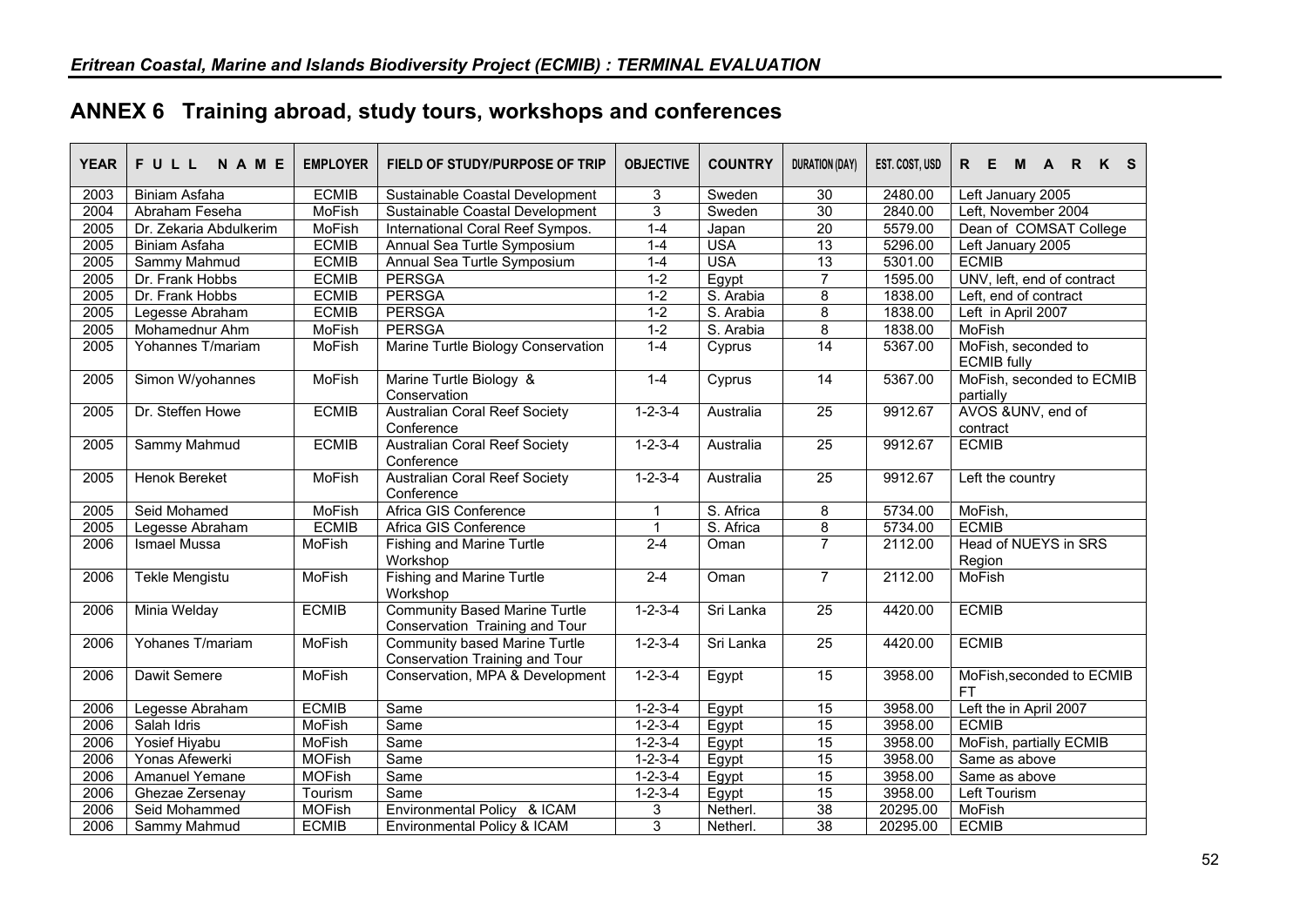## ANNEX 6 Training abroad, study tours, workshops and conferences

| YEAR | FULL NAME | EMPLOYER | FIELD OF STUDY/PURPOSE OF TRIP | OBJECTIVE | COUNTRY | DURATION (DAY) | EST. COST, USD | REMARKS |
|---|---|---|---|---|---|---|---|---|
| 2003 | Biniam Asfaha | ECMIB | Sustainable Coastal Development | 3 | Sweden | 30 | 2480.00 | Left January 2005 |
| 2004 | Abraham Feseha | MoFish | Sustainable Coastal Development | 3 | Sweden | 30 | 2840.00 | Left, November 2004 |
| 2005 | Dr. Zekaria Abdulkerim | MoFish | International Coral Reef Sympos. | 1-4 | Japan | 20 | 5579.00 | Dean of COMSAT College |
| 2005 | Biniam Asfaha | ECMIB | Annual Sea Turtle Symposium | 1-4 | USA | 13 | 5296.00 | Left January 2005 |
| 2005 | Sammy Mahmud | ECMIB | Annual Sea Turtle Symposium | 1-4 | USA | 13 | 5301.00 | ECMIB |
| 2005 | Dr. Frank Hobbs | ECMIB | PERSGA | 1-2 | Egypt | 7 | 1595.00 | UNV, left, end of contract |
| 2005 | Dr. Frank Hobbs | ECMIB | PERSGA | 1-2 | S. Arabia | 8 | 1838.00 | Left, end of contract |
| 2005 | Legesse Abraham | ECMIB | PERSGA | 1-2 | S. Arabia | 8 | 1838.00 | Left in April 2007 |
| 2005 | Mohamednur Ahm | MoFish | PERSGA | 1-2 | S. Arabia | 8 | 1838.00 | MoFish |
| 2005 | Yohannes T/mariam | MoFish | Marine Turtle Biology Conservation | 1-4 | Cyprus | 14 | 5367.00 | MoFish, seconded to ECMIB fully |
| 2005 | Simon W/yohannes | MoFish | Marine Turtle Biology & Conservation | 1-4 | Cyprus | 14 | 5367.00 | MoFish, seconded to ECMIB partially |
| 2005 | Dr. Steffen Howe | ECMIB | Australian Coral Reef Society Conference | 1-2-3-4 | Australia | 25 | 9912.67 | AVOS &UNV, end of contract |
| 2005 | Sammy Mahmud | ECMIB | Australian Coral Reef Society Conference | 1-2-3-4 | Australia | 25 | 9912.67 | ECMIB |
| 2005 | Henok Bereket | MoFish | Australian Coral Reef Society Conference | 1-2-3-4 | Australia | 25 | 9912.67 | Left the country |
| 2005 | Seid Mohamed | MoFish | Africa GIS Conference | 1 | S. Africa | 8 | 5734.00 | MoFish, |
| 2005 | Legesse Abraham | ECMIB | Africa GIS Conference | 1 | S. Africa | 8 | 5734.00 | ECMIB |
| 2006 | Ismael Mussa | MoFish | Fishing and Marine Turtle Workshop | 2-4 | Oman | 7 | 2112.00 | Head of NUEYS in SRS Region |
| 2006 | Tekle Mengistu | MoFish | Fishing and Marine Turtle Workshop | 2-4 | Oman | 7 | 2112.00 | MoFish |
| 2006 | Minia Welday | ECMIB | Community Based Marine Turtle Conservation Training and Tour | 1-2-3-4 | Sri Lanka | 25 | 4420.00 | ECMIB |
| 2006 | Yohanes T/mariam | MoFish | Community based Marine Turtle Conservation Training and Tour | 1-2-3-4 | Sri Lanka | 25 | 4420.00 | ECMIB |
| 2006 | Dawit Semere | MoFish | Conservation, MPA & Development | 1-2-3-4 | Egypt | 15 | 3958.00 | MoFish,seconded to ECMIB FT |
| 2006 | Legesse Abraham | ECMIB | Same | 1-2-3-4 | Egypt | 15 | 3958.00 | Left the in April 2007 |
| 2006 | Salah Idris | MoFish | Same | 1-2-3-4 | Egypt | 15 | 3958.00 | ECMIB |
| 2006 | Yosief Hiyabu | MoFish | Same | 1-2-3-4 | Egypt | 15 | 3958.00 | MoFish, partially ECMIB |
| 2006 | Yonas Afewerki | MOFish | Same | 1-2-3-4 | Egypt | 15 | 3958.00 | Same as above |
| 2006 | Amanuel Yemane | MOFish | Same | 1-2-3-4 | Egypt | 15 | 3958.00 | Same as above |
| 2006 | Ghezae Zersenay | Tourism | Same | 1-2-3-4 | Egypt | 15 | 3958.00 | Left Tourism |
| 2006 | Seid Mohammed | MOFish | Environmental Policy & ICAM | 3 | Netherl. | 38 | 20295.00 | MoFish |
| 2006 | Sammy Mahmud | ECMIB | Environmental Policy & ICAM | 3 | Netherl. | 38 | 20295.00 | ECMIB |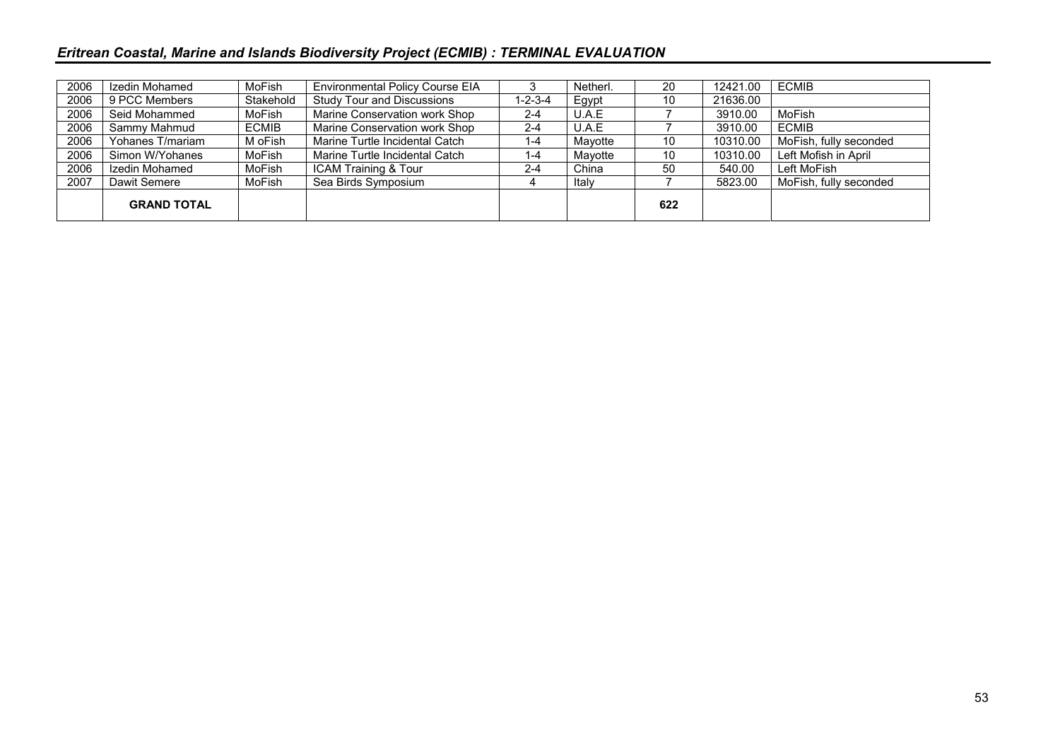| 2006 | Izedin Mohamed | MoFish | Environmental Policy Course EIA | 3 | Netherl. | 20 | 12421.00 | ECMIB |
|---|---|---|---|---|---|---|---|---|
| 2006 | 9 PCC Members | Stakehold | Study Tour and Discussions | 1-2-3-4 | Egypt | 10 | 21636.00 | |
| 2006 | Seid Mohammed | MoFish | Marine Conservation work Shop | 2-4 | U.A.E | 7 | 3910.00 | MoFish |
| 2006 | Sammy Mahmud | ECMIB | Marine Conservation work Shop | 2-4 | U.A.E | 7 | 3910.00 | ECMIB |
| 2006 | Yohanes T/mariam | M oFish | Marine Turtle Incidental Catch | 1-4 | Mayotte | 10 | 10310.00 | MoFish, fully seconded |
| 2006 | Simon W/Yohanes | MoFish | Marine Turtle Incidental Catch | 1-4 | Mayotte | 10 | 10310.00 | Left Mofish in April |
| 2006 | Izedin Mohamed | MoFish | ICAM Training & Tour | 2-4 | China | 50 | 540.00 | Left MoFish |
| 2007 | Dawit Semere | MoFish | Sea Birds Symposium | 4 | Italy | 7 | 5823.00 | MoFish, fully seconded |
| | **GRAND TOTAL** | | | | | **622** | | |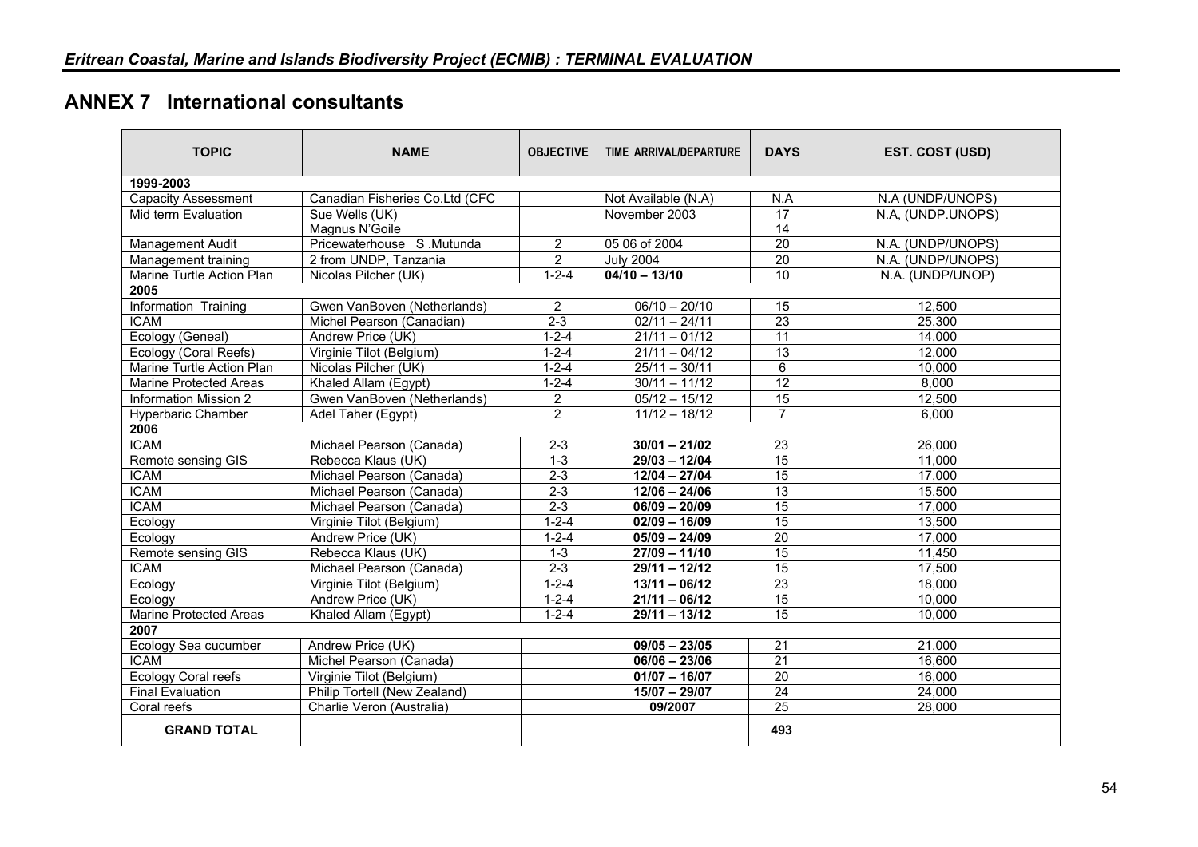## ANNEX 7 International consultants

| TOPIC | NAME | OBJECTIVE | TIME ARRIVAL/DEPARTURE | DAYS | EST. COST (USD) |
|---|---|---|---|---|---|
| **1999-2003** | | | | | |
| Capacity Assessment | Canadian Fisheries Co.Ltd (CFC | | Not Available (N.A) | N.A | N.A (UNDP/UNOPS) |
| Mid term Evaluation | Sue Wells (UK)<br>Magnus N'Goile | | November 2003 | 17<br>14 | N.A, (UNDP.UNOPS) |
| Management Audit | Pricewaterhouse S .Mutunda | 2 | 05 06 of 2004 | 20 | N.A. (UNDP/UNOPS) |
| Management training | 2 from UNDP, Tanzania | 2 | July 2004 | 20 | N.A. (UNDP/UNOPS) |
| Marine Turtle Action Plan | Nicolas Pilcher (UK) | 1-2-4 | **04/10 – 13/10** | 10 | N.A. (UNDP/UNOP) |
| **2005** | | | | | |
| Information Training | Gwen VanBoven (Netherlands) | 2 | 06/10 – 20/10 | 15 | 12,500 |
| ICAM | Michel Pearson (Canadian) | 2-3 | 02/11 – 24/11 | 23 | 25,300 |
| Ecology (Geneal) | Andrew Price (UK) | 1-2-4 | 21/11 – 01/12 | 11 | 14,000 |
| Ecology (Coral Reefs) | Virginie Tilot (Belgium) | 1-2-4 | 21/11 – 04/12 | 13 | 12,000 |
| Marine Turtle Action Plan | Nicolas Pilcher (UK) | 1-2-4 | 25/11 – 30/11 | 6 | 10,000 |
| Marine Protected Areas | Khaled Allam (Egypt) | 1-2-4 | 30/11 – 11/12 | 12 | 8,000 |
| Information Mission 2 | Gwen VanBoven (Netherlands) | 2 | 05/12 – 15/12 | 15 | 12,500 |
| Hyperbaric Chamber | Adel Taher (Egypt) | 2 | 11/12 – 18/12 | 7 | 6,000 |
| **2006** | | | | | |
| ICAM | Michael Pearson (Canada) | 2-3 | **30/01 – 21/02** | 23 | 26,000 |
| Remote sensing GIS | Rebecca Klaus (UK) | 1-3 | **29/03 – 12/04** | 15 | 11,000 |
| ICAM | Michael Pearson (Canada) | 2-3 | **12/04 – 27/04** | 15 | 17,000 |
| ICAM | Michael Pearson (Canada) | 2-3 | **12/06 – 24/06** | 13 | 15,500 |
| ICAM | Michael Pearson (Canada) | 2-3 | **06/09 – 20/09** | 15 | 17,000 |
| Ecology | Virginie Tilot (Belgium) | 1-2-4 | **02/09 – 16/09** | 15 | 13,500 |
| Ecology | Andrew Price (UK) | 1-2-4 | **05/09 – 24/09** | 20 | 17,000 |
| Remote sensing GIS | Rebecca Klaus (UK) | 1-3 | **27/09 – 11/10** | 15 | 11,450 |
| ICAM | Michael Pearson (Canada) | 2-3 | **29/11 – 12/12** | 15 | 17,500 |
| Ecology | Virginie Tilot (Belgium) | 1-2-4 | **13/11 – 06/12** | 23 | 18,000 |
| Ecology | Andrew Price (UK) | 1-2-4 | **21/11 – 06/12** | 15 | 10,000 |
| Marine Protected Areas | Khaled Allam (Egypt) | 1-2-4 | **29/11 – 13/12** | 15 | 10,000 |
| **2007** | | | | | |
| Ecology Sea cucumber | Andrew Price (UK) | | **09/05 – 23/05** | 21 | 21,000 |
| ICAM | Michel Pearson (Canada) | | **06/06 – 23/06** | 21 | 16,600 |
| Ecology Coral reefs | Virginie Tilot (Belgium) | | **01/07 – 16/07** | 20 | 16,000 |
| Final Evaluation | Philip Tortell (New Zealand) | | **15/07 – 29/07** | 24 | 24,000 |
| Coral reefs | Charlie Veron (Australia) | | **09/2007** | 25 | 28,000 |
| **GRAND TOTAL** | | | | **493** | |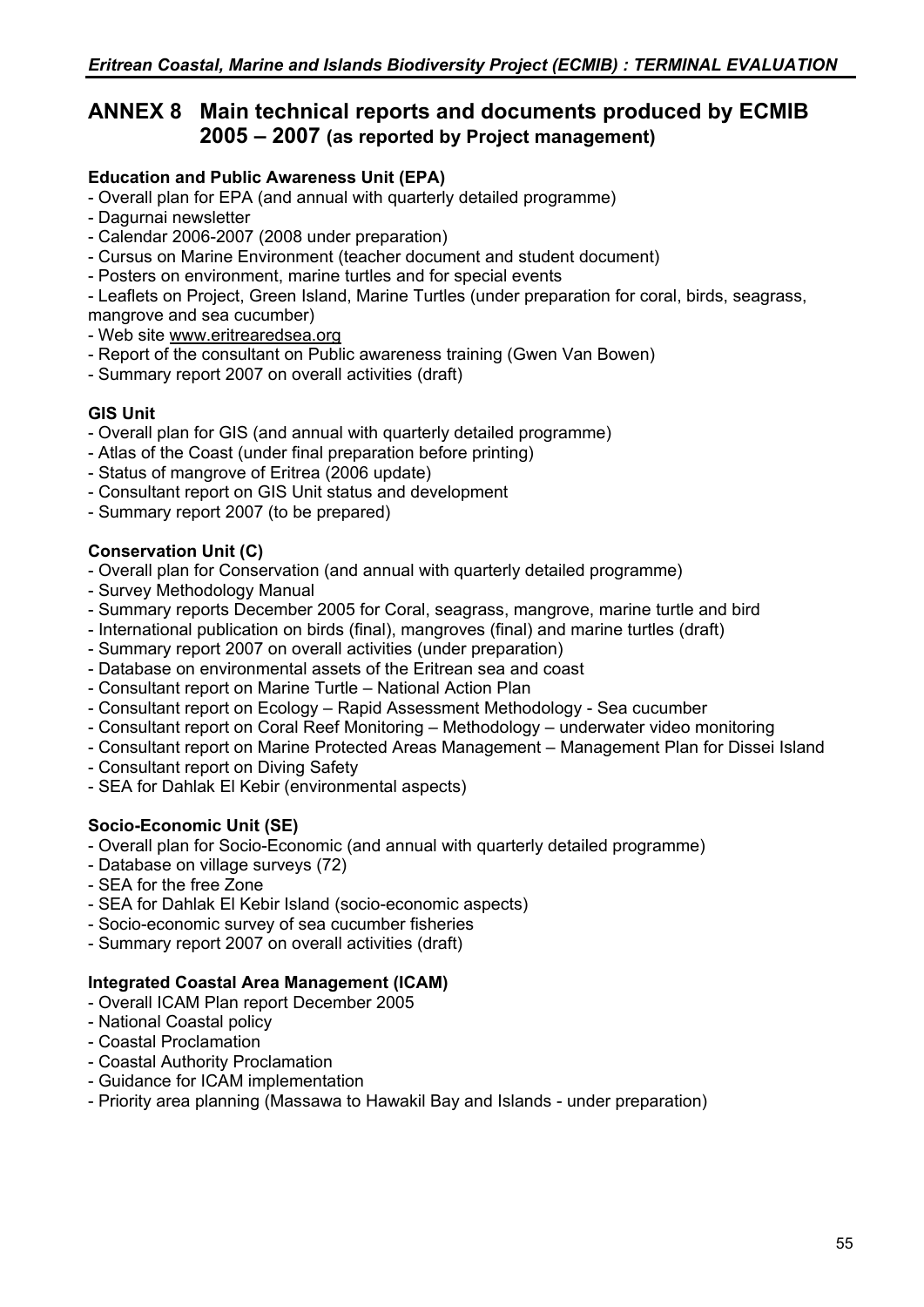# ANNEX 8 Main technical reports and documents produced by ECMIB 2005 – 2007 (as reported by Project management)

**Education and Public Awareness Unit (EPA)**

- Overall plan for EPA (and annual with quarterly detailed programme)
- Dagurnai newsletter
- Calendar 2006-2007 (2008 under preparation)
- Cursus on Marine Environment (teacher document and student document)
- Posters on environment, marine turtles and for special events
- Leaflets on Project, Green Island, Marine Turtles (under preparation for coral, birds, seagrass, mangrove and sea cucumber)
- Web site www.eritrearedsea.org
- Report of the consultant on Public awareness training (Gwen Van Bowen)
- Summary report 2007 on overall activities (draft)

**GIS Unit**

- Overall plan for GIS (and annual with quarterly detailed programme)
- Atlas of the Coast (under final preparation before printing)
- Status of mangrove of Eritrea (2006 update)
- Consultant report on GIS Unit status and development
- Summary report 2007 (to be prepared)

**Conservation Unit (C)**

- Overall plan for Conservation (and annual with quarterly detailed programme)
- Survey Methodology Manual
- Summary reports December 2005 for Coral, seagrass, mangrove, marine turtle and bird
- International publication on birds (final), mangroves (final) and marine turtles (draft)
- Summary report 2007 on overall activities (under preparation)
- Database on environmental assets of the Eritrean sea and coast
- Consultant report on Marine Turtle – National Action Plan
- Consultant report on Ecology – Rapid Assessment Methodology - Sea cucumber
- Consultant report on Coral Reef Monitoring – Methodology – underwater video monitoring
- Consultant report on Marine Protected Areas Management – Management Plan for Dissei Island
- Consultant report on Diving Safety
- SEA for Dahlak El Kebir (environmental aspects)

**Socio-Economic Unit (SE)**

- Overall plan for Socio-Economic (and annual with quarterly detailed programme)
- Database on village surveys (72)
- SEA for the free Zone
- SEA for Dahlak El Kebir Island (socio-economic aspects)
- Socio-economic survey of sea cucumber fisheries
- Summary report 2007 on overall activities (draft)

**Integrated Coastal Area Management (ICAM)**

- Overall ICAM Plan report December 2005
- National Coastal policy
- Coastal Proclamation
- Coastal Authority Proclamation
- Guidance for ICAM implementation
- Priority area planning (Massawa to Hawakil Bay and Islands - under preparation)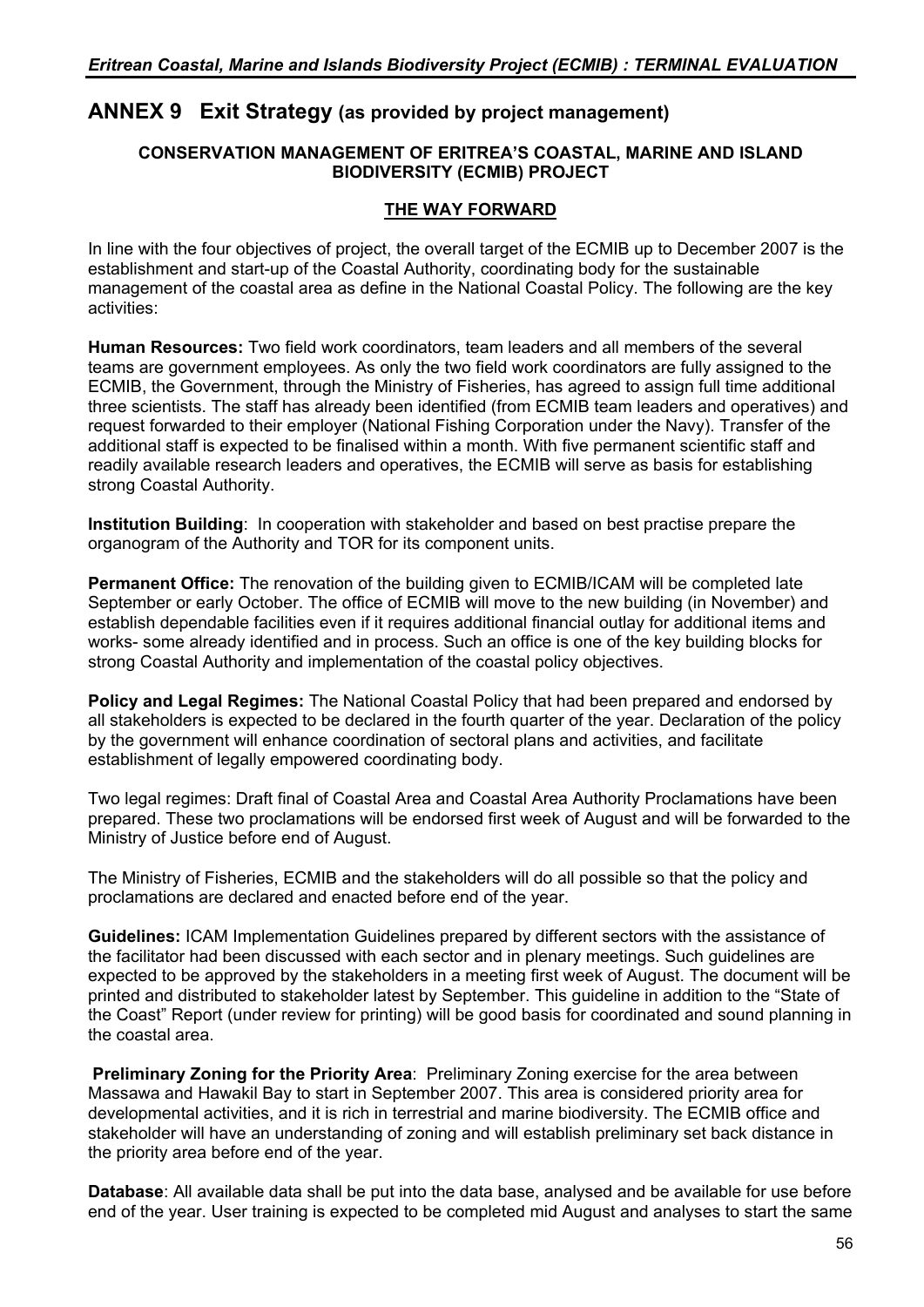# ANNEX 9 Exit Strategy (as provided by project management)

**CONSERVATION MANAGEMENT OF ERITREA'S COASTAL, MARINE AND ISLAND BIODIVERSITY (ECMIB) PROJECT**

**THE WAY FORWARD**

In line with the four objectives of project, the overall target of the ECMIB up to December 2007 is the establishment and start-up of the Coastal Authority, coordinating body for the sustainable management of the coastal area as define in the National Coastal Policy. The following are the key activities:

**Human Resources:** Two field work coordinators, team leaders and all members of the several teams are government employees. As only the two field work coordinators are fully assigned to the ECMIB, the Government, through the Ministry of Fisheries, has agreed to assign full time additional three scientists. The staff has already been identified (from ECMIB team leaders and operatives) and request forwarded to their employer (National Fishing Corporation under the Navy). Transfer of the additional staff is expected to be finalised within a month. With five permanent scientific staff and readily available research leaders and operatives, the ECMIB will serve as basis for establishing strong Coastal Authority.

**Institution Building**: In cooperation with stakeholder and based on best practise prepare the organogram of the Authority and TOR for its component units.

**Permanent Office:** The renovation of the building given to ECMIB/ICAM will be completed late September or early October. The office of ECMIB will move to the new building (in November) and establish dependable facilities even if it requires additional financial outlay for additional items and works- some already identified and in process. Such an office is one of the key building blocks for strong Coastal Authority and implementation of the coastal policy objectives.

**Policy and Legal Regimes:** The National Coastal Policy that had been prepared and endorsed by all stakeholders is expected to be declared in the fourth quarter of the year. Declaration of the policy by the government will enhance coordination of sectoral plans and activities, and facilitate establishment of legally empowered coordinating body.

Two legal regimes: Draft final of Coastal Area and Coastal Area Authority Proclamations have been prepared. These two proclamations will be endorsed first week of August and will be forwarded to the Ministry of Justice before end of August.

The Ministry of Fisheries, ECMIB and the stakeholders will do all possible so that the policy and proclamations are declared and enacted before end of the year.

**Guidelines:** ICAM Implementation Guidelines prepared by different sectors with the assistance of the facilitator had been discussed with each sector and in plenary meetings. Such guidelines are expected to be approved by the stakeholders in a meeting first week of August. The document will be printed and distributed to stakeholder latest by September. This guideline in addition to the "State of the Coast" Report (under review for printing) will be good basis for coordinated and sound planning in the coastal area.

**Preliminary Zoning for the Priority Area**: Preliminary Zoning exercise for the area between Massawa and Hawakil Bay to start in September 2007. This area is considered priority area for developmental activities, and it is rich in terrestrial and marine biodiversity. The ECMIB office and stakeholder will have an understanding of zoning and will establish preliminary set back distance in the priority area before end of the year.

**Database**: All available data shall be put into the data base, analysed and be available for use before end of the year. User training is expected to be completed mid August and analyses to start the same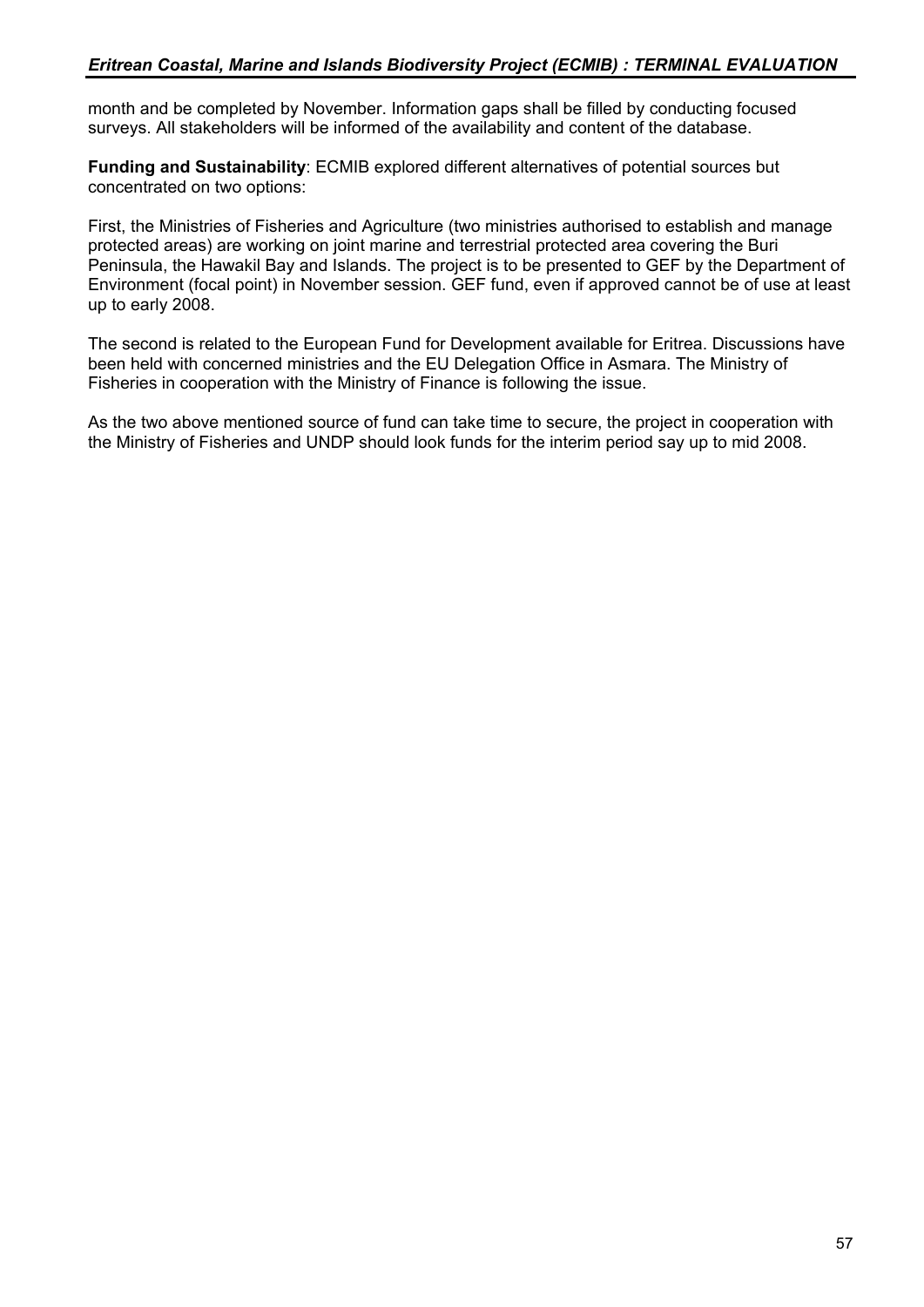month and be completed by November. Information gaps shall be filled by conducting focused surveys. All stakeholders will be informed of the availability and content of the database.

**Funding and Sustainability**: ECMIB explored different alternatives of potential sources but concentrated on two options:

First, the Ministries of Fisheries and Agriculture (two ministries authorised to establish and manage protected areas) are working on joint marine and terrestrial protected area covering the Buri Peninsula, the Hawakil Bay and Islands. The project is to be presented to GEF by the Department of Environment (focal point) in November session. GEF fund, even if approved cannot be of use at least up to early 2008.

The second is related to the European Fund for Development available for Eritrea. Discussions have been held with concerned ministries and the EU Delegation Office in Asmara. The Ministry of Fisheries in cooperation with the Ministry of Finance is following the issue.

As the two above mentioned source of fund can take time to secure, the project in cooperation with the Ministry of Fisheries and UNDP should look funds for the interim period say up to mid 2008.